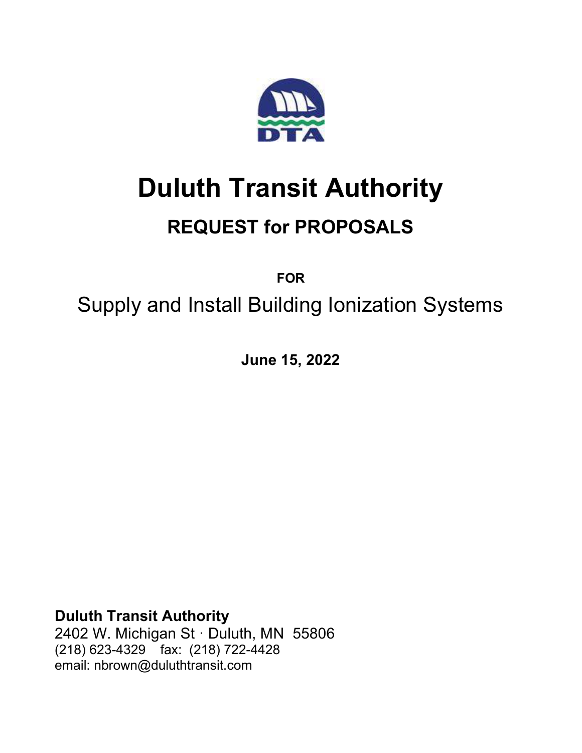# Duluth Transit Authority

## REQUEST for PROPOSALS

**FOR**

Supply and Install Building Ionization Systems

**June 15, 2022**

**Duluth Transit Authority**
2402 W. Michigan St · Duluth, MN 55806
(218) 623-4329 fax: (218) 722-4428
email: nbrown@duluthtransit.com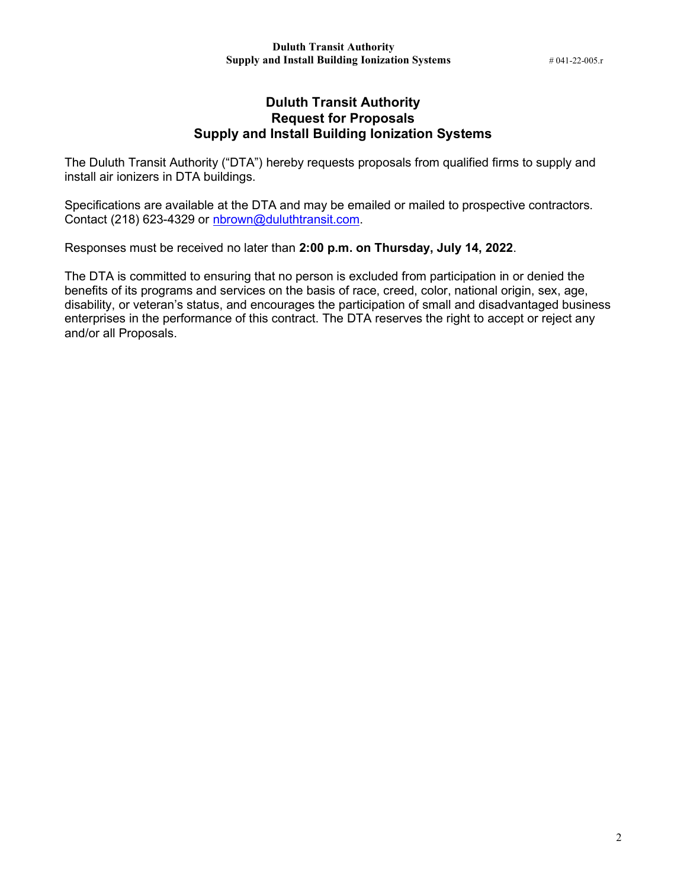# Duluth Transit Authority
# Request for Proposals
# Supply and Install Building Ionization Systems

The Duluth Transit Authority ("DTA") hereby requests proposals from qualified firms to supply and install air ionizers in DTA buildings.

Specifications are available at the DTA and may be emailed or mailed to prospective contractors. Contact (218) 623-4329 or nbrown@duluthtransit.com.

Responses must be received no later than **2:00 p.m. on Thursday, July 14, 2022**.

The DTA is committed to ensuring that no person is excluded from participation in or denied the benefits of its programs and services on the basis of race, creed, color, national origin, sex, age, disability, or veteran's status, and encourages the participation of small and disadvantaged business enterprises in the performance of this contract. The DTA reserves the right to accept or reject any and/or all Proposals.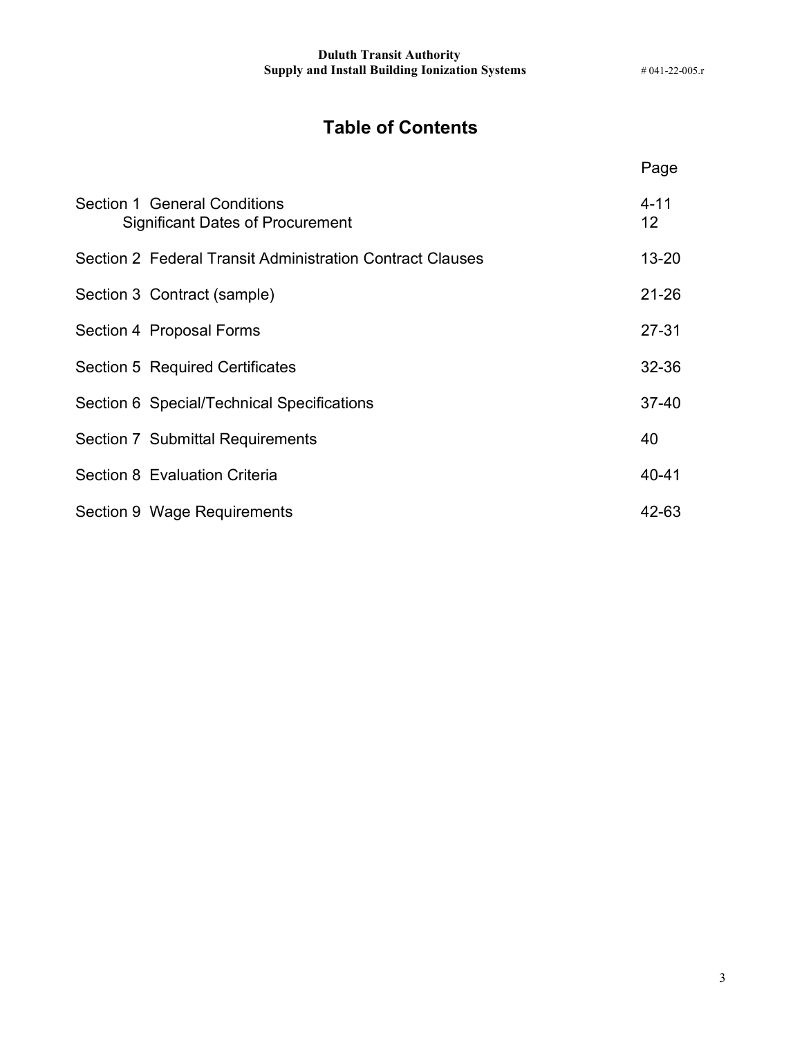# Table of Contents

| | Page |
|---|---|
| Section 1 General Conditions | 4-11 |
| Significant Dates of Procurement | 12 |
| Section 2 Federal Transit Administration Contract Clauses | 13-20 |
| Section 3 Contract (sample) | 21-26 |
| Section 4 Proposal Forms | 27-31 |
| Section 5 Required Certificates | 32-36 |
| Section 6 Special/Technical Specifications | 37-40 |
| Section 7 Submittal Requirements | 40 |
| Section 8 Evaluation Criteria | 40-41 |
| Section 9 Wage Requirements | 42-63 |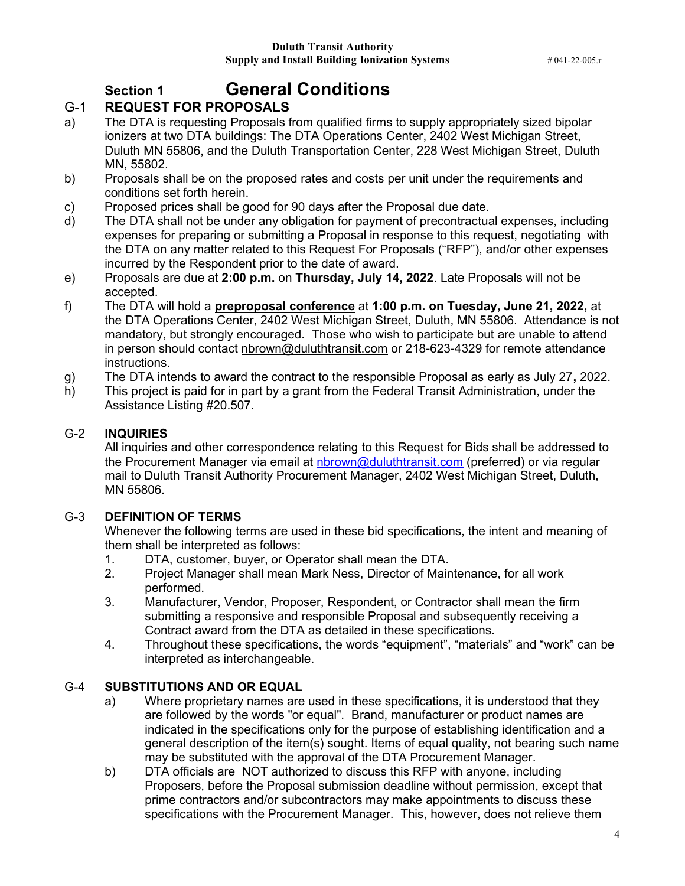# Section 1 General Conditions

## G-1 REQUEST FOR PROPOSALS

a) The DTA is requesting Proposals from qualified firms to supply appropriately sized bipolar ionizers at two DTA buildings: The DTA Operations Center, 2402 West Michigan Street, Duluth MN 55806, and the Duluth Transportation Center, 228 West Michigan Street, Duluth MN, 55802.

b) Proposals shall be on the proposed rates and costs per unit under the requirements and conditions set forth herein.

c) Proposed prices shall be good for 90 days after the Proposal due date.

d) The DTA shall not be under any obligation for payment of precontractual expenses, including expenses for preparing or submitting a Proposal in response to this request, negotiating with the DTA on any matter related to this Request For Proposals ("RFP"), and/or other expenses incurred by the Respondent prior to the date of award.

e) Proposals are due at **2:00 p.m.** on **Thursday, July 14, 2022**. Late Proposals will not be accepted.

f) The DTA will hold a **preproposal conference** at **1:00 p.m. on Tuesday, June 21, 2022,** at the DTA Operations Center, 2402 West Michigan Street, Duluth, MN 55806. Attendance is not mandatory, but strongly encouraged. Those who wish to participate but are unable to attend in person should contact nbrown@duluthtransit.com or 218-623-4329 for remote attendance instructions.

g) The DTA intends to award the contract to the responsible Proposal as early as July 27**,** 2022.

h) This project is paid for in part by a grant from the Federal Transit Administration, under the Assistance Listing #20.507.

## G-2 INQUIRIES

All inquiries and other correspondence relating to this Request for Bids shall be addressed to the Procurement Manager via email at nbrown@duluthtransit.com (preferred) or via regular mail to Duluth Transit Authority Procurement Manager, 2402 West Michigan Street, Duluth, MN 55806.

## G-3 DEFINITION OF TERMS

Whenever the following terms are used in these bid specifications, the intent and meaning of them shall be interpreted as follows:

1. DTA, customer, buyer, or Operator shall mean the DTA.
2. Project Manager shall mean Mark Ness, Director of Maintenance, for all work performed.
3. Manufacturer, Vendor, Proposer, Respondent, or Contractor shall mean the firm submitting a responsive and responsible Proposal and subsequently receiving a Contract award from the DTA as detailed in these specifications.
4. Throughout these specifications, the words "equipment", "materials" and "work" can be interpreted as interchangeable.

## G-4 SUBSTITUTIONS AND OR EQUAL

a) Where proprietary names are used in these specifications, it is understood that they are followed by the words "or equal". Brand, manufacturer or product names are indicated in the specifications only for the purpose of establishing identification and a general description of the item(s) sought. Items of equal quality, not bearing such name may be substituted with the approval of the DTA Procurement Manager.

b) DTA officials are NOT authorized to discuss this RFP with anyone, including Proposers, before the Proposal submission deadline without permission, except that prime contractors and/or subcontractors may make appointments to discuss these specifications with the Procurement Manager. This, however, does not relieve them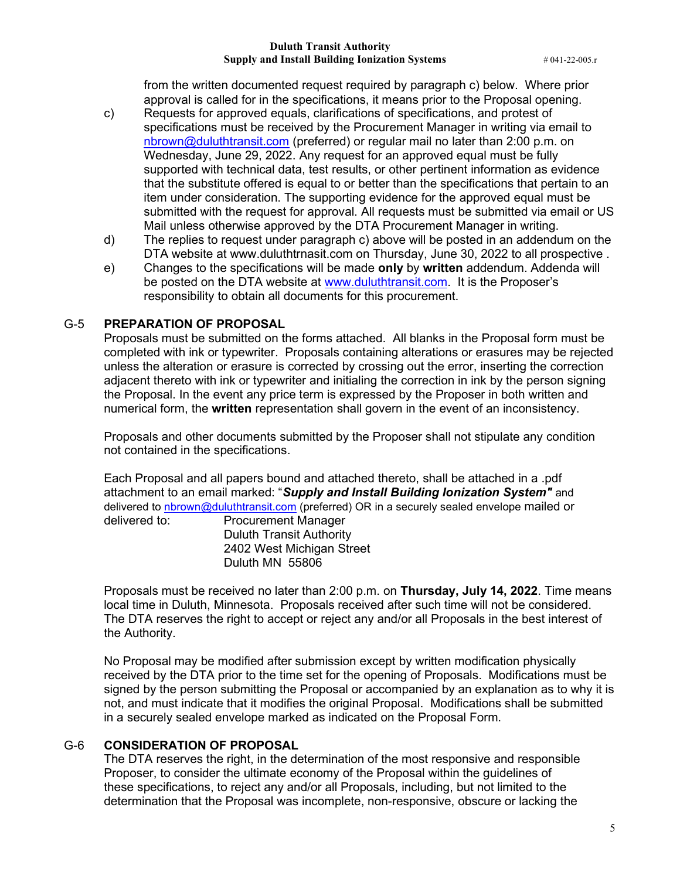from the written documented request required by paragraph c) below. Where prior approval is called for in the specifications, it means prior to the Proposal opening.

c) Requests for approved equals, clarifications of specifications, and protest of specifications must be received by the Procurement Manager in writing via email to nbrown@duluthtransit.com (preferred) or regular mail no later than 2:00 p.m. on Wednesday, June 29, 2022. Any request for an approved equal must be fully supported with technical data, test results, or other pertinent information as evidence that the substitute offered is equal to or better than the specifications that pertain to an item under consideration. The supporting evidence for the approved equal must be submitted with the request for approval. All requests must be submitted via email or US Mail unless otherwise approved by the DTA Procurement Manager in writing.

d) The replies to request under paragraph c) above will be posted in an addendum on the DTA website at www.duluthtrnasit.com on Thursday, June 30, 2022 to all prospective .

e) Changes to the specifications will be made **only** by **written** addendum. Addenda will be posted on the DTA website at www.duluthtransit.com. It is the Proposer's responsibility to obtain all documents for this procurement.

## G-5 PREPARATION OF PROPOSAL

Proposals must be submitted on the forms attached. All blanks in the Proposal form must be completed with ink or typewriter. Proposals containing alterations or erasures may be rejected unless the alteration or erasure is corrected by crossing out the error, inserting the correction adjacent thereto with ink or typewriter and initialing the correction in ink by the person signing the Proposal. In the event any price term is expressed by the Proposer in both written and numerical form, the **written** representation shall govern in the event of an inconsistency.

Proposals and other documents submitted by the Proposer shall not stipulate any condition not contained in the specifications.

Each Proposal and all papers bound and attached thereto, shall be attached in a .pdf attachment to an email marked: "***Supply and Install Building Ionization System"*** and delivered to nbrown@duluthtransit.com (preferred) OR in a securely sealed envelope mailed or delivered to:

Procurement Manager
Duluth Transit Authority
2402 West Michigan Street
Duluth MN 55806

Proposals must be received no later than 2:00 p.m. on **Thursday, July 14, 2022**. Time means local time in Duluth, Minnesota. Proposals received after such time will not be considered. The DTA reserves the right to accept or reject any and/or all Proposals in the best interest of the Authority.

No Proposal may be modified after submission except by written modification physically received by the DTA prior to the time set for the opening of Proposals. Modifications must be signed by the person submitting the Proposal or accompanied by an explanation as to why it is not, and must indicate that it modifies the original Proposal. Modifications shall be submitted in a securely sealed envelope marked as indicated on the Proposal Form.

## G-6 CONSIDERATION OF PROPOSAL

The DTA reserves the right, in the determination of the most responsive and responsible Proposer, to consider the ultimate economy of the Proposal within the guidelines of these specifications, to reject any and/or all Proposals, including, but not limited to the determination that the Proposal was incomplete, non-responsive, obscure or lacking the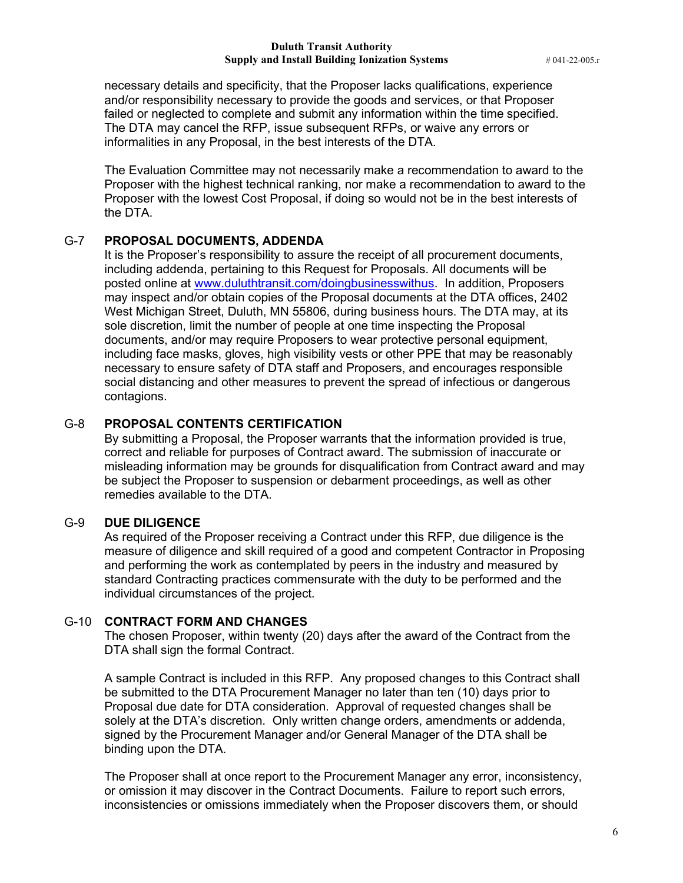necessary details and specificity, that the Proposer lacks qualifications, experience and/or responsibility necessary to provide the goods and services, or that Proposer failed or neglected to complete and submit any information within the time specified. The DTA may cancel the RFP, issue subsequent RFPs, or waive any errors or informalities in any Proposal, in the best interests of the DTA.

The Evaluation Committee may not necessarily make a recommendation to award to the Proposer with the highest technical ranking, nor make a recommendation to award to the Proposer with the lowest Cost Proposal, if doing so would not be in the best interests of the DTA.

## G-7 PROPOSAL DOCUMENTS, ADDENDA

It is the Proposer's responsibility to assure the receipt of all procurement documents, including addenda, pertaining to this Request for Proposals. All documents will be posted online at www.duluthtransit.com/doingbusinesswithus. In addition, Proposers may inspect and/or obtain copies of the Proposal documents at the DTA offices, 2402 West Michigan Street, Duluth, MN 55806, during business hours. The DTA may, at its sole discretion, limit the number of people at one time inspecting the Proposal documents, and/or may require Proposers to wear protective personal equipment, including face masks, gloves, high visibility vests or other PPE that may be reasonably necessary to ensure safety of DTA staff and Proposers, and encourages responsible social distancing and other measures to prevent the spread of infectious or dangerous contagions.

## G-8 PROPOSAL CONTENTS CERTIFICATION

By submitting a Proposal, the Proposer warrants that the information provided is true, correct and reliable for purposes of Contract award. The submission of inaccurate or misleading information may be grounds for disqualification from Contract award and may be subject the Proposer to suspension or debarment proceedings, as well as other remedies available to the DTA.

## G-9 DUE DILIGENCE

As required of the Proposer receiving a Contract under this RFP, due diligence is the measure of diligence and skill required of a good and competent Contractor in Proposing and performing the work as contemplated by peers in the industry and measured by standard Contracting practices commensurate with the duty to be performed and the individual circumstances of the project.

## G-10 CONTRACT FORM AND CHANGES

The chosen Proposer, within twenty (20) days after the award of the Contract from the DTA shall sign the formal Contract.

A sample Contract is included in this RFP. Any proposed changes to this Contract shall be submitted to the DTA Procurement Manager no later than ten (10) days prior to Proposal due date for DTA consideration. Approval of requested changes shall be solely at the DTA's discretion. Only written change orders, amendments or addenda, signed by the Procurement Manager and/or General Manager of the DTA shall be binding upon the DTA.

The Proposer shall at once report to the Procurement Manager any error, inconsistency, or omission it may discover in the Contract Documents. Failure to report such errors, inconsistencies or omissions immediately when the Proposer discovers them, or should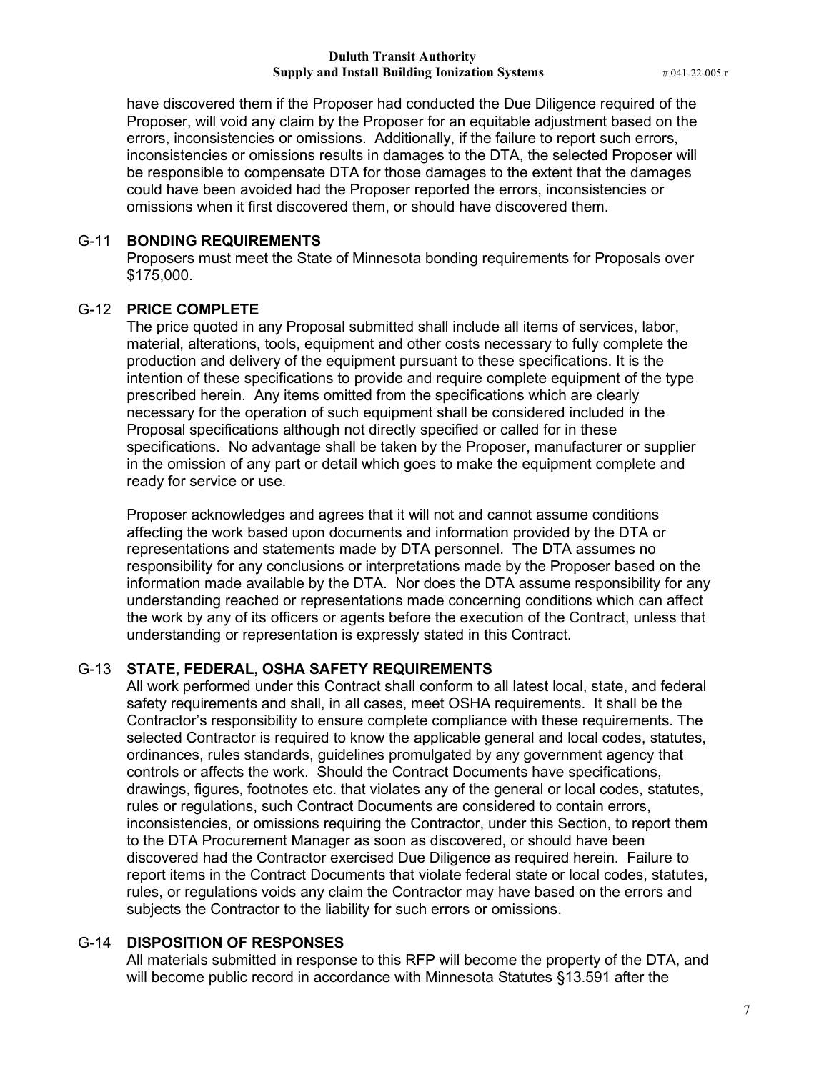have discovered them if the Proposer had conducted the Due Diligence required of the Proposer, will void any claim by the Proposer for an equitable adjustment based on the errors, inconsistencies or omissions. Additionally, if the failure to report such errors, inconsistencies or omissions results in damages to the DTA, the selected Proposer will be responsible to compensate DTA for those damages to the extent that the damages could have been avoided had the Proposer reported the errors, inconsistencies or omissions when it first discovered them, or should have discovered them.

## G-11 BONDING REQUIREMENTS

Proposers must meet the State of Minnesota bonding requirements for Proposals over $175,000.

## G-12 PRICE COMPLETE

The price quoted in any Proposal submitted shall include all items of services, labor, material, alterations, tools, equipment and other costs necessary to fully complete the production and delivery of the equipment pursuant to these specifications. It is the intention of these specifications to provide and require complete equipment of the type prescribed herein. Any items omitted from the specifications which are clearly necessary for the operation of such equipment shall be considered included in the Proposal specifications although not directly specified or called for in these specifications. No advantage shall be taken by the Proposer, manufacturer or supplier in the omission of any part or detail which goes to make the equipment complete and ready for service or use.

Proposer acknowledges and agrees that it will not and cannot assume conditions affecting the work based upon documents and information provided by the DTA or representations and statements made by DTA personnel. The DTA assumes no responsibility for any conclusions or interpretations made by the Proposer based on the information made available by the DTA. Nor does the DTA assume responsibility for any understanding reached or representations made concerning conditions which can affect the work by any of its officers or agents before the execution of the Contract, unless that understanding or representation is expressly stated in this Contract.

## G-13 STATE, FEDERAL, OSHA SAFETY REQUIREMENTS

All work performed under this Contract shall conform to all latest local, state, and federal safety requirements and shall, in all cases, meet OSHA requirements. It shall be the Contractor's responsibility to ensure complete compliance with these requirements. The selected Contractor is required to know the applicable general and local codes, statutes, ordinances, rules standards, guidelines promulgated by any government agency that controls or affects the work. Should the Contract Documents have specifications, drawings, figures, footnotes etc. that violates any of the general or local codes, statutes, rules or regulations, such Contract Documents are considered to contain errors, inconsistencies, or omissions requiring the Contractor, under this Section, to report them to the DTA Procurement Manager as soon as discovered, or should have been discovered had the Contractor exercised Due Diligence as required herein. Failure to report items in the Contract Documents that violate federal state or local codes, statutes, rules, or regulations voids any claim the Contractor may have based on the errors and subjects the Contractor to the liability for such errors or omissions.

## G-14 DISPOSITION OF RESPONSES

All materials submitted in response to this RFP will become the property of the DTA, and will become public record in accordance with Minnesota Statutes §13.591 after the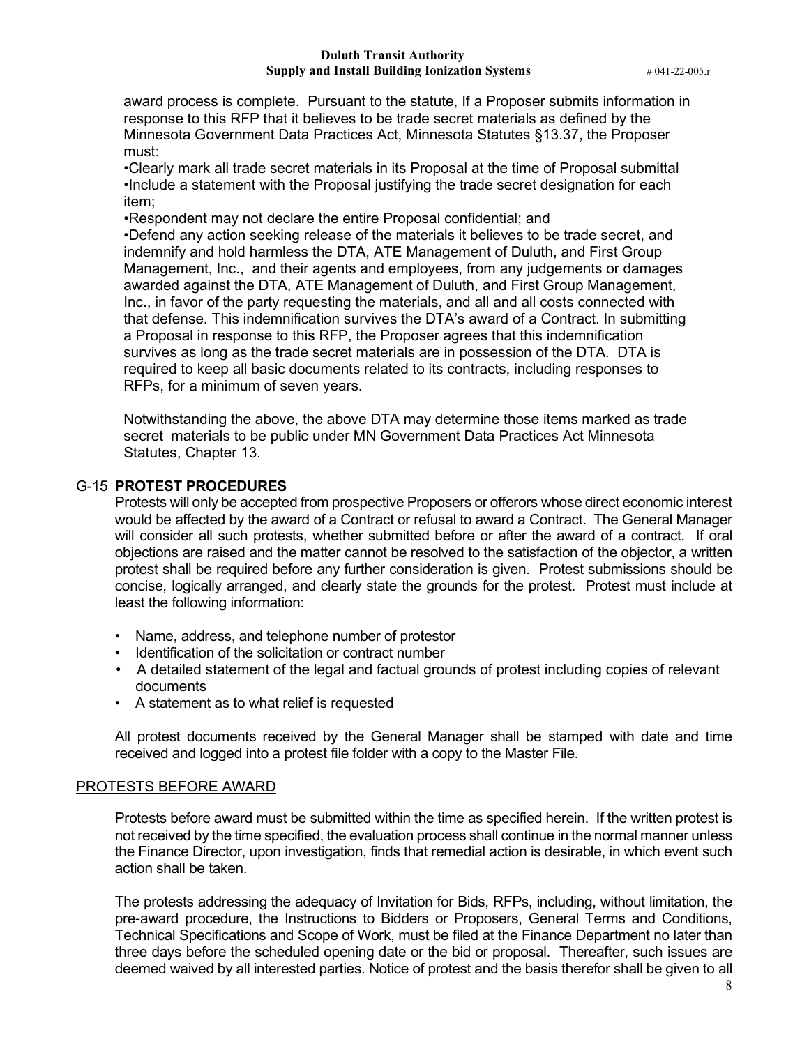award process is complete. Pursuant to the statute, If a Proposer submits information in response to this RFP that it believes to be trade secret materials as defined by the Minnesota Government Data Practices Act, Minnesota Statutes §13.37, the Proposer must:

•Clearly mark all trade secret materials in its Proposal at the time of Proposal submittal
•Include a statement with the Proposal justifying the trade secret designation for each item;
•Respondent may not declare the entire Proposal confidential; and
•Defend any action seeking release of the materials it believes to be trade secret, and indemnify and hold harmless the DTA, ATE Management of Duluth, and First Group Management, Inc., and their agents and employees, from any judgements or damages awarded against the DTA, ATE Management of Duluth, and First Group Management, Inc., in favor of the party requesting the materials, and all and all costs connected with that defense. This indemnification survives the DTA's award of a Contract. In submitting a Proposal in response to this RFP, the Proposer agrees that this indemnification survives as long as the trade secret materials are in possession of the DTA. DTA is required to keep all basic documents related to its contracts, including responses to RFPs, for a minimum of seven years.

Notwithstanding the above, the above DTA may determine those items marked as trade secret materials to be public under MN Government Data Practices Act Minnesota Statutes, Chapter 13.

## G-15 PROTEST PROCEDURES

Protests will only be accepted from prospective Proposers or offerors whose direct economic interest would be affected by the award of a Contract or refusal to award a Contract. The General Manager will consider all such protests, whether submitted before or after the award of a contract. If oral objections are raised and the matter cannot be resolved to the satisfaction of the objector, a written protest shall be required before any further consideration is given. Protest submissions should be concise, logically arranged, and clearly state the grounds for the protest. Protest must include at least the following information:

- Name, address, and telephone number of protestor
- Identification of the solicitation or contract number
- A detailed statement of the legal and factual grounds of protest including copies of relevant documents
- A statement as to what relief is requested

All protest documents received by the General Manager shall be stamped with date and time received and logged into a protest file folder with a copy to the Master File.

### PROTESTS BEFORE AWARD

Protests before award must be submitted within the time as specified herein. If the written protest is not received by the time specified, the evaluation process shall continue in the normal manner unless the Finance Director, upon investigation, finds that remedial action is desirable, in which event such action shall be taken.

The protests addressing the adequacy of Invitation for Bids, RFPs, including, without limitation, the pre-award procedure, the Instructions to Bidders or Proposers, General Terms and Conditions, Technical Specifications and Scope of Work, must be filed at the Finance Department no later than three days before the scheduled opening date or the bid or proposal. Thereafter, such issues are deemed waived by all interested parties. Notice of protest and the basis therefor shall be given to all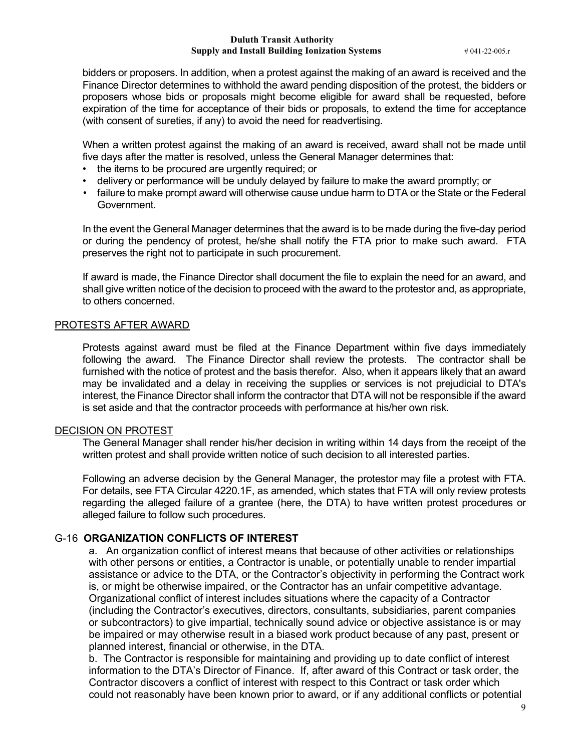bidders or proposers. In addition, when a protest against the making of an award is received and the Finance Director determines to withhold the award pending disposition of the protest, the bidders or proposers whose bids or proposals might become eligible for award shall be requested, before expiration of the time for acceptance of their bids or proposals, to extend the time for acceptance (with consent of sureties, if any) to avoid the need for readvertising.

When a written protest against the making of an award is received, award shall not be made until five days after the matter is resolved, unless the General Manager determines that:

- the items to be procured are urgently required; or
- delivery or performance will be unduly delayed by failure to make the award promptly; or
- failure to make prompt award will otherwise cause undue harm to DTA or the State or the Federal Government.

In the event the General Manager determines that the award is to be made during the five-day period or during the pendency of protest, he/she shall notify the FTA prior to make such award. FTA preserves the right not to participate in such procurement.

If award is made, the Finance Director shall document the file to explain the need for an award, and shall give written notice of the decision to proceed with the award to the protestor and, as appropriate, to others concerned.

## PROTESTS AFTER AWARD

Protests against award must be filed at the Finance Department within five days immediately following the award. The Finance Director shall review the protests. The contractor shall be furnished with the notice of protest and the basis therefor. Also, when it appears likely that an award may be invalidated and a delay in receiving the supplies or services is not prejudicial to DTA's interest, the Finance Director shall inform the contractor that DTA will not be responsible if the award is set aside and that the contractor proceeds with performance at his/her own risk.

## DECISION ON PROTEST

The General Manager shall render his/her decision in writing within 14 days from the receipt of the written protest and shall provide written notice of such decision to all interested parties.

Following an adverse decision by the General Manager, the protestor may file a protest with FTA. For details, see FTA Circular 4220.1F, as amended, which states that FTA will only review protests regarding the alleged failure of a grantee (here, the DTA) to have written protest procedures or alleged failure to follow such procedures.

## G-16 **ORGANIZATION CONFLICTS OF INTEREST**

a. An organization conflict of interest means that because of other activities or relationships with other persons or entities, a Contractor is unable, or potentially unable to render impartial assistance or advice to the DTA, or the Contractor's objectivity in performing the Contract work is, or might be otherwise impaired, or the Contractor has an unfair competitive advantage. Organizational conflict of interest includes situations where the capacity of a Contractor (including the Contractor's executives, directors, consultants, subsidiaries, parent companies or subcontractors) to give impartial, technically sound advice or objective assistance is or may be impaired or may otherwise result in a biased work product because of any past, present or planned interest, financial or otherwise, in the DTA.

b. The Contractor is responsible for maintaining and providing up to date conflict of interest information to the DTA's Director of Finance. If, after award of this Contract or task order, the Contractor discovers a conflict of interest with respect to this Contract or task order which could not reasonably have been known prior to award, or if any additional conflicts or potential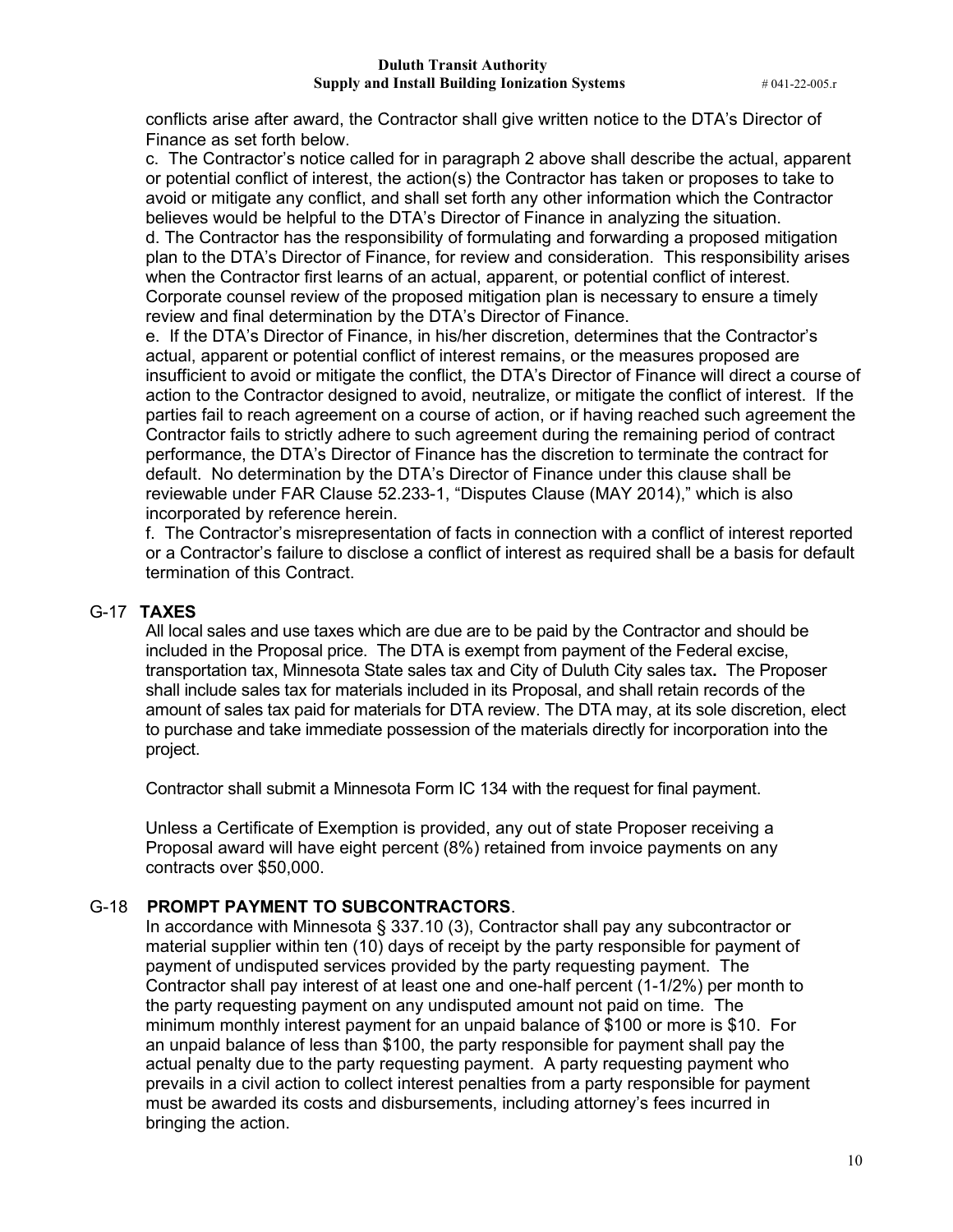conflicts arise after award, the Contractor shall give written notice to the DTA's Director of Finance as set forth below.

c. The Contractor's notice called for in paragraph 2 above shall describe the actual, apparent or potential conflict of interest, the action(s) the Contractor has taken or proposes to take to avoid or mitigate any conflict, and shall set forth any other information which the Contractor believes would be helpful to the DTA's Director of Finance in analyzing the situation.

d. The Contractor has the responsibility of formulating and forwarding a proposed mitigation plan to the DTA's Director of Finance, for review and consideration. This responsibility arises when the Contractor first learns of an actual, apparent, or potential conflict of interest. Corporate counsel review of the proposed mitigation plan is necessary to ensure a timely review and final determination by the DTA's Director of Finance.

e. If the DTA's Director of Finance, in his/her discretion, determines that the Contractor's actual, apparent or potential conflict of interest remains, or the measures proposed are insufficient to avoid or mitigate the conflict, the DTA's Director of Finance will direct a course of action to the Contractor designed to avoid, neutralize, or mitigate the conflict of interest. If the parties fail to reach agreement on a course of action, or if having reached such agreement the Contractor fails to strictly adhere to such agreement during the remaining period of contract performance, the DTA's Director of Finance has the discretion to terminate the contract for default. No determination by the DTA's Director of Finance under this clause shall be reviewable under FAR Clause 52.233-1, "Disputes Clause (MAY 2014)," which is also incorporated by reference herein.

f. The Contractor's misrepresentation of facts in connection with a conflict of interest reported or a Contractor's failure to disclose a conflict of interest as required shall be a basis for default termination of this Contract.

## G-17 TAXES

All local sales and use taxes which are due are to be paid by the Contractor and should be included in the Proposal price. The DTA is exempt from payment of the Federal excise, transportation tax, Minnesota State sales tax and City of Duluth City sales tax**.** The Proposer shall include sales tax for materials included in its Proposal, and shall retain records of the amount of sales tax paid for materials for DTA review. The DTA may, at its sole discretion, elect to purchase and take immediate possession of the materials directly for incorporation into the project.

Contractor shall submit a Minnesota Form IC 134 with the request for final payment.

Unless a Certificate of Exemption is provided, any out of state Proposer receiving a Proposal award will have eight percent (8%) retained from invoice payments on any contracts over $50,000.

## G-18 PROMPT PAYMENT TO SUBCONTRACTORS.

In accordance with Minnesota § 337.10 (3), Contractor shall pay any subcontractor or material supplier within ten (10) days of receipt by the party responsible for payment of payment of undisputed services provided by the party requesting payment. The Contractor shall pay interest of at least one and one-half percent (1-1/2%) per month to the party requesting payment on any undisputed amount not paid on time. The minimum monthly interest payment for an unpaid balance of $100 or more is $10. For an unpaid balance of less than $100, the party responsible for payment shall pay the actual penalty due to the party requesting payment. A party requesting payment who prevails in a civil action to collect interest penalties from a party responsible for payment must be awarded its costs and disbursements, including attorney's fees incurred in bringing the action.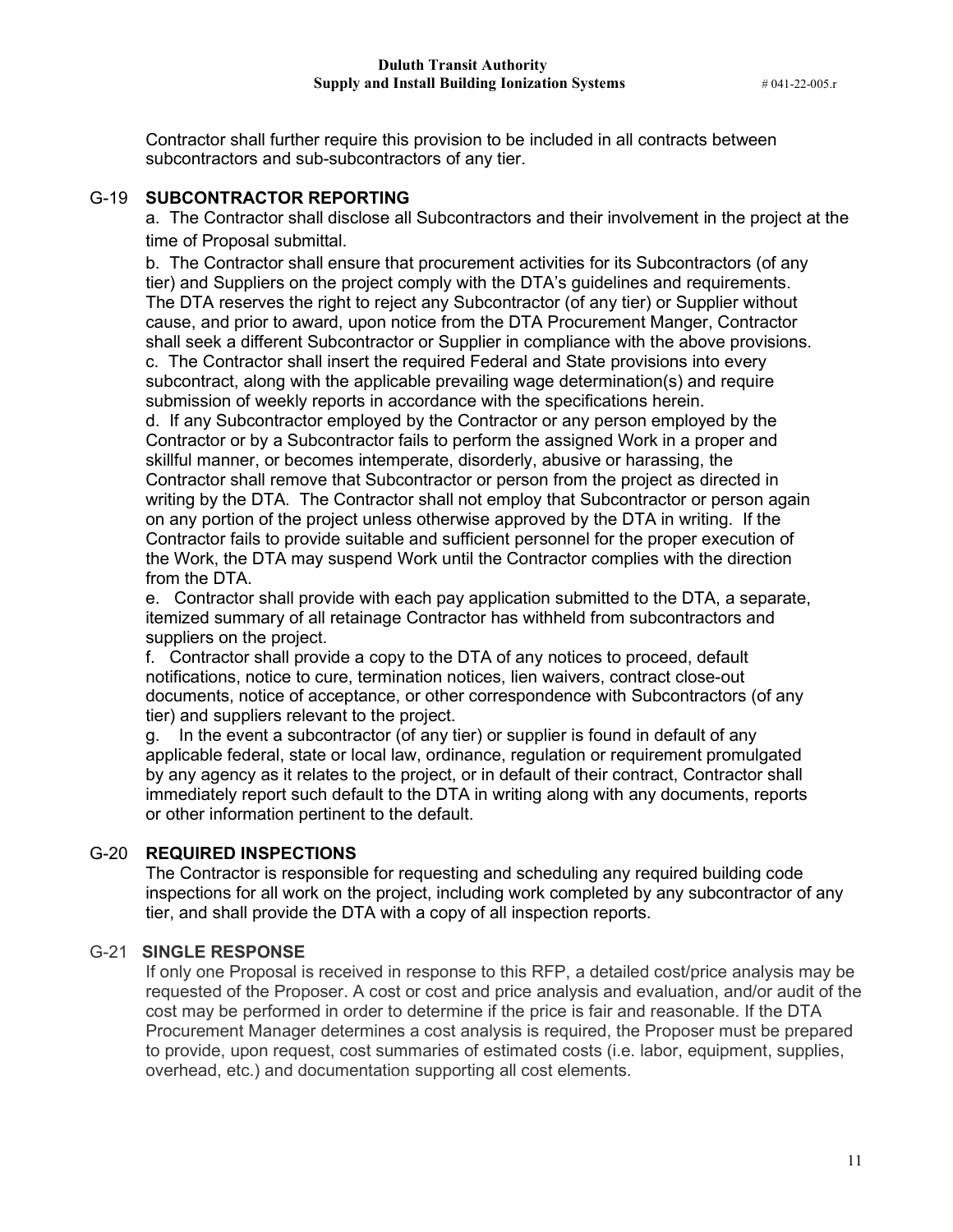Contractor shall further require this provision to be included in all contracts between subcontractors and sub-subcontractors of any tier.

## G-19 SUBCONTRACTOR REPORTING

a. The Contractor shall disclose all Subcontractors and their involvement in the project at the time of Proposal submittal.

b. The Contractor shall ensure that procurement activities for its Subcontractors (of any tier) and Suppliers on the project comply with the DTA's guidelines and requirements. The DTA reserves the right to reject any Subcontractor (of any tier) or Supplier without cause, and prior to award, upon notice from the DTA Procurement Manger, Contractor shall seek a different Subcontractor or Supplier in compliance with the above provisions.

c. The Contractor shall insert the required Federal and State provisions into every subcontract, along with the applicable prevailing wage determination(s) and require submission of weekly reports in accordance with the specifications herein.

d. If any Subcontractor employed by the Contractor or any person employed by the Contractor or by a Subcontractor fails to perform the assigned Work in a proper and skillful manner, or becomes intemperate, disorderly, abusive or harassing, the Contractor shall remove that Subcontractor or person from the project as directed in writing by the DTA. The Contractor shall not employ that Subcontractor or person again on any portion of the project unless otherwise approved by the DTA in writing. If the Contractor fails to provide suitable and sufficient personnel for the proper execution of the Work, the DTA may suspend Work until the Contractor complies with the direction from the DTA.

e. Contractor shall provide with each pay application submitted to the DTA, a separate, itemized summary of all retainage Contractor has withheld from subcontractors and suppliers on the project.

f. Contractor shall provide a copy to the DTA of any notices to proceed, default notifications, notice to cure, termination notices, lien waivers, contract close-out documents, notice of acceptance, or other correspondence with Subcontractors (of any tier) and suppliers relevant to the project.

g. In the event a subcontractor (of any tier) or supplier is found in default of any applicable federal, state or local law, ordinance, regulation or requirement promulgated by any agency as it relates to the project, or in default of their contract, Contractor shall immediately report such default to the DTA in writing along with any documents, reports or other information pertinent to the default.

## G-20 REQUIRED INSPECTIONS

The Contractor is responsible for requesting and scheduling any required building code inspections for all work on the project, including work completed by any subcontractor of any tier, and shall provide the DTA with a copy of all inspection reports.

## G-21 SINGLE RESPONSE

If only one Proposal is received in response to this RFP, a detailed cost/price analysis may be requested of the Proposer. A cost or cost and price analysis and evaluation, and/or audit of the cost may be performed in order to determine if the price is fair and reasonable. If the DTA Procurement Manager determines a cost analysis is required, the Proposer must be prepared to provide, upon request, cost summaries of estimated costs (i.e. labor, equipment, supplies, overhead, etc.) and documentation supporting all cost elements.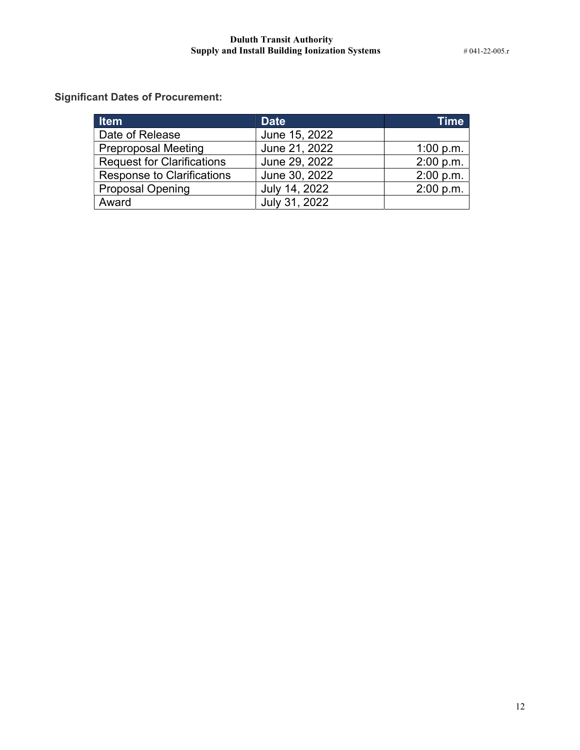**Significant Dates of Procurement:**

| Item | Date | Time |
|---|---|---|
| Date of Release | June 15, 2022 | |
| Preproposal Meeting | June 21, 2022 | 1:00 p.m. |
| Request for Clarifications | June 29, 2022 | 2:00 p.m. |
| Response to Clarifications | June 30, 2022 | 2:00 p.m. |
| Proposal Opening | July 14, 2022 | 2:00 p.m. |
| Award | July 31, 2022 | |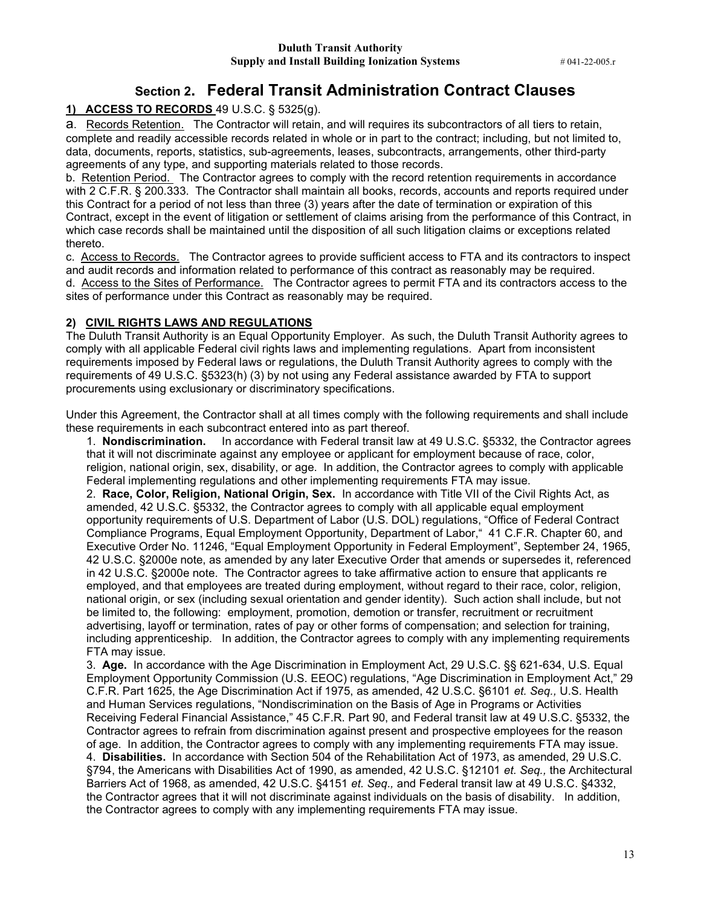## Section 2. Federal Transit Administration Contract Clauses

**1) ACCESS TO RECORDS** 49 U.S.C. § 5325(g).

a. Records Retention. The Contractor will retain, and will requires its subcontractors of all tiers to retain, complete and readily accessible records related in whole or in part to the contract; including, but not limited to, data, documents, reports, statistics, sub-agreements, leases, subcontracts, arrangements, other third-party agreements of any type, and supporting materials related to those records.

b. Retention Period. The Contractor agrees to comply with the record retention requirements in accordance with 2 C.F.R. § 200.333. The Contractor shall maintain all books, records, accounts and reports required under this Contract for a period of not less than three (3) years after the date of termination or expiration of this Contract, except in the event of litigation or settlement of claims arising from the performance of this Contract, in which case records shall be maintained until the disposition of all such litigation claims or exceptions related thereto.

c. Access to Records. The Contractor agrees to provide sufficient access to FTA and its contractors to inspect and audit records and information related to performance of this contract as reasonably may be required.

d. Access to the Sites of Performance. The Contractor agrees to permit FTA and its contractors access to the sites of performance under this Contract as reasonably may be required.

**2) CIVIL RIGHTS LAWS AND REGULATIONS**

The Duluth Transit Authority is an Equal Opportunity Employer. As such, the Duluth Transit Authority agrees to comply with all applicable Federal civil rights laws and implementing regulations. Apart from inconsistent requirements imposed by Federal laws or regulations, the Duluth Transit Authority agrees to comply with the requirements of 49 U.S.C. §5323(h) (3) by not using any Federal assistance awarded by FTA to support procurements using exclusionary or discriminatory specifications.

Under this Agreement, the Contractor shall at all times comply with the following requirements and shall include these requirements in each subcontract entered into as part thereof.

1. **Nondiscrimination.** In accordance with Federal transit law at 49 U.S.C. §5332, the Contractor agrees that it will not discriminate against any employee or applicant for employment because of race, color, religion, national origin, sex, disability, or age. In addition, the Contractor agrees to comply with applicable Federal implementing regulations and other implementing requirements FTA may issue.
2. **Race, Color, Religion, National Origin, Sex.** In accordance with Title VII of the Civil Rights Act, as amended, 42 U.S.C. §5332, the Contractor agrees to comply with all applicable equal employment opportunity requirements of U.S. Department of Labor (U.S. DOL) regulations, "Office of Federal Contract Compliance Programs, Equal Employment Opportunity, Department of Labor," 41 C.F.R. Chapter 60, and Executive Order No. 11246, "Equal Employment Opportunity in Federal Employment", September 24, 1965, 42 U.S.C. §2000e note, as amended by any later Executive Order that amends or supersedes it, referenced in 42 U.S.C. §2000e note. The Contractor agrees to take affirmative action to ensure that applicants re employed, and that employees are treated during employment, without regard to their race, color, religion, national origin, or sex (including sexual orientation and gender identity). Such action shall include, but not be limited to, the following: employment, promotion, demotion or transfer, recruitment or recruitment advertising, layoff or termination, rates of pay or other forms of compensation; and selection for training, including apprenticeship. In addition, the Contractor agrees to comply with any implementing requirements FTA may issue.
3. **Age.** In accordance with the Age Discrimination in Employment Act, 29 U.S.C. §§ 621-634, U.S. Equal Employment Opportunity Commission (U.S. EEOC) regulations, "Age Discrimination in Employment Act," 29 C.F.R. Part 1625, the Age Discrimination Act if 1975, as amended, 42 U.S.C. §6101 *et. Seq.,* U.S. Health and Human Services regulations, "Nondiscrimination on the Basis of Age in Programs or Activities Receiving Federal Financial Assistance," 45 C.F.R. Part 90, and Federal transit law at 49 U.S.C. §5332, the Contractor agrees to refrain from discrimination against present and prospective employees for the reason of age. In addition, the Contractor agrees to comply with any implementing requirements FTA may issue.
4. **Disabilities.** In accordance with Section 504 of the Rehabilitation Act of 1973, as amended, 29 U.S.C. §794, the Americans with Disabilities Act of 1990, as amended, 42 U.S.C. §12101 *et. Seq.,* the Architectural Barriers Act of 1968, as amended, 42 U.S.C. §4151 *et. Seq.,* and Federal transit law at 49 U.S.C. §4332, the Contractor agrees that it will not discriminate against individuals on the basis of disability. In addition, the Contractor agrees to comply with any implementing requirements FTA may issue.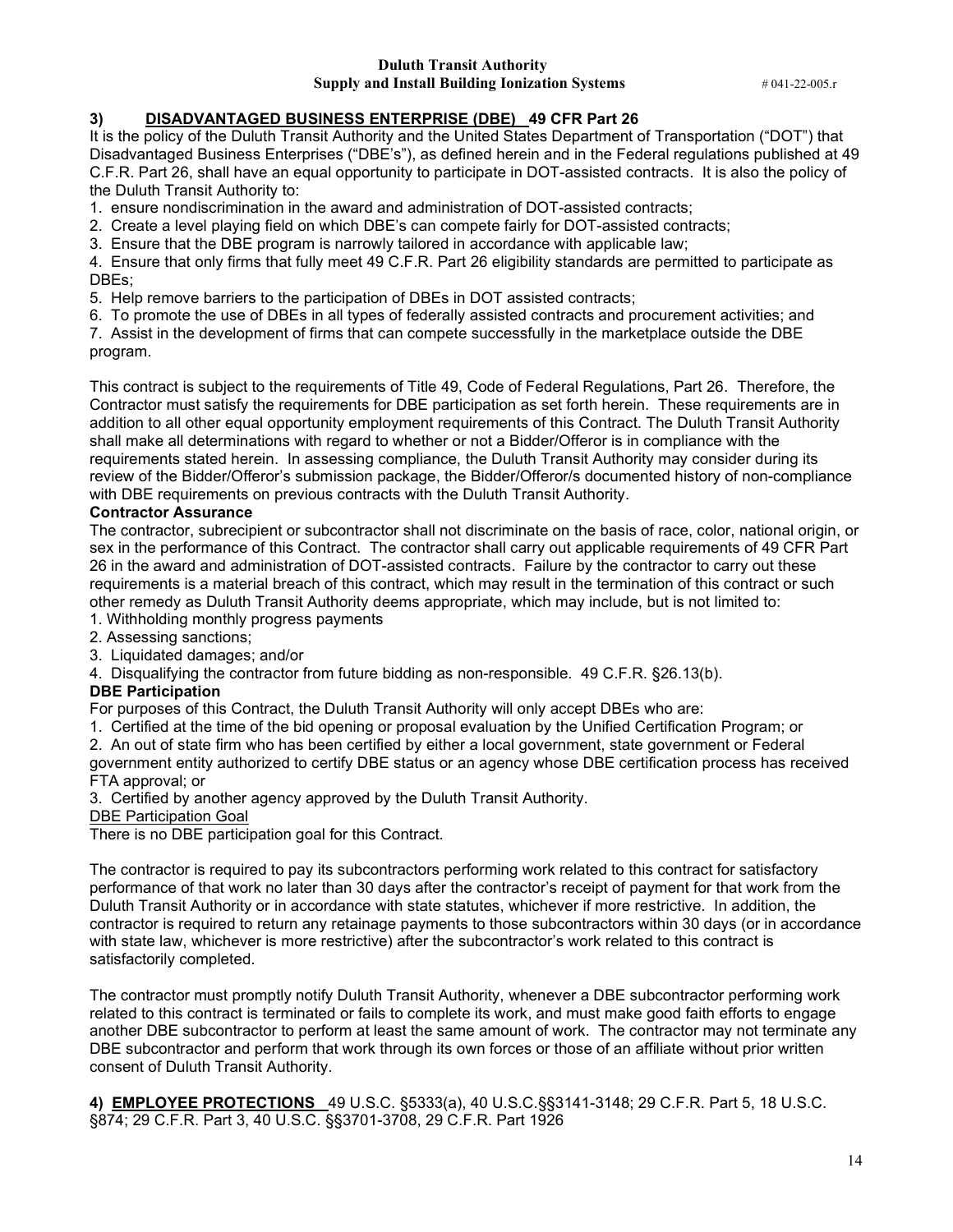### 3) DISADVANTAGED BUSINESS ENTERPRISE (DBE) 49 CFR Part 26

It is the policy of the Duluth Transit Authority and the United States Department of Transportation ("DOT") that Disadvantaged Business Enterprises ("DBE's"), as defined herein and in the Federal regulations published at 49 C.F.R. Part 26, shall have an equal opportunity to participate in DOT-assisted contracts. It is also the policy of the Duluth Transit Authority to:

1. ensure nondiscrimination in the award and administration of DOT-assisted contracts;
2. Create a level playing field on which DBE's can compete fairly for DOT-assisted contracts;
3. Ensure that the DBE program is narrowly tailored in accordance with applicable law;
4. Ensure that only firms that fully meet 49 C.F.R. Part 26 eligibility standards are permitted to participate as DBEs;
5. Help remove barriers to the participation of DBEs in DOT assisted contracts;
6. To promote the use of DBEs in all types of federally assisted contracts and procurement activities; and
7. Assist in the development of firms that can compete successfully in the marketplace outside the DBE program.

This contract is subject to the requirements of Title 49, Code of Federal Regulations, Part 26. Therefore, the Contractor must satisfy the requirements for DBE participation as set forth herein. These requirements are in addition to all other equal opportunity employment requirements of this Contract. The Duluth Transit Authority shall make all determinations with regard to whether or not a Bidder/Offeror is in compliance with the requirements stated herein. In assessing compliance, the Duluth Transit Authority may consider during its review of the Bidder/Offeror's submission package, the Bidder/Offeror/s documented history of non-compliance with DBE requirements on previous contracts with the Duluth Transit Authority.

**Contractor Assurance**

The contractor, subrecipient or subcontractor shall not discriminate on the basis of race, color, national origin, or sex in the performance of this Contract. The contractor shall carry out applicable requirements of 49 CFR Part 26 in the award and administration of DOT-assisted contracts. Failure by the contractor to carry out these requirements is a material breach of this contract, which may result in the termination of this contract or such other remedy as Duluth Transit Authority deems appropriate, which may include, but is not limited to:

1. Withholding monthly progress payments
2. Assessing sanctions;
3. Liquidated damages; and/or
4. Disqualifying the contractor from future bidding as non-responsible. 49 C.F.R. §26.13(b).

**DBE Participation**

For purposes of this Contract, the Duluth Transit Authority will only accept DBEs who are:

1. Certified at the time of the bid opening or proposal evaluation by the Unified Certification Program; or
2. An out of state firm who has been certified by either a local government, state government or Federal government entity authorized to certify DBE status or an agency whose DBE certification process has received FTA approval; or
3. Certified by another agency approved by the Duluth Transit Authority.

<u>DBE Participation Goal</u>

There is no DBE participation goal for this Contract.

The contractor is required to pay its subcontractors performing work related to this contract for satisfactory performance of that work no later than 30 days after the contractor's receipt of payment for that work from the Duluth Transit Authority or in accordance with state statutes, whichever if more restrictive. In addition, the contractor is required to return any retainage payments to those subcontractors within 30 days (or in accordance with state law, whichever is more restrictive) after the subcontractor's work related to this contract is satisfactorily completed.

The contractor must promptly notify Duluth Transit Authority, whenever a DBE subcontractor performing work related to this contract is terminated or fails to complete its work, and must make good faith efforts to engage another DBE subcontractor to perform at least the same amount of work. The contractor may not terminate any DBE subcontractor and perform that work through its own forces or those of an affiliate without prior written consent of Duluth Transit Authority.

**4) EMPLOYEE PROTECTIONS** 49 U.S.C. §5333(a), 40 U.S.C.§§3141-3148; 29 C.F.R. Part 5, 18 U.S.C. §874; 29 C.F.R. Part 3, 40 U.S.C. §§3701-3708, 29 C.F.R. Part 1926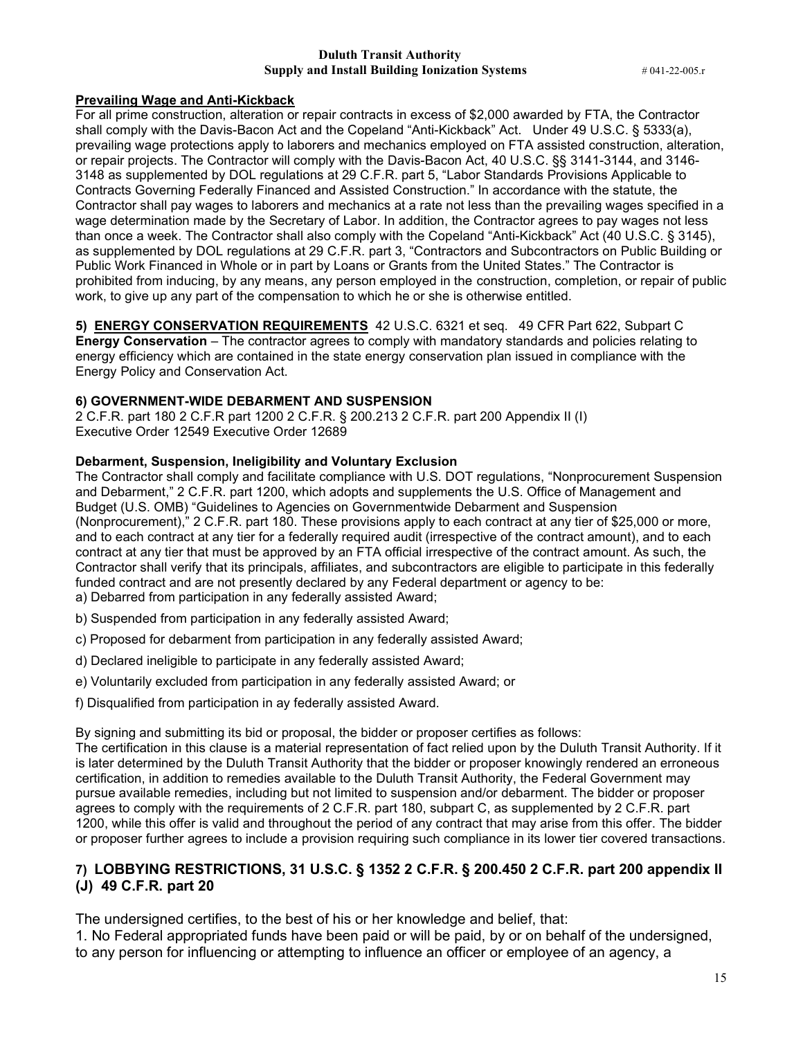**Prevailing Wage and Anti-Kickback**

For all prime construction, alteration or repair contracts in excess of $2,000 awarded by FTA, the Contractor shall comply with the Davis-Bacon Act and the Copeland "Anti-Kickback" Act. Under 49 U.S.C. § 5333(a), prevailing wage protections apply to laborers and mechanics employed on FTA assisted construction, alteration, or repair projects. The Contractor will comply with the Davis-Bacon Act, 40 U.S.C. §§ 3141-3144, and 3146-3148 as supplemented by DOL regulations at 29 C.F.R. part 5, "Labor Standards Provisions Applicable to Contracts Governing Federally Financed and Assisted Construction." In accordance with the statute, the Contractor shall pay wages to laborers and mechanics at a rate not less than the prevailing wages specified in a wage determination made by the Secretary of Labor. In addition, the Contractor agrees to pay wages not less than once a week. The Contractor shall also comply with the Copeland "Anti-Kickback" Act (40 U.S.C. § 3145), as supplemented by DOL regulations at 29 C.F.R. part 3, "Contractors and Subcontractors on Public Building or Public Work Financed in Whole or in part by Loans or Grants from the United States." The Contractor is prohibited from inducing, by any means, any person employed in the construction, completion, or repair of public work, to give up any part of the compensation to which he or she is otherwise entitled.

**5) ENERGY CONSERVATION REQUIREMENTS** 42 U.S.C. 6321 et seq. 49 CFR Part 622, Subpart C
**Energy Conservation** – The contractor agrees to comply with mandatory standards and policies relating to energy efficiency which are contained in the state energy conservation plan issued in compliance with the Energy Policy and Conservation Act.

**6) GOVERNMENT-WIDE DEBARMENT AND SUSPENSION**
2 C.F.R. part 180 2 C.F.R part 1200 2 C.F.R. § 200.213 2 C.F.R. part 200 Appendix II (I)
Executive Order 12549 Executive Order 12689

**Debarment, Suspension, Ineligibility and Voluntary Exclusion**

The Contractor shall comply and facilitate compliance with U.S. DOT regulations, "Nonprocurement Suspension and Debarment," 2 C.F.R. part 1200, which adopts and supplements the U.S. Office of Management and Budget (U.S. OMB) "Guidelines to Agencies on Governmentwide Debarment and Suspension (Nonprocurement)," 2 C.F.R. part 180. These provisions apply to each contract at any tier of $25,000 or more, and to each contract at any tier for a federally required audit (irrespective of the contract amount), and to each contract at any tier that must be approved by an FTA official irrespective of the contract amount. As such, the Contractor shall verify that its principals, affiliates, and subcontractors are eligible to participate in this federally funded contract and are not presently declared by any Federal department or agency to be:

a) Debarred from participation in any federally assisted Award;

b) Suspended from participation in any federally assisted Award;

c) Proposed for debarment from participation in any federally assisted Award;

d) Declared ineligible to participate in any federally assisted Award;

e) Voluntarily excluded from participation in any federally assisted Award; or

f) Disqualified from participation in ay federally assisted Award.

By signing and submitting its bid or proposal, the bidder or proposer certifies as follows:

The certification in this clause is a material representation of fact relied upon by the Duluth Transit Authority. If it is later determined by the Duluth Transit Authority that the bidder or proposer knowingly rendered an erroneous certification, in addition to remedies available to the Duluth Transit Authority, the Federal Government may pursue available remedies, including but not limited to suspension and/or debarment. The bidder or proposer agrees to comply with the requirements of 2 C.F.R. part 180, subpart C, as supplemented by 2 C.F.R. part 1200, while this offer is valid and throughout the period of any contract that may arise from this offer. The bidder or proposer further agrees to include a provision requiring such compliance in its lower tier covered transactions.

## 7) LOBBYING RESTRICTIONS, 31 U.S.C. § 1352 2 C.F.R. § 200.450 2 C.F.R. part 200 appendix II (J) 49 C.F.R. part 20

The undersigned certifies, to the best of his or her knowledge and belief, that:

1. No Federal appropriated funds have been paid or will be paid, by or on behalf of the undersigned, to any person for influencing or attempting to influence an officer or employee of an agency, a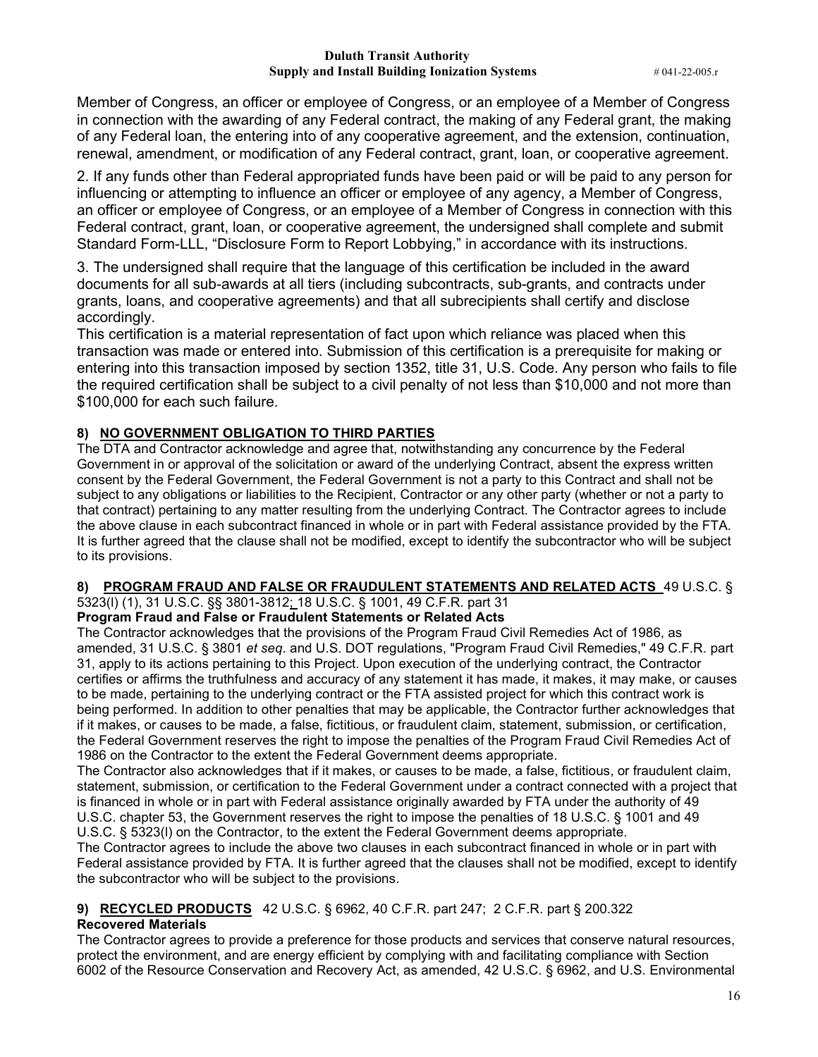Member of Congress, an officer or employee of Congress, or an employee of a Member of Congress in connection with the awarding of any Federal contract, the making of any Federal grant, the making of any Federal loan, the entering into of any cooperative agreement, and the extension, continuation, renewal, amendment, or modification of any Federal contract, grant, loan, or cooperative agreement.

2. If any funds other than Federal appropriated funds have been paid or will be paid to any person for influencing or attempting to influence an officer or employee of any agency, a Member of Congress, an officer or employee of Congress, or an employee of a Member of Congress in connection with this Federal contract, grant, loan, or cooperative agreement, the undersigned shall complete and submit Standard Form-LLL, "Disclosure Form to Report Lobbying," in accordance with its instructions.

3. The undersigned shall require that the language of this certification be included in the award documents for all sub-awards at all tiers (including subcontracts, sub-grants, and contracts under grants, loans, and cooperative agreements) and that all subrecipients shall certify and disclose accordingly.

This certification is a material representation of fact upon which reliance was placed when this transaction was made or entered into. Submission of this certification is a prerequisite for making or entering into this transaction imposed by section 1352, title 31, U.S. Code. Any person who fails to file the required certification shall be subject to a civil penalty of not less than $10,000 and not more than $100,000 for each such failure.

**8) NO GOVERNMENT OBLIGATION TO THIRD PARTIES**

The DTA and Contractor acknowledge and agree that, notwithstanding any concurrence by the Federal Government in or approval of the solicitation or award of the underlying Contract, absent the express written consent by the Federal Government, the Federal Government is not a party to this Contract and shall not be subject to any obligations or liabilities to the Recipient, Contractor or any other party (whether or not a party to that contract) pertaining to any matter resulting from the underlying Contract. The Contractor agrees to include the above clause in each subcontract financed in whole or in part with Federal assistance provided by the FTA. It is further agreed that the clause shall not be modified, except to identify the subcontractor who will be subject to its provisions.

**8) PROGRAM FRAUD AND FALSE OR FRAUDULENT STATEMENTS AND RELATED ACTS** 49 U.S.C. § 5323(l) (1), 31 U.S.C. §§ 3801-3812; 18 U.S.C. § 1001, 49 C.F.R. part 31

**Program Fraud and False or Fraudulent Statements or Related Acts**

The Contractor acknowledges that the provisions of the Program Fraud Civil Remedies Act of 1986, as amended, 31 U.S.C. § 3801 *et seq.* and U.S. DOT regulations, "Program Fraud Civil Remedies," 49 C.F.R. part 31, apply to its actions pertaining to this Project. Upon execution of the underlying contract, the Contractor certifies or affirms the truthfulness and accuracy of any statement it has made, it makes, it may make, or causes to be made, pertaining to the underlying contract or the FTA assisted project for which this contract work is being performed. In addition to other penalties that may be applicable, the Contractor further acknowledges that if it makes, or causes to be made, a false, fictitious, or fraudulent claim, statement, submission, or certification, the Federal Government reserves the right to impose the penalties of the Program Fraud Civil Remedies Act of 1986 on the Contractor to the extent the Federal Government deems appropriate.

The Contractor also acknowledges that if it makes, or causes to be made, a false, fictitious, or fraudulent claim, statement, submission, or certification to the Federal Government under a contract connected with a project that is financed in whole or in part with Federal assistance originally awarded by FTA under the authority of 49 U.S.C. chapter 53, the Government reserves the right to impose the penalties of 18 U.S.C. § 1001 and 49 U.S.C. § 5323(l) on the Contractor, to the extent the Federal Government deems appropriate.

The Contractor agrees to include the above two clauses in each subcontract financed in whole or in part with Federal assistance provided by FTA. It is further agreed that the clauses shall not be modified, except to identify the subcontractor who will be subject to the provisions.

**9) RECYCLED PRODUCTS** 42 U.S.C. § 6962, 40 C.F.R. part 247; 2 C.F.R. part § 200.322

**Recovered Materials**

The Contractor agrees to provide a preference for those products and services that conserve natural resources, protect the environment, and are energy efficient by complying with and facilitating compliance with Section 6002 of the Resource Conservation and Recovery Act, as amended, 42 U.S.C. § 6962, and U.S. Environmental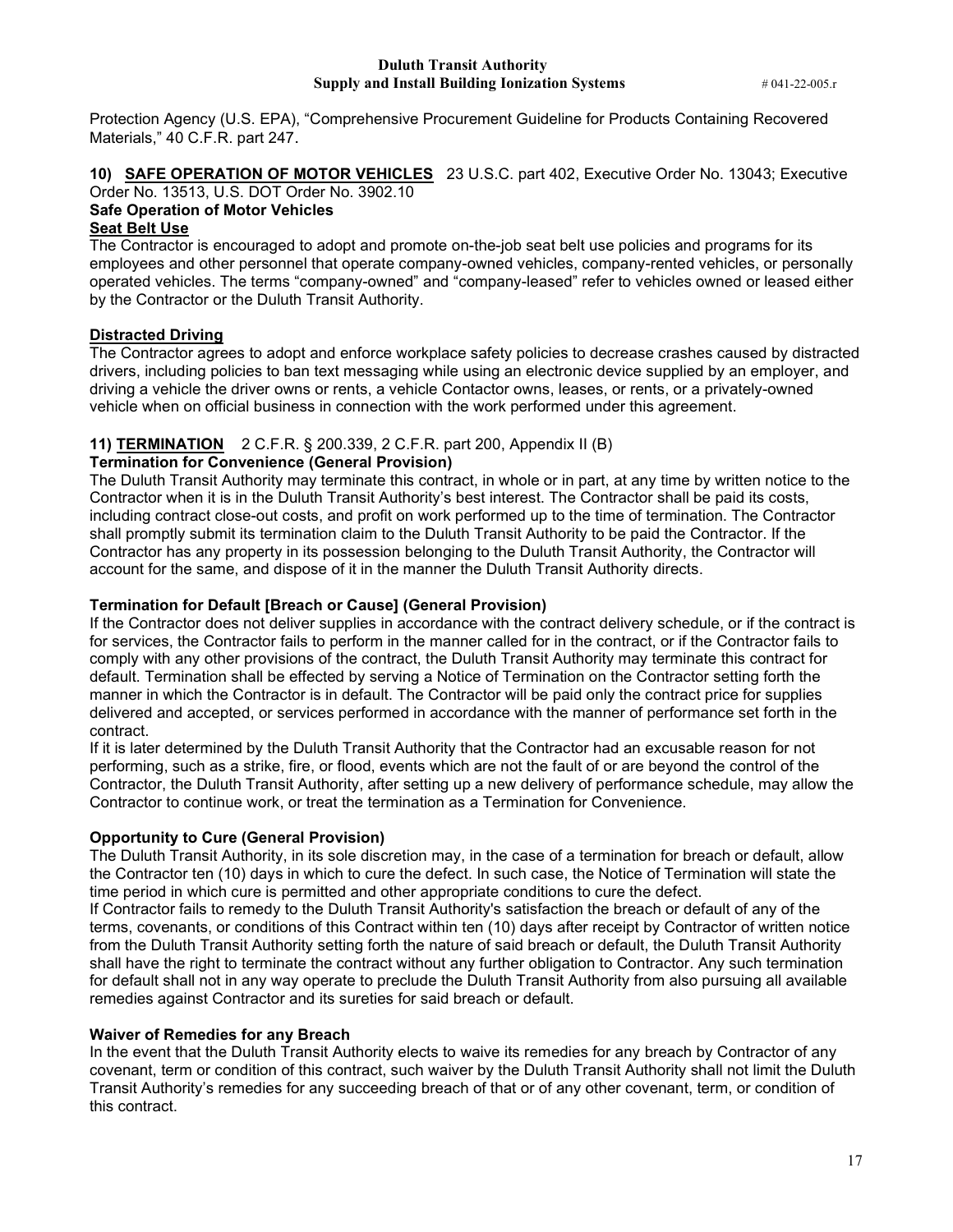Protection Agency (U.S. EPA), "Comprehensive Procurement Guideline for Products Containing Recovered Materials," 40 C.F.R. part 247.

**10) SAFE OPERATION OF MOTOR VEHICLES** 23 U.S.C. part 402, Executive Order No. 13043; Executive Order No. 13513, U.S. DOT Order No. 3902.10

**Safe Operation of Motor Vehicles**

**Seat Belt Use**

The Contractor is encouraged to adopt and promote on-the-job seat belt use policies and programs for its employees and other personnel that operate company-owned vehicles, company-rented vehicles, or personally operated vehicles. The terms "company-owned" and "company-leased" refer to vehicles owned or leased either by the Contractor or the Duluth Transit Authority.

**Distracted Driving**

The Contractor agrees to adopt and enforce workplace safety policies to decrease crashes caused by distracted drivers, including policies to ban text messaging while using an electronic device supplied by an employer, and driving a vehicle the driver owns or rents, a vehicle Contactor owns, leases, or rents, or a privately-owned vehicle when on official business in connection with the work performed under this agreement.

**11) TERMINATION** 2 C.F.R. § 200.339, 2 C.F.R. part 200, Appendix II (B)

**Termination for Convenience (General Provision)**

The Duluth Transit Authority may terminate this contract, in whole or in part, at any time by written notice to the Contractor when it is in the Duluth Transit Authority's best interest. The Contractor shall be paid its costs, including contract close-out costs, and profit on work performed up to the time of termination. The Contractor shall promptly submit its termination claim to the Duluth Transit Authority to be paid the Contractor. If the Contractor has any property in its possession belonging to the Duluth Transit Authority, the Contractor will account for the same, and dispose of it in the manner the Duluth Transit Authority directs.

**Termination for Default [Breach or Cause] (General Provision)**

If the Contractor does not deliver supplies in accordance with the contract delivery schedule, or if the contract is for services, the Contractor fails to perform in the manner called for in the contract, or if the Contractor fails to comply with any other provisions of the contract, the Duluth Transit Authority may terminate this contract for default. Termination shall be effected by serving a Notice of Termination on the Contractor setting forth the manner in which the Contractor is in default. The Contractor will be paid only the contract price for supplies delivered and accepted, or services performed in accordance with the manner of performance set forth in the contract.

If it is later determined by the Duluth Transit Authority that the Contractor had an excusable reason for not performing, such as a strike, fire, or flood, events which are not the fault of or are beyond the control of the Contractor, the Duluth Transit Authority, after setting up a new delivery of performance schedule, may allow the Contractor to continue work, or treat the termination as a Termination for Convenience.

**Opportunity to Cure (General Provision)**

The Duluth Transit Authority, in its sole discretion may, in the case of a termination for breach or default, allow the Contractor ten (10) days in which to cure the defect. In such case, the Notice of Termination will state the time period in which cure is permitted and other appropriate conditions to cure the defect.

If Contractor fails to remedy to the Duluth Transit Authority's satisfaction the breach or default of any of the terms, covenants, or conditions of this Contract within ten (10) days after receipt by Contractor of written notice from the Duluth Transit Authority setting forth the nature of said breach or default, the Duluth Transit Authority shall have the right to terminate the contract without any further obligation to Contractor. Any such termination for default shall not in any way operate to preclude the Duluth Transit Authority from also pursuing all available remedies against Contractor and its sureties for said breach or default.

**Waiver of Remedies for any Breach**

In the event that the Duluth Transit Authority elects to waive its remedies for any breach by Contractor of any covenant, term or condition of this contract, such waiver by the Duluth Transit Authority shall not limit the Duluth Transit Authority's remedies for any succeeding breach of that or of any other covenant, term, or condition of this contract.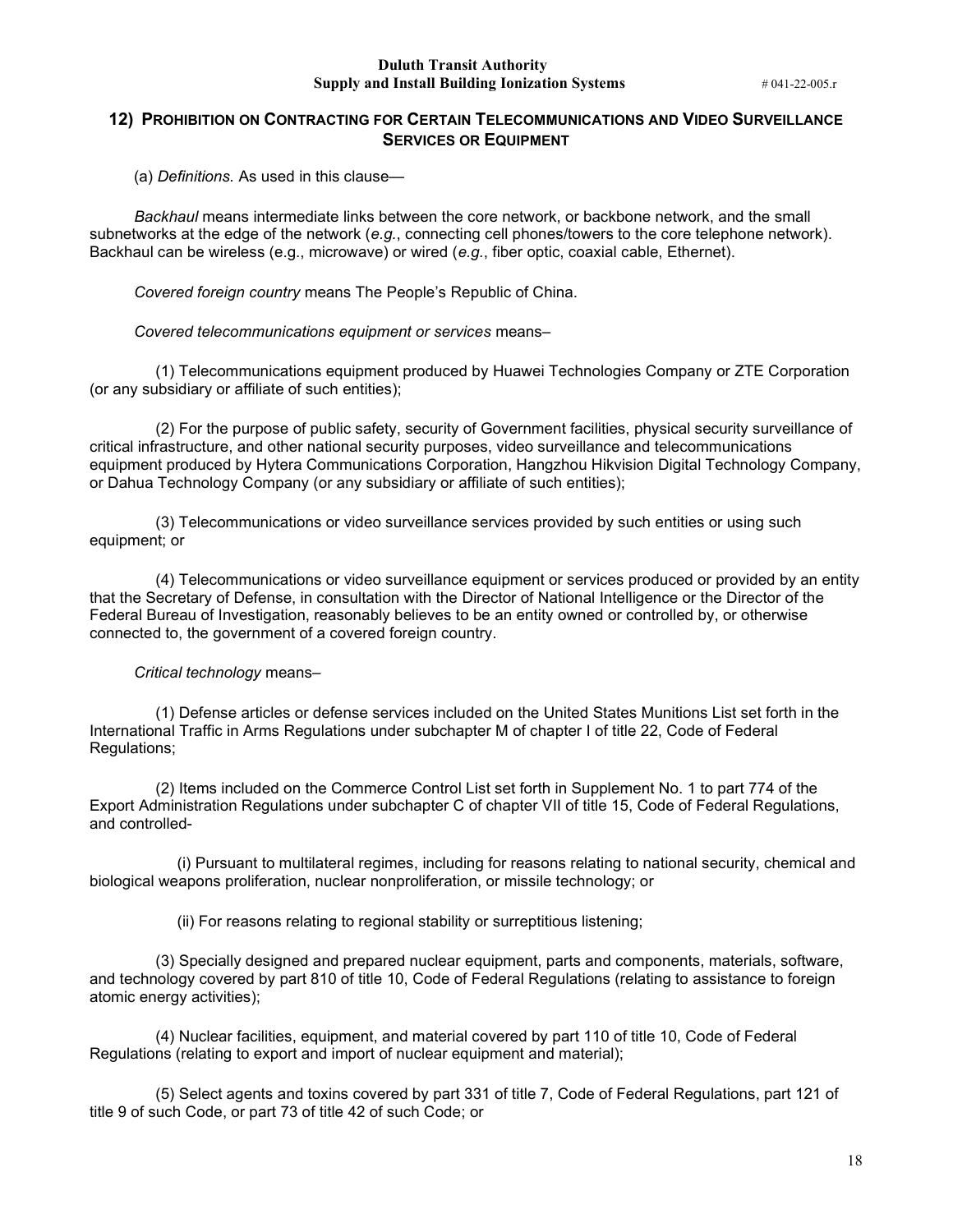## 12) Prohibition on Contracting for Certain Telecommunications and Video Surveillance Services or Equipment

(a) *Definitions.* As used in this clause—

*Backhaul* means intermediate links between the core network, or backbone network, and the small subnetworks at the edge of the network (*e.g.*, connecting cell phones/towers to the core telephone network). Backhaul can be wireless (e.g., microwave) or wired (*e.g.*, fiber optic, coaxial cable, Ethernet).

*Covered foreign country* means The People's Republic of China.

*Covered telecommunications equipment or services* means–

(1) Telecommunications equipment produced by Huawei Technologies Company or ZTE Corporation (or any subsidiary or affiliate of such entities);

(2) For the purpose of public safety, security of Government facilities, physical security surveillance of critical infrastructure, and other national security purposes, video surveillance and telecommunications equipment produced by Hytera Communications Corporation, Hangzhou Hikvision Digital Technology Company, or Dahua Technology Company (or any subsidiary or affiliate of such entities);

(3) Telecommunications or video surveillance services provided by such entities or using such equipment; or

(4) Telecommunications or video surveillance equipment or services produced or provided by an entity that the Secretary of Defense, in consultation with the Director of National Intelligence or the Director of the Federal Bureau of Investigation, reasonably believes to be an entity owned or controlled by, or otherwise connected to, the government of a covered foreign country.

*Critical technology* means–

(1) Defense articles or defense services included on the United States Munitions List set forth in the International Traffic in Arms Regulations under subchapter M of chapter I of title 22, Code of Federal Regulations;

(2) Items included on the Commerce Control List set forth in Supplement No. 1 to part 774 of the Export Administration Regulations under subchapter C of chapter VII of title 15, Code of Federal Regulations, and controlled-

(i) Pursuant to multilateral regimes, including for reasons relating to national security, chemical and biological weapons proliferation, nuclear nonproliferation, or missile technology; or

(ii) For reasons relating to regional stability or surreptitious listening;

(3) Specially designed and prepared nuclear equipment, parts and components, materials, software, and technology covered by part 810 of title 10, Code of Federal Regulations (relating to assistance to foreign atomic energy activities);

(4) Nuclear facilities, equipment, and material covered by part 110 of title 10, Code of Federal Regulations (relating to export and import of nuclear equipment and material);

(5) Select agents and toxins covered by part 331 of title 7, Code of Federal Regulations, part 121 of title 9 of such Code, or part 73 of title 42 of such Code; or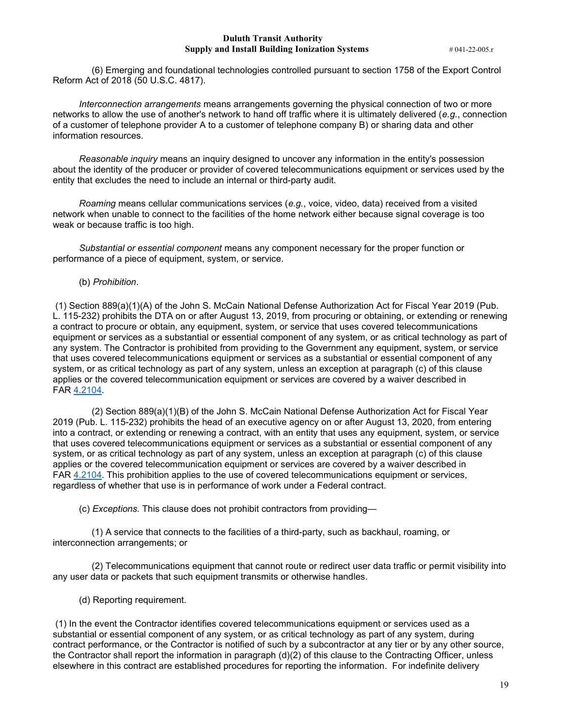(6) Emerging and foundational technologies controlled pursuant to section 1758 of the Export Control Reform Act of 2018 (50 U.S.C. 4817).

*Interconnection arrangements* means arrangements governing the physical connection of two or more networks to allow the use of another's network to hand off traffic where it is ultimately delivered (*e.g.*, connection of a customer of telephone provider A to a customer of telephone company B) or sharing data and other information resources.

*Reasonable inquiry* means an inquiry designed to uncover any information in the entity's possession about the identity of the producer or provider of covered telecommunications equipment or services used by the entity that excludes the need to include an internal or third-party audit.

*Roaming* means cellular communications services (*e.g.*, voice, video, data) received from a visited network when unable to connect to the facilities of the home network either because signal coverage is too weak or because traffic is too high.

*Substantial or essential component* means any component necessary for the proper function or performance of a piece of equipment, system, or service.

(b) *Prohibition*.

(1) Section 889(a)(1)(A) of the John S. McCain National Defense Authorization Act for Fiscal Year 2019 (Pub. L. 115-232) prohibits the DTA on or after August 13, 2019, from procuring or obtaining, or extending or renewing a contract to procure or obtain, any equipment, system, or service that uses covered telecommunications equipment or services as a substantial or essential component of any system, or as critical technology as part of any system. The Contractor is prohibited from providing to the Government any equipment, system, or service that uses covered telecommunications equipment or services as a substantial or essential component of any system, or as critical technology as part of any system, unless an exception at paragraph (c) of this clause applies or the covered telecommunication equipment or services are covered by a waiver described in FAR 4.2104.

(2) Section 889(a)(1)(B) of the John S. McCain National Defense Authorization Act for Fiscal Year 2019 (Pub. L. 115-232) prohibits the head of an executive agency on or after August 13, 2020, from entering into a contract, or extending or renewing a contract, with an entity that uses any equipment, system, or service that uses covered telecommunications equipment or services as a substantial or essential component of any system, or as critical technology as part of any system, unless an exception at paragraph (c) of this clause applies or the covered telecommunication equipment or services are covered by a waiver described in FAR 4.2104. This prohibition applies to the use of covered telecommunications equipment or services, regardless of whether that use is in performance of work under a Federal contract.

(c) *Exceptions.* This clause does not prohibit contractors from providing—

(1) A service that connects to the facilities of a third-party, such as backhaul, roaming, or interconnection arrangements; or

(2) Telecommunications equipment that cannot route or redirect user data traffic or permit visibility into any user data or packets that such equipment transmits or otherwise handles.

(d) Reporting requirement.

(1) In the event the Contractor identifies covered telecommunications equipment or services used as a substantial or essential component of any system, or as critical technology as part of any system, during contract performance, or the Contractor is notified of such by a subcontractor at any tier or by any other source, the Contractor shall report the information in paragraph (d)(2) of this clause to the Contracting Officer, unless elsewhere in this contract are established procedures for reporting the information. For indefinite delivery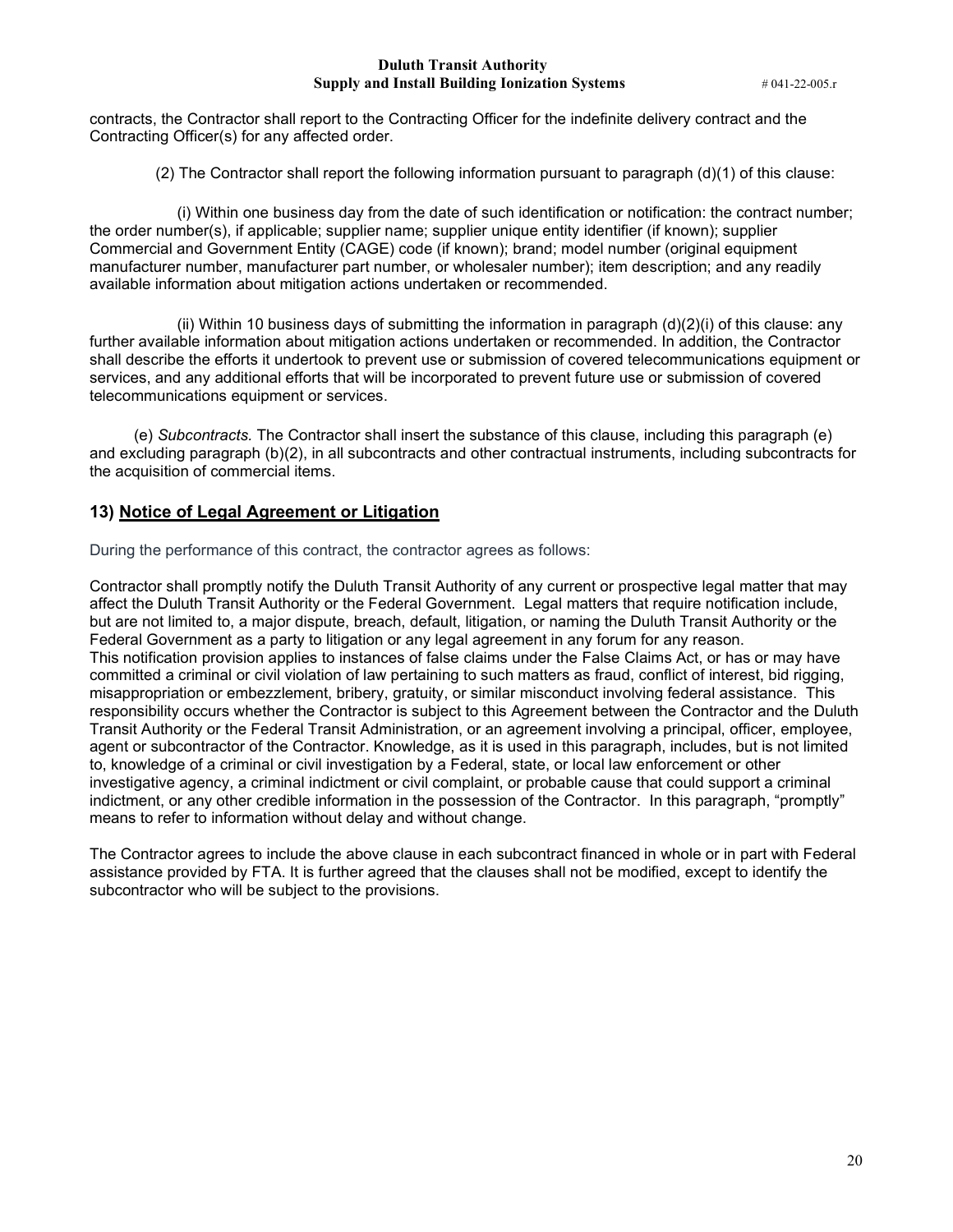contracts, the Contractor shall report to the Contracting Officer for the indefinite delivery contract and the Contracting Officer(s) for any affected order.

(2) The Contractor shall report the following information pursuant to paragraph (d)(1) of this clause:

(i) Within one business day from the date of such identification or notification: the contract number; the order number(s), if applicable; supplier name; supplier unique entity identifier (if known); supplier Commercial and Government Entity (CAGE) code (if known); brand; model number (original equipment manufacturer number, manufacturer part number, or wholesaler number); item description; and any readily available information about mitigation actions undertaken or recommended.

(ii) Within 10 business days of submitting the information in paragraph (d)(2)(i) of this clause: any further available information about mitigation actions undertaken or recommended. In addition, the Contractor shall describe the efforts it undertook to prevent use or submission of covered telecommunications equipment or services, and any additional efforts that will be incorporated to prevent future use or submission of covered telecommunications equipment or services.

(e) *Subcontracts.* The Contractor shall insert the substance of this clause, including this paragraph (e) and excluding paragraph (b)(2), in all subcontracts and other contractual instruments, including subcontracts for the acquisition of commercial items.

## 13) Notice of Legal Agreement or Litigation

During the performance of this contract, the contractor agrees as follows:

Contractor shall promptly notify the Duluth Transit Authority of any current or prospective legal matter that may affect the Duluth Transit Authority or the Federal Government. Legal matters that require notification include, but are not limited to, a major dispute, breach, default, litigation, or naming the Duluth Transit Authority or the Federal Government as a party to litigation or any legal agreement in any forum for any reason.
This notification provision applies to instances of false claims under the False Claims Act, or has or may have committed a criminal or civil violation of law pertaining to such matters as fraud, conflict of interest, bid rigging, misappropriation or embezzlement, bribery, gratuity, or similar misconduct involving federal assistance. This responsibility occurs whether the Contractor is subject to this Agreement between the Contractor and the Duluth Transit Authority or the Federal Transit Administration, or an agreement involving a principal, officer, employee, agent or subcontractor of the Contractor. Knowledge, as it is used in this paragraph, includes, but is not limited to, knowledge of a criminal or civil investigation by a Federal, state, or local law enforcement or other investigative agency, a criminal indictment or civil complaint, or probable cause that could support a criminal indictment, or any other credible information in the possession of the Contractor. In this paragraph, "promptly" means to refer to information without delay and without change.

The Contractor agrees to include the above clause in each subcontract financed in whole or in part with Federal assistance provided by FTA. It is further agreed that the clauses shall not be modified, except to identify the subcontractor who will be subject to the provisions.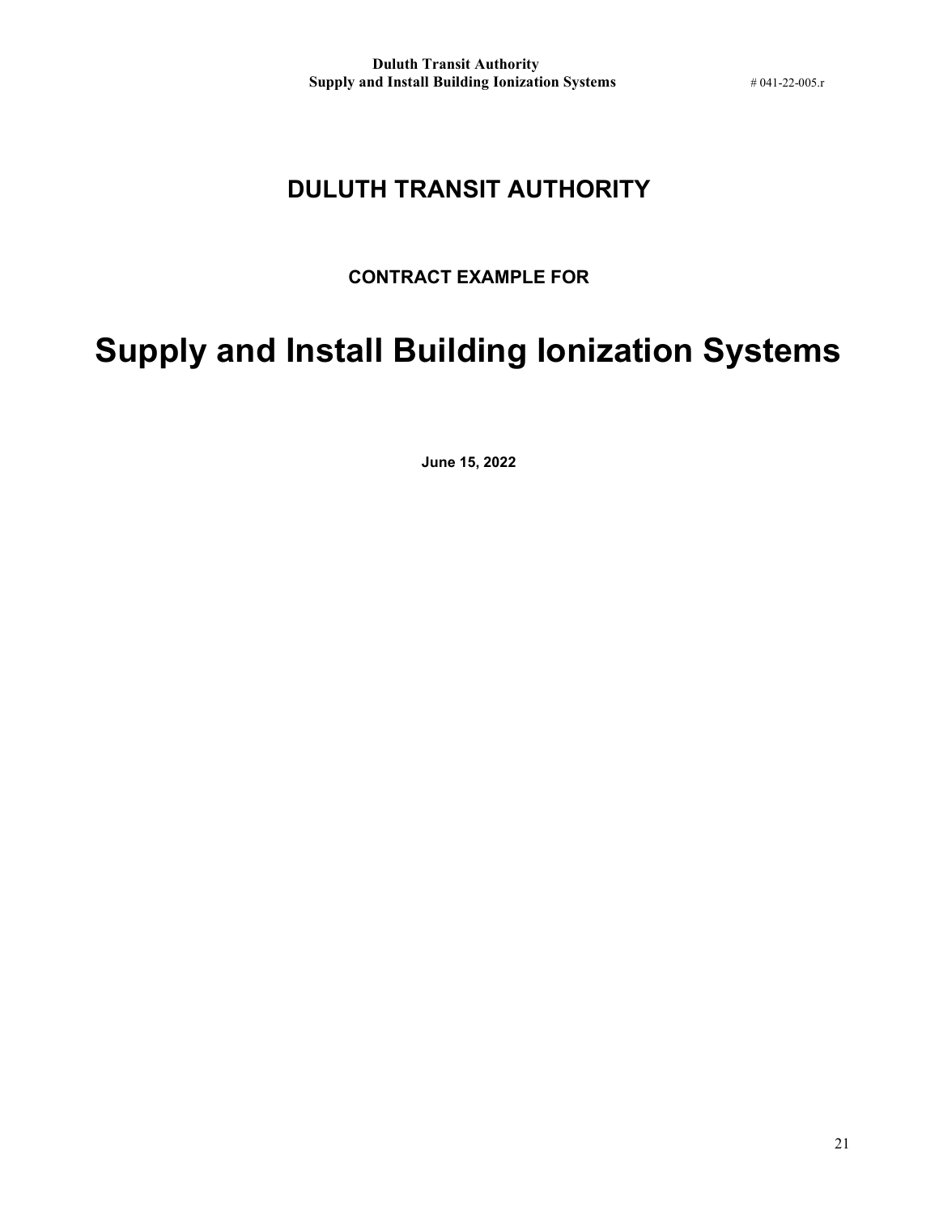# DULUTH TRANSIT AUTHORITY

## CONTRACT EXAMPLE FOR

# Supply and Install Building Ionization Systems

**June 15, 2022**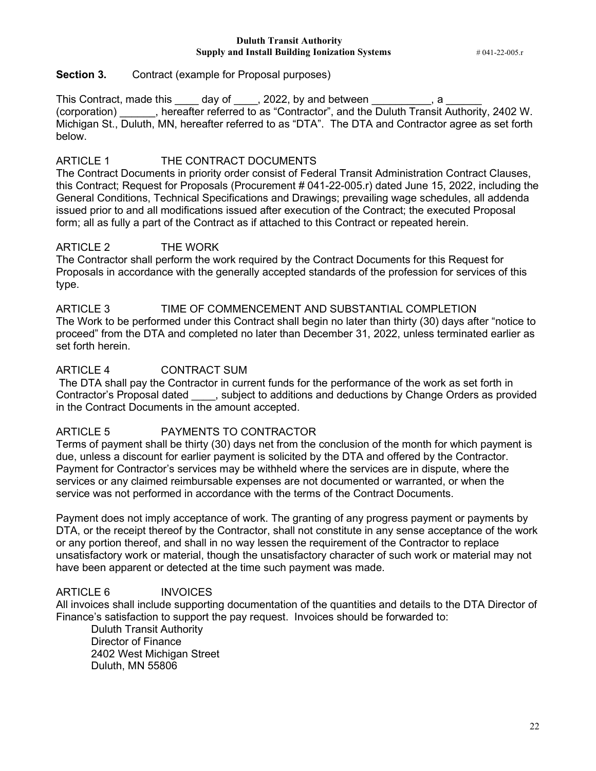**Section 3.** Contract (example for Proposal purposes)

This Contract, made this ____ day of ____, 2022, by and between __________, a ______ (corporation) ______, hereafter referred to as "Contractor", and the Duluth Transit Authority, 2402 W. Michigan St., Duluth, MN, hereafter referred to as "DTA". The DTA and Contractor agree as set forth below.

ARTICLE 1 THE CONTRACT DOCUMENTS

The Contract Documents in priority order consist of Federal Transit Administration Contract Clauses, this Contract; Request for Proposals (Procurement # 041-22-005.r) dated June 15, 2022, including the General Conditions, Technical Specifications and Drawings; prevailing wage schedules, all addenda issued prior to and all modifications issued after execution of the Contract; the executed Proposal form; all as fully a part of the Contract as if attached to this Contract or repeated herein.

ARTICLE 2 THE WORK

The Contractor shall perform the work required by the Contract Documents for this Request for Proposals in accordance with the generally accepted standards of the profession for services of this type.

ARTICLE 3 TIME OF COMMENCEMENT AND SUBSTANTIAL COMPLETION

The Work to be performed under this Contract shall begin no later than thirty (30) days after "notice to proceed" from the DTA and completed no later than December 31, 2022, unless terminated earlier as set forth herein.

ARTICLE 4 CONTRACT SUM

The DTA shall pay the Contractor in current funds for the performance of the work as set forth in Contractor's Proposal dated ____, subject to additions and deductions by Change Orders as provided in the Contract Documents in the amount accepted.

ARTICLE 5 PAYMENTS TO CONTRACTOR

Terms of payment shall be thirty (30) days net from the conclusion of the month for which payment is due, unless a discount for earlier payment is solicited by the DTA and offered by the Contractor. Payment for Contractor's services may be withheld where the services are in dispute, where the services or any claimed reimbursable expenses are not documented or warranted, or when the service was not performed in accordance with the terms of the Contract Documents.

Payment does not imply acceptance of work. The granting of any progress payment or payments by DTA, or the receipt thereof by the Contractor, shall not constitute in any sense acceptance of the work or any portion thereof, and shall in no way lessen the requirement of the Contractor to replace unsatisfactory work or material, though the unsatisfactory character of such work or material may not have been apparent or detected at the time such payment was made.

ARTICLE 6 INVOICES

All invoices shall include supporting documentation of the quantities and details to the DTA Director of Finance's satisfaction to support the pay request. Invoices should be forwarded to:

Duluth Transit Authority  
Director of Finance  
2402 West Michigan Street  
Duluth, MN 55806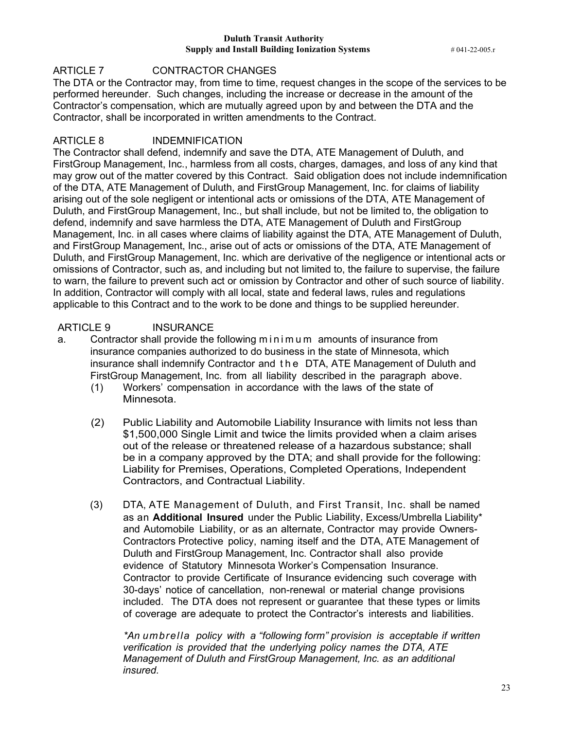## ARTICLE 7 CONTRACTOR CHANGES

The DTA or the Contractor may, from time to time, request changes in the scope of the services to be performed hereunder. Such changes, including the increase or decrease in the amount of the Contractor's compensation, which are mutually agreed upon by and between the DTA and the Contractor, shall be incorporated in written amendments to the Contract.

## ARTICLE 8 INDEMNIFICATION

The Contractor shall defend, indemnify and save the DTA, ATE Management of Duluth, and FirstGroup Management, Inc., harmless from all costs, charges, damages, and loss of any kind that may grow out of the matter covered by this Contract. Said obligation does not include indemnification of the DTA, ATE Management of Duluth, and FirstGroup Management, Inc. for claims of liability arising out of the sole negligent or intentional acts or omissions of the DTA, ATE Management of Duluth, and FirstGroup Management, Inc., but shall include, but not be limited to, the obligation to defend, indemnify and save harmless the DTA, ATE Management of Duluth and FirstGroup Management, Inc. in all cases where claims of liability against the DTA, ATE Management of Duluth, and FirstGroup Management, Inc., arise out of acts or omissions of the DTA, ATE Management of Duluth, and FirstGroup Management, Inc. which are derivative of the negligence or intentional acts or omissions of Contractor, such as, and including but not limited to, the failure to supervise, the failure to warn, the failure to prevent such act or omission by Contractor and other of such source of liability. In addition, Contractor will comply with all local, state and federal laws, rules and regulations applicable to this Contract and to the work to be done and things to be supplied hereunder.

## ARTICLE 9 INSURANCE

a. Contractor shall provide the following minimum amounts of insurance from insurance companies authorized to do business in the state of Minnesota, which insurance shall indemnify Contractor and the DTA, ATE Management of Duluth and FirstGroup Management, Inc. from all liability described in the paragraph above.

   (1) Workers' compensation in accordance with the laws of the state of Minnesota.

   (2) Public Liability and Automobile Liability Insurance with limits not less than $1,500,000 Single Limit and twice the limits provided when a claim arises out of the release or threatened release of a hazardous substance; shall be in a company approved by the DTA; and shall provide for the following: Liability for Premises, Operations, Completed Operations, Independent Contractors, and Contractual Liability.

   (3) DTA, ATE Management of Duluth, and First Transit, Inc. shall be named as an **Additional Insured** under the Public Liability, Excess/Umbrella Liability* and Automobile Liability, or as an alternate, Contractor may provide Owners-Contractors Protective policy, naming itself and the DTA, ATE Management of Duluth and FirstGroup Management, Inc. Contractor shall also provide evidence of Statutory Minnesota Worker's Compensation Insurance. Contractor to provide Certificate of Insurance evidencing such coverage with 30-days' notice of cancellation, non-renewal or material change provisions included. The DTA does not represent or guarantee that these types or limits of coverage are adequate to protect the Contractor's interests and liabilities.

   *\*An umbrella policy with a "following form" provision is acceptable if written verification is provided that the underlying policy names the DTA, ATE Management of Duluth and FirstGroup Management, Inc. as an additional insured.*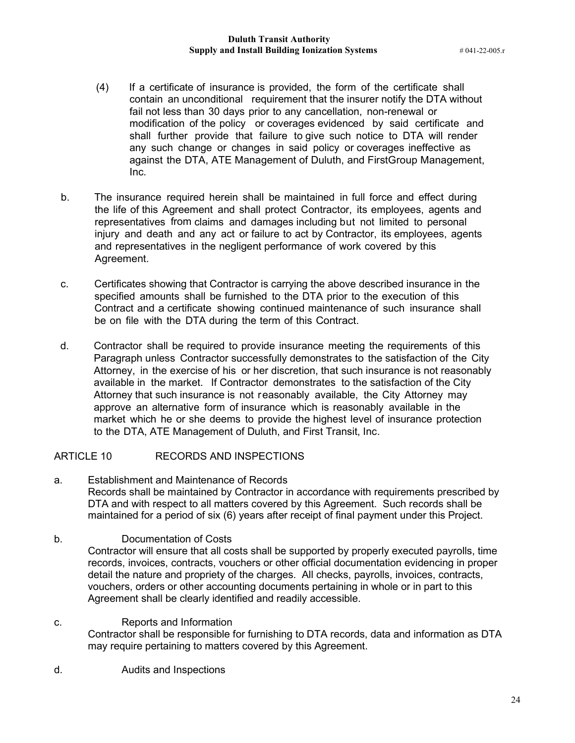(4) If a certificate of insurance is provided, the form of the certificate shall contain an unconditional requirement that the insurer notify the DTA without fail not less than 30 days prior to any cancellation, non-renewal or modification of the policy or coverages evidenced by said certificate and shall further provide that failure to give such notice to DTA will render any such change or changes in said policy or coverages ineffective as against the DTA, ATE Management of Duluth, and FirstGroup Management, Inc.

b. The insurance required herein shall be maintained in full force and effect during the life of this Agreement and shall protect Contractor, its employees, agents and representatives from claims and damages including but not limited to personal injury and death and any act or failure to act by Contractor, its employees, agents and representatives in the negligent performance of work covered by this Agreement.

c. Certificates showing that Contractor is carrying the above described insurance in the specified amounts shall be furnished to the DTA prior to the execution of this Contract and a certificate showing continued maintenance of such insurance shall be on file with the DTA during the term of this Contract.

d. Contractor shall be required to provide insurance meeting the requirements of this Paragraph unless Contractor successfully demonstrates to the satisfaction of the City Attorney, in the exercise of his or her discretion, that such insurance is not reasonably available in the market. If Contractor demonstrates to the satisfaction of the City Attorney that such insurance is not reasonably available, the City Attorney may approve an alternative form of insurance which is reasonably available in the market which he or she deems to provide the highest level of insurance protection to the DTA, ATE Management of Duluth, and First Transit, Inc.

## ARTICLE 10 RECORDS AND INSPECTIONS

a. Establishment and Maintenance of Records
Records shall be maintained by Contractor in accordance with requirements prescribed by DTA and with respect to all matters covered by this Agreement. Such records shall be maintained for a period of six (6) years after receipt of final payment under this Project.

b. Documentation of Costs
Contractor will ensure that all costs shall be supported by properly executed payrolls, time records, invoices, contracts, vouchers or other official documentation evidencing in proper detail the nature and propriety of the charges. All checks, payrolls, invoices, contracts, vouchers, orders or other accounting documents pertaining in whole or in part to this Agreement shall be clearly identified and readily accessible.

c. Reports and Information
Contractor shall be responsible for furnishing to DTA records, data and information as DTA may require pertaining to matters covered by this Agreement.

d. Audits and Inspections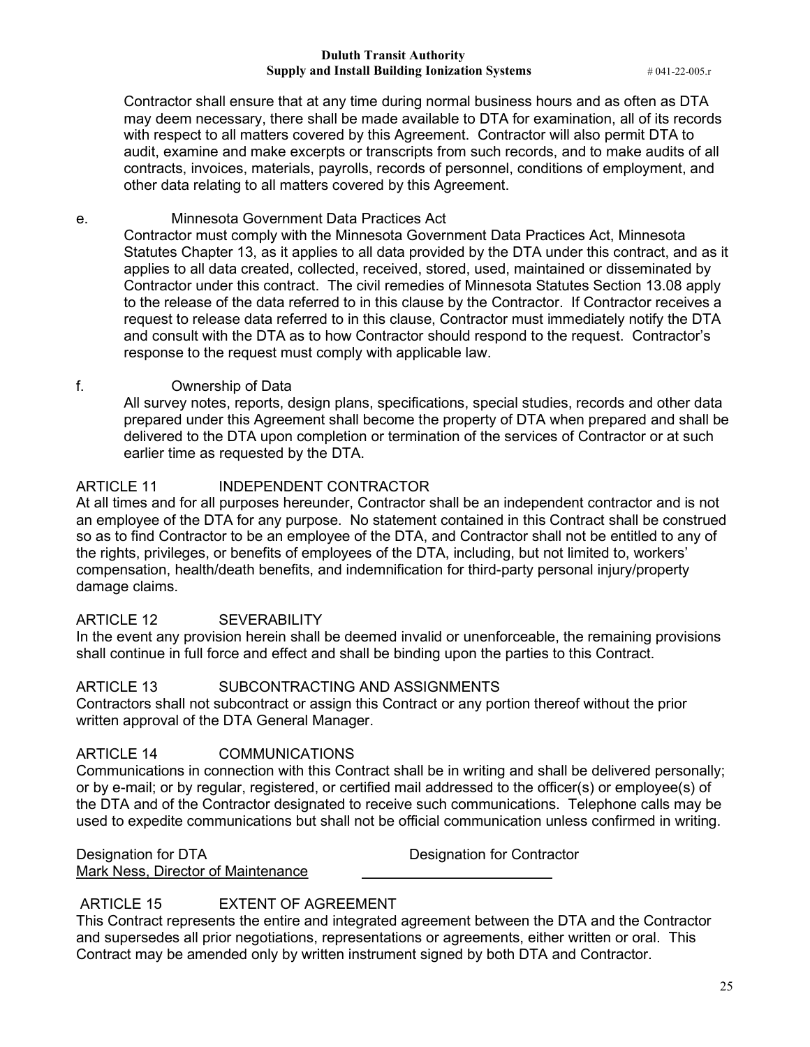Contractor shall ensure that at any time during normal business hours and as often as DTA may deem necessary, there shall be made available to DTA for examination, all of its records with respect to all matters covered by this Agreement. Contractor will also permit DTA to audit, examine and make excerpts or transcripts from such records, and to make audits of all contracts, invoices, materials, payrolls, records of personnel, conditions of employment, and other data relating to all matters covered by this Agreement.

e. Minnesota Government Data Practices Act

Contractor must comply with the Minnesota Government Data Practices Act, Minnesota Statutes Chapter 13, as it applies to all data provided by the DTA under this contract, and as it applies to all data created, collected, received, stored, used, maintained or disseminated by Contractor under this contract. The civil remedies of Minnesota Statutes Section 13.08 apply to the release of the data referred to in this clause by the Contractor. If Contractor receives a request to release data referred to in this clause, Contractor must immediately notify the DTA and consult with the DTA as to how Contractor should respond to the request. Contractor's response to the request must comply with applicable law.

f. Ownership of Data

All survey notes, reports, design plans, specifications, special studies, records and other data prepared under this Agreement shall become the property of DTA when prepared and shall be delivered to the DTA upon completion or termination of the services of Contractor or at such earlier time as requested by the DTA.

## ARTICLE 11 INDEPENDENT CONTRACTOR

At all times and for all purposes hereunder, Contractor shall be an independent contractor and is not an employee of the DTA for any purpose. No statement contained in this Contract shall be construed so as to find Contractor to be an employee of the DTA, and Contractor shall not be entitled to any of the rights, privileges, or benefits of employees of the DTA, including, but not limited to, workers' compensation, health/death benefits, and indemnification for third-party personal injury/property damage claims.

## ARTICLE 12 SEVERABILITY

In the event any provision herein shall be deemed invalid or unenforceable, the remaining provisions shall continue in full force and effect and shall be binding upon the parties to this Contract.

## ARTICLE 13 SUBCONTRACTING AND ASSIGNMENTS

Contractors shall not subcontract or assign this Contract or any portion thereof without the prior written approval of the DTA General Manager.

## ARTICLE 14 COMMUNICATIONS

Communications in connection with this Contract shall be in writing and shall be delivered personally; or by e-mail; or by regular, registered, or certified mail addressed to the officer(s) or employee(s) of the DTA and of the Contractor designated to receive such communications. Telephone calls may be used to expedite communications but shall not be official communication unless confirmed in writing.

| Designation for DTA | Designation for Contractor |
|---|---|
| Mark Ness, Director of Maintenance | ________________________ |

## ARTICLE 15 EXTENT OF AGREEMENT

This Contract represents the entire and integrated agreement between the DTA and the Contractor and supersedes all prior negotiations, representations or agreements, either written or oral. This Contract may be amended only by written instrument signed by both DTA and Contractor.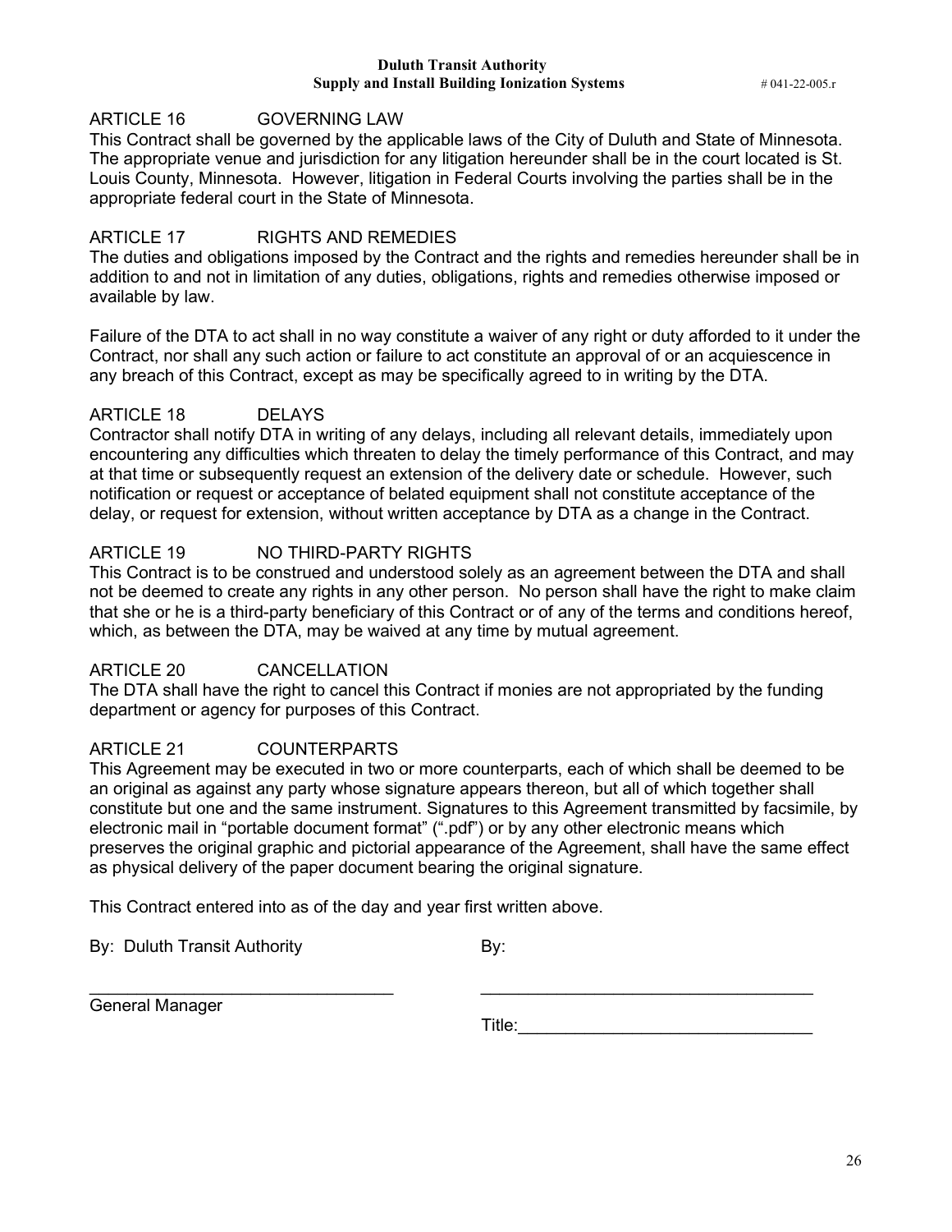## ARTICLE 16 GOVERNING LAW

This Contract shall be governed by the applicable laws of the City of Duluth and State of Minnesota. The appropriate venue and jurisdiction for any litigation hereunder shall be in the court located is St. Louis County, Minnesota. However, litigation in Federal Courts involving the parties shall be in the appropriate federal court in the State of Minnesota.

## ARTICLE 17 RIGHTS AND REMEDIES

The duties and obligations imposed by the Contract and the rights and remedies hereunder shall be in addition to and not in limitation of any duties, obligations, rights and remedies otherwise imposed or available by law.

Failure of the DTA to act shall in no way constitute a waiver of any right or duty afforded to it under the Contract, nor shall any such action or failure to act constitute an approval of or an acquiescence in any breach of this Contract, except as may be specifically agreed to in writing by the DTA.

## ARTICLE 18 DELAYS

Contractor shall notify DTA in writing of any delays, including all relevant details, immediately upon encountering any difficulties which threaten to delay the timely performance of this Contract, and may at that time or subsequently request an extension of the delivery date or schedule. However, such notification or request or acceptance of belated equipment shall not constitute acceptance of the delay, or request for extension, without written acceptance by DTA as a change in the Contract.

## ARTICLE 19 NO THIRD-PARTY RIGHTS

This Contract is to be construed and understood solely as an agreement between the DTA and shall not be deemed to create any rights in any other person. No person shall have the right to make claim that she or he is a third-party beneficiary of this Contract or of any of the terms and conditions hereof, which, as between the DTA, may be waived at any time by mutual agreement.

## ARTICLE 20 CANCELLATION

The DTA shall have the right to cancel this Contract if monies are not appropriated by the funding department or agency for purposes of this Contract.

## ARTICLE 21 COUNTERPARTS

This Agreement may be executed in two or more counterparts, each of which shall be deemed to be an original as against any party whose signature appears thereon, but all of which together shall constitute but one and the same instrument. Signatures to this Agreement transmitted by facsimile, by electronic mail in "portable document format" (".pdf") or by any other electronic means which preserves the original graphic and pictorial appearance of the Agreement, shall have the same effect as physical delivery of the paper document bearing the original signature.

This Contract entered into as of the day and year first written above.

By: Duluth Transit Authority

\_\_\_\_\_\_\_\_\_\_\_\_\_\_\_\_\_\_\_\_\_\_\_\_\_\_\_\_\_\_\_\_

General Manager

By:

\_\_\_\_\_\_\_\_\_\_\_\_\_\_\_\_\_\_\_\_\_\_\_\_\_\_\_\_\_\_\_\_

Title:\_\_\_\_\_\_\_\_\_\_\_\_\_\_\_\_\_\_\_\_\_\_\_\_\_\_\_\_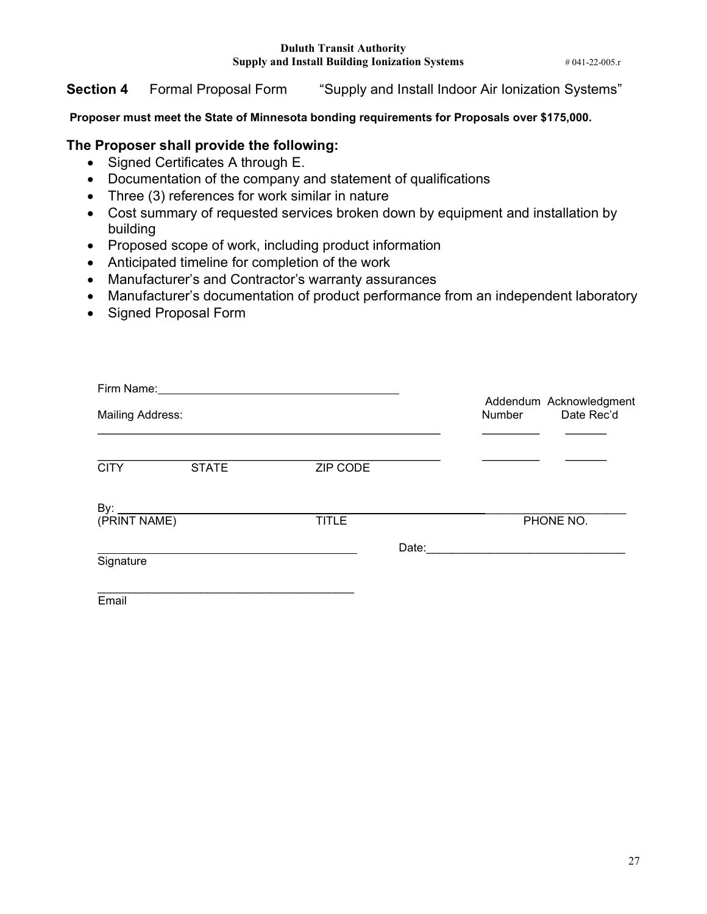**Section 4** Formal Proposal Form "Supply and Install Indoor Air Ionization Systems"

**Proposer must meet the State of Minnesota bonding requirements for Proposals over $175,000.**

### The Proposer shall provide the following:

- Signed Certificates A through E.
- Documentation of the company and statement of qualifications
- Three (3) references for work similar in nature
- Cost summary of requested services broken down by equipment and installation by building
- Proposed scope of work, including product information
- Anticipated timeline for completion of the work
- Manufacturer's and Contractor's warranty assurances
- Manufacturer's documentation of product performance from an independent laboratory
- Signed Proposal Form

Firm Name: ______________________________________

Mailing Address:

______________________________________________________

______________________________________________________
CITY STATE ZIP CODE

| Addendum Number | Acknowledgment Date Rec'd |
| --- | --- |
| ________ | ______ |
| ________ | ______ |

By: ______________________________________________________
(PRINT NAME) TITLE PHONE NO.

______________________________________ Date: ______________________________
Signature

______________________________________
Email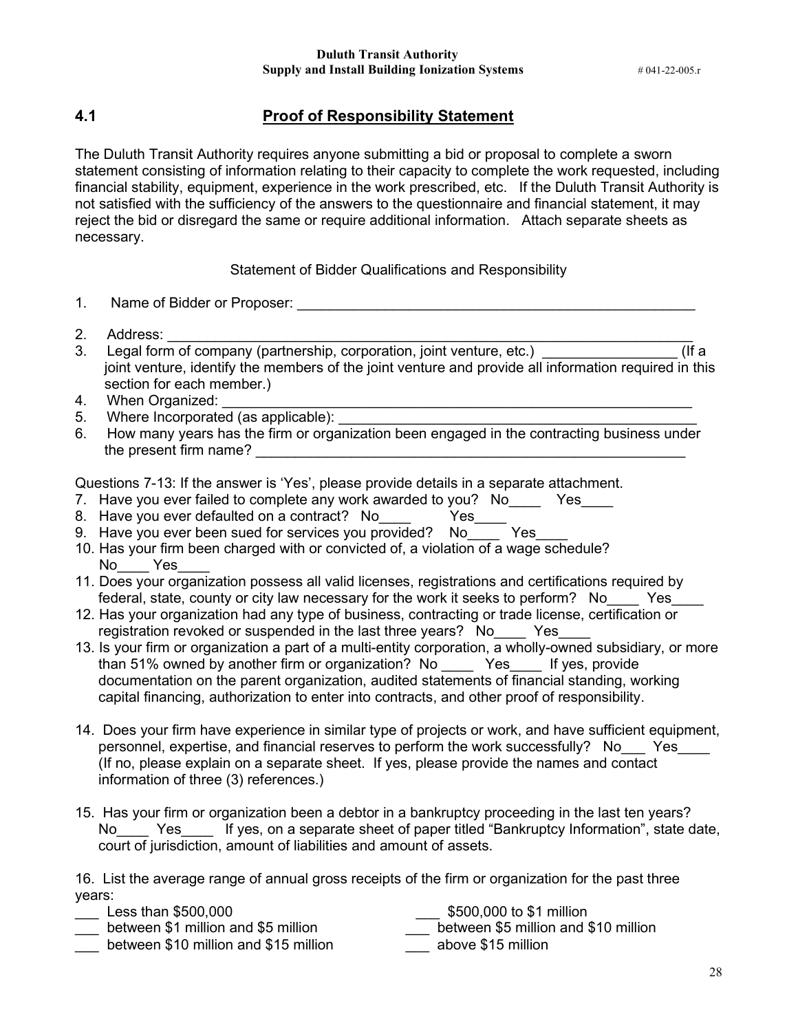## 4.1 Proof of Responsibility Statement

The Duluth Transit Authority requires anyone submitting a bid or proposal to complete a sworn statement consisting of information relating to their capacity to complete the work requested, including financial stability, equipment, experience in the work prescribed, etc. If the Duluth Transit Authority is not satisfied with the sufficiency of the answers to the questionnaire and financial statement, it may reject the bid or disregard the same or require additional information. Attach separate sheets as necessary.

Statement of Bidder Qualifications and Responsibility

1. Name of Bidder or Proposer: ____________________________________________________
2. Address: ______________________________________________________________________
3. Legal form of company (partnership, corporation, joint venture, etc.) _________________ (If a joint venture, identify the members of the joint venture and provide all information required in this section for each member.)
4. When Organized: _________________________________________________________________
5. Where Incorporated (as applicable): _______________________________________________
6. How many years has the firm or organization been engaged in the contracting business under the present firm name? ____________________________________________________________

Questions 7-13: If the answer is 'Yes', please provide details in a separate attachment.

7. Have you ever failed to complete any work awarded to you? No____ Yes____
8. Have you ever defaulted on a contract? No____ Yes____
9. Have you ever been sued for services you provided? No____ Yes____
10. Has your firm been charged with or convicted of, a violation of a wage schedule? No____ Yes____
11. Does your organization possess all valid licenses, registrations and certifications required by federal, state, county or city law necessary for the work it seeks to perform? No____ Yes____
12. Has your organization had any type of business, contracting or trade license, certification or registration revoked or suspended in the last three years? No____ Yes____
13. Is your firm or organization a part of a multi-entity corporation, a wholly-owned subsidiary, or more than 51% owned by another firm or organization? No ____ Yes____ If yes, provide documentation on the parent organization, audited statements of financial standing, working capital financing, authorization to enter into contracts, and other proof of responsibility.
14. Does your firm have experience in similar type of projects or work, and have sufficient equipment, personnel, expertise, and financial reserves to perform the work successfully? No___ Yes____ (If no, please explain on a separate sheet. If yes, please provide the names and contact information of three (3) references.)
15. Has your firm or organization been a debtor in a bankruptcy proceeding in the last ten years? No____ Yes____ If yes, on a separate sheet of paper titled "Bankruptcy Information", state date, court of jurisdiction, amount of liabilities and amount of assets.
16. List the average range of annual gross receipts of the firm or organization for the past three years:

___ Less than $500,000
___ $500,000 to $1 million
___ between $1 million and $5 million
___ between $5 million and $10 million
___ between $10 million and $15 million
___ above $15 million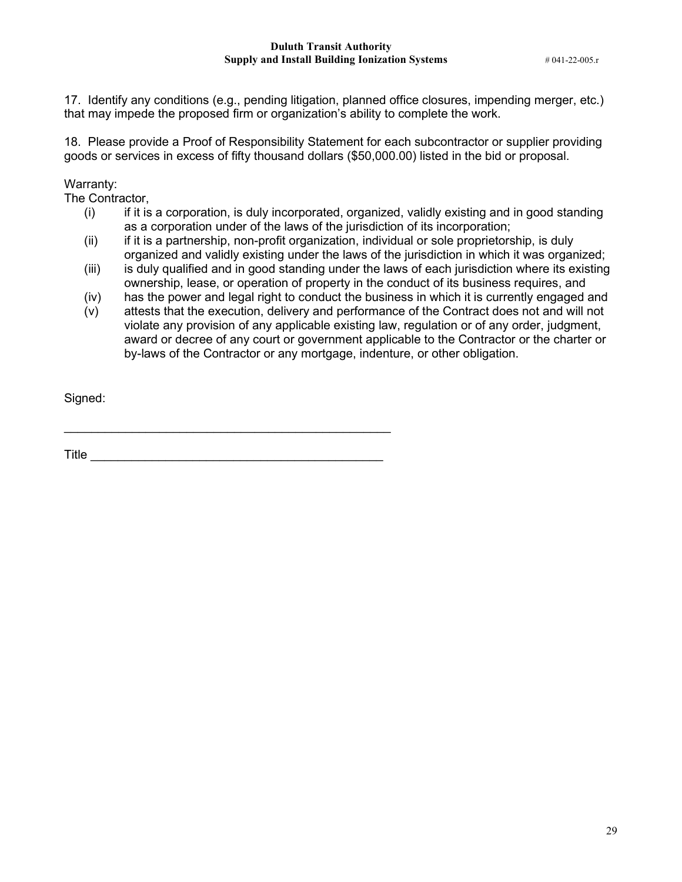17. Identify any conditions (e.g., pending litigation, planned office closures, impending merger, etc.) that may impede the proposed firm or organization's ability to complete the work.

18. Please provide a Proof of Responsibility Statement for each subcontractor or supplier providing goods or services in excess of fifty thousand dollars ($50,000.00) listed in the bid or proposal.

Warranty:

The Contractor,

- (i) if it is a corporation, is duly incorporated, organized, validly existing and in good standing as a corporation under of the laws of the jurisdiction of its incorporation;
- (ii) if it is a partnership, non-profit organization, individual or sole proprietorship, is duly organized and validly existing under the laws of the jurisdiction in which it was organized;
- (iii) is duly qualified and in good standing under the laws of each jurisdiction where its existing ownership, lease, or operation of property in the conduct of its business requires, and
- (iv) has the power and legal right to conduct the business in which it is currently engaged and
- (v) attests that the execution, delivery and performance of the Contract does not and will not violate any provision of any applicable existing law, regulation or of any order, judgment, award or decree of any court or government applicable to the Contractor or the charter or by-laws of the Contractor or any mortgage, indenture, or other obligation.

Signed:

_______________________________________________

Title ___________________________________________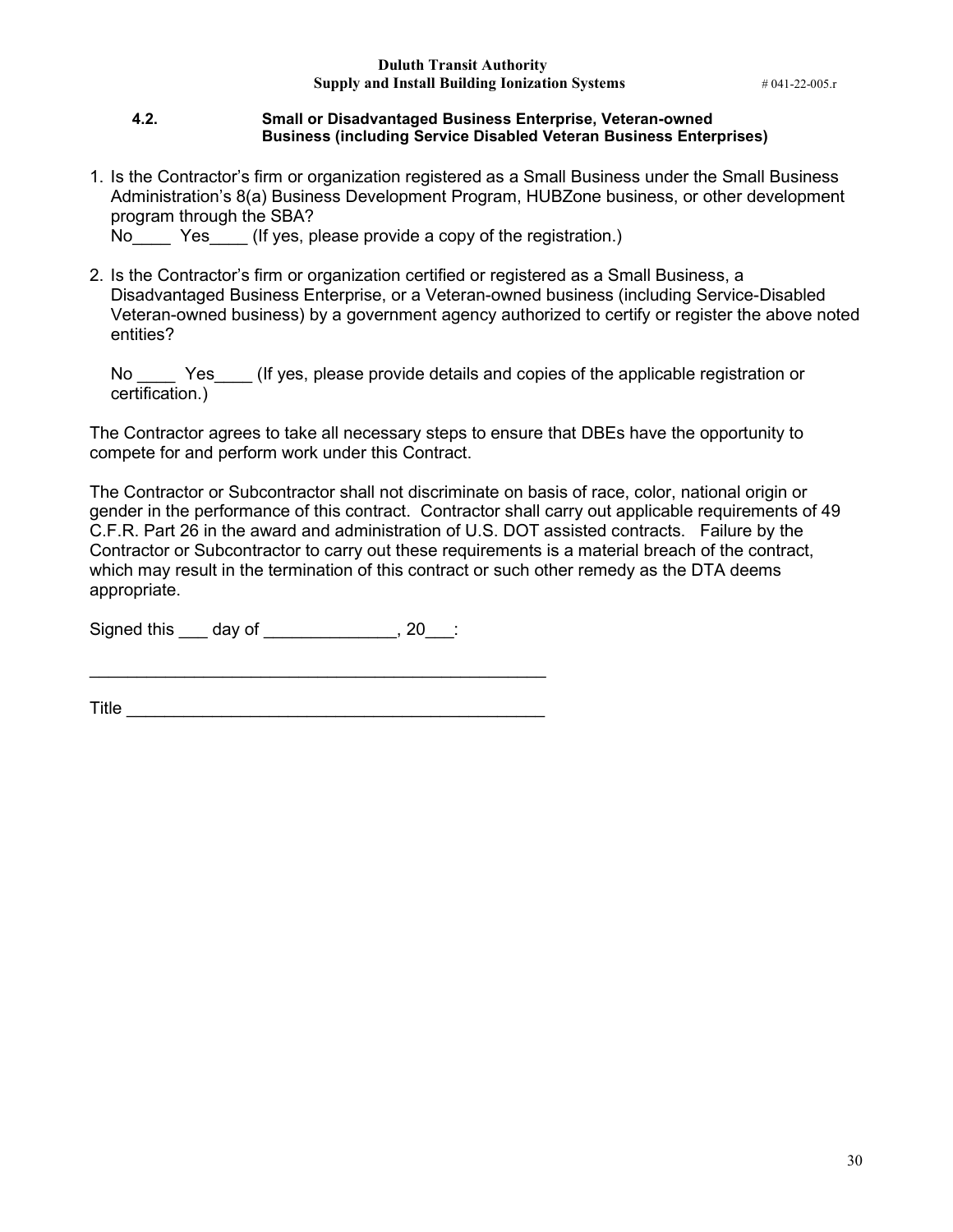#### 4.2. Small or Disadvantaged Business Enterprise, Veteran-owned Business (including Service Disabled Veteran Business Enterprises)

1. Is the Contractor's firm or organization registered as a Small Business under the Small Business Administration's 8(a) Business Development Program, HUBZone business, or other development program through the SBA?
   No____ Yes____ (If yes, please provide a copy of the registration.)

2. Is the Contractor's firm or organization certified or registered as a Small Business, a Disadvantaged Business Enterprise, or a Veteran-owned business (including Service-Disabled Veteran-owned business) by a government agency authorized to certify or register the above noted entities?

   No ____ Yes____ (If yes, please provide details and copies of the applicable registration or certification.)

The Contractor agrees to take all necessary steps to ensure that DBEs have the opportunity to compete for and perform work under this Contract.

The Contractor or Subcontractor shall not discriminate on basis of race, color, national origin or gender in the performance of this contract. Contractor shall carry out applicable requirements of 49 C.F.R. Part 26 in the award and administration of U.S. DOT assisted contracts. Failure by the Contractor or Subcontractor to carry out these requirements is a material breach of the contract, which may result in the termination of this contract or such other remedy as the DTA deems appropriate.

Signed this ___ day of ______________, 20___:

_________________________________________________

Title ____________________________________________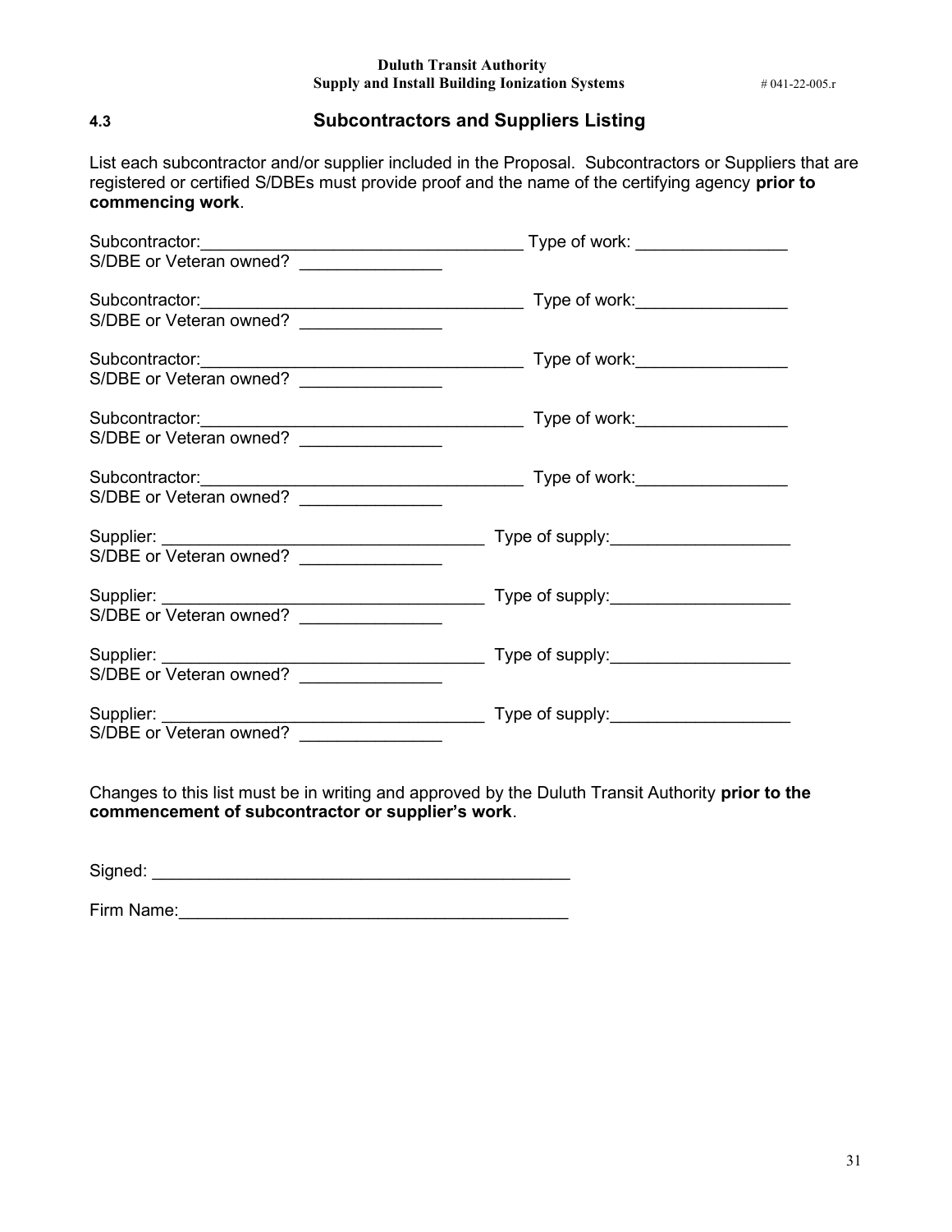## 4.3 Subcontractors and Suppliers Listing

List each subcontractor and/or supplier included in the Proposal. Subcontractors or Suppliers that are registered or certified S/DBEs must provide proof and the name of the certifying agency **prior to commencing work**.

Subcontractor:__________________________________ Type of work: ________________
S/DBE or Veteran owned? _______________

Subcontractor:__________________________________ Type of work:________________
S/DBE or Veteran owned? _______________

Subcontractor:__________________________________ Type of work:________________
S/DBE or Veteran owned? _______________

Subcontractor:__________________________________ Type of work:________________
S/DBE or Veteran owned? _______________

Subcontractor:__________________________________ Type of work:________________
S/DBE or Veteran owned? _______________

Supplier: __________________________________ Type of supply:___________________
S/DBE or Veteran owned? _______________

Supplier: __________________________________ Type of supply:___________________
S/DBE or Veteran owned? _______________

Supplier: __________________________________ Type of supply:___________________
S/DBE or Veteran owned? _______________

Supplier: __________________________________ Type of supply:___________________
S/DBE or Veteran owned? _______________

Changes to this list must be in writing and approved by the Duluth Transit Authority **prior to the commencement of subcontractor or supplier's work**.

Signed: ____________________________________________

Firm Name:________________________________________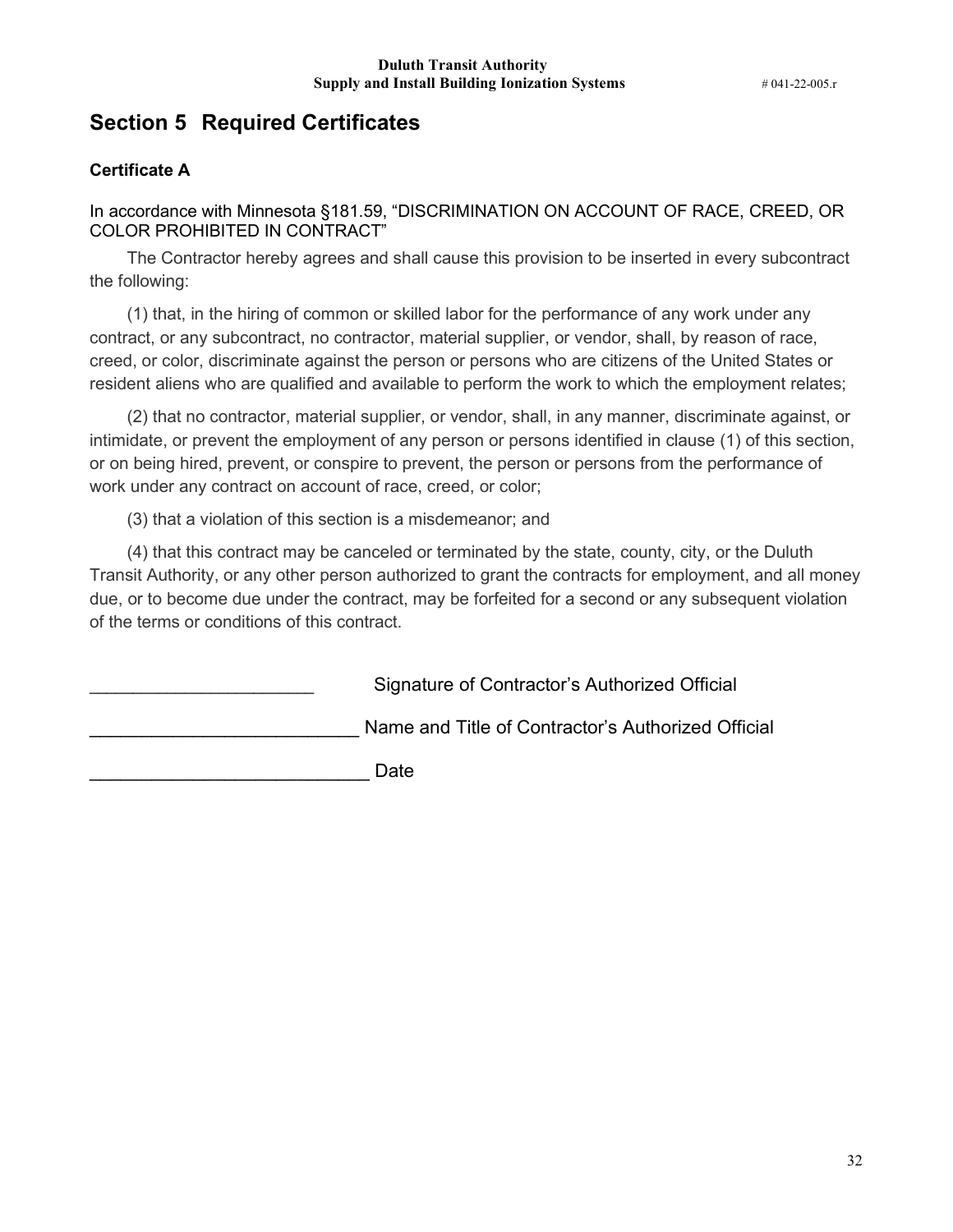# Section 5 Required Certificates

### Certificate A

In accordance with Minnesota §181.59, "DISCRIMINATION ON ACCOUNT OF RACE, CREED, OR COLOR PROHIBITED IN CONTRACT"

The Contractor hereby agrees and shall cause this provision to be inserted in every subcontract the following:

(1) that, in the hiring of common or skilled labor for the performance of any work under any contract, or any subcontract, no contractor, material supplier, or vendor, shall, by reason of race, creed, or color, discriminate against the person or persons who are citizens of the United States or resident aliens who are qualified and available to perform the work to which the employment relates;

(2) that no contractor, material supplier, or vendor, shall, in any manner, discriminate against, or intimidate, or prevent the employment of any person or persons identified in clause (1) of this section, or on being hired, prevent, or conspire to prevent, the person or persons from the performance of work under any contract on account of race, creed, or color;

(3) that a violation of this section is a misdemeanor; and

(4) that this contract may be canceled or terminated by the state, county, city, or the Duluth Transit Authority, or any other person authorized to grant the contracts for employment, and all money due, or to become due under the contract, may be forfeited for a second or any subsequent violation of the terms or conditions of this contract.

______________________ Signature of Contractor's Authorized Official

__________________________ Name and Title of Contractor's Authorized Official

___________________________ Date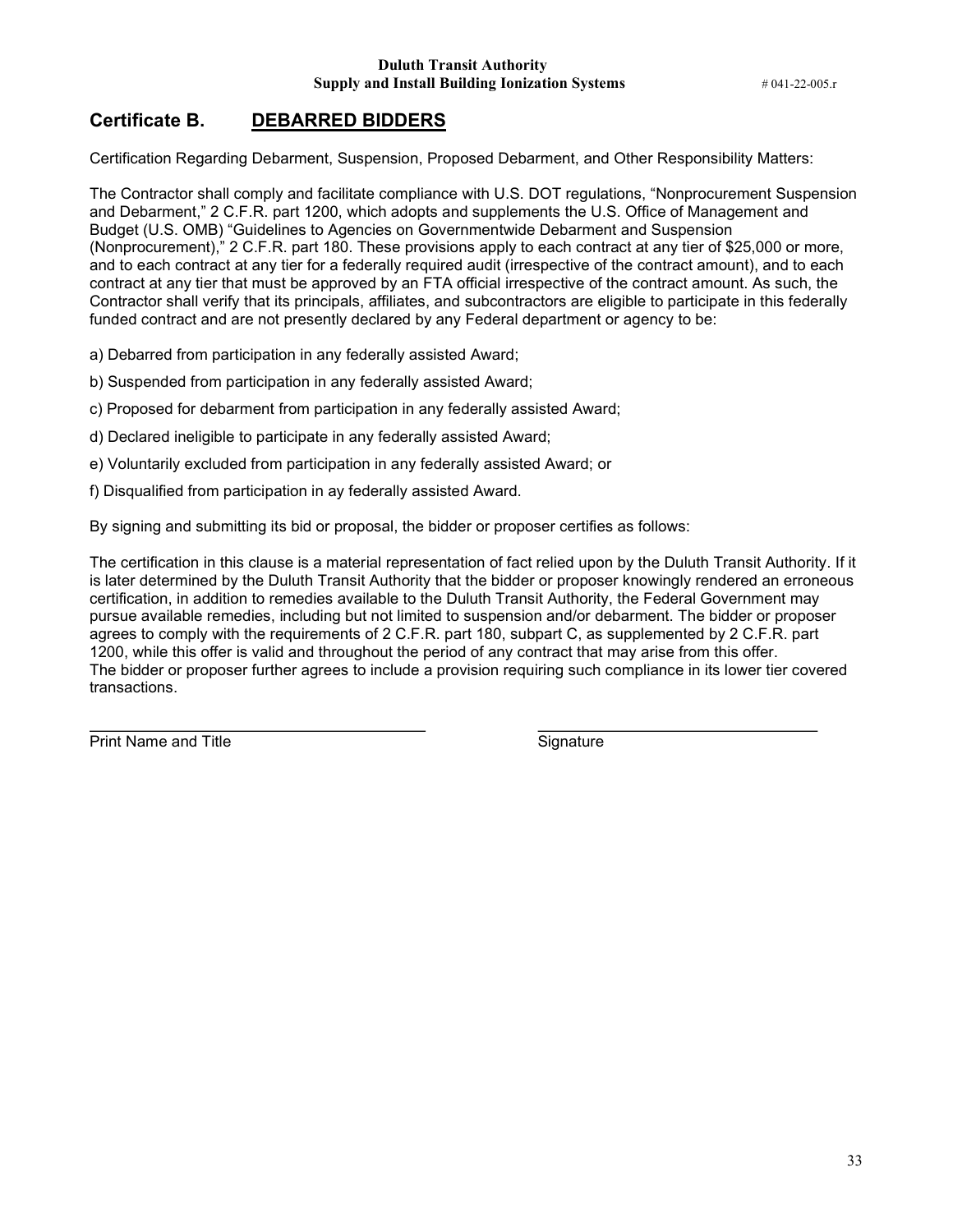## Certificate B. DEBARRED BIDDERS

Certification Regarding Debarment, Suspension, Proposed Debarment, and Other Responsibility Matters:

The Contractor shall comply and facilitate compliance with U.S. DOT regulations, "Nonprocurement Suspension and Debarment," 2 C.F.R. part 1200, which adopts and supplements the U.S. Office of Management and Budget (U.S. OMB) "Guidelines to Agencies on Governmentwide Debarment and Suspension (Nonprocurement)," 2 C.F.R. part 180. These provisions apply to each contract at any tier of $25,000 or more, and to each contract at any tier for a federally required audit (irrespective of the contract amount), and to each contract at any tier that must be approved by an FTA official irrespective of the contract amount. As such, the Contractor shall verify that its principals, affiliates, and subcontractors are eligible to participate in this federally funded contract and are not presently declared by any Federal department or agency to be:

a) Debarred from participation in any federally assisted Award;

b) Suspended from participation in any federally assisted Award;

c) Proposed for debarment from participation in any federally assisted Award;

d) Declared ineligible to participate in any federally assisted Award;

e) Voluntarily excluded from participation in any federally assisted Award; or

f) Disqualified from participation in ay federally assisted Award.

By signing and submitting its bid or proposal, the bidder or proposer certifies as follows:

The certification in this clause is a material representation of fact relied upon by the Duluth Transit Authority. If it is later determined by the Duluth Transit Authority that the bidder or proposer knowingly rendered an erroneous certification, in addition to remedies available to the Duluth Transit Authority, the Federal Government may pursue available remedies, including but not limited to suspension and/or debarment. The bidder or proposer agrees to comply with the requirements of 2 C.F.R. part 180, subpart C, as supplemented by 2 C.F.R. part 1200, while this offer is valid and throughout the period of any contract that may arise from this offer. The bidder or proposer further agrees to include a provision requiring such compliance in its lower tier covered transactions.

\_\_\_\_\_\_\_\_\_\_\_\_\_\_\_\_\_\_\_\_\_\_\_\_\_\_\_\_\_\_\_\_\_\_\_\_\_\_\_\_ \_\_\_\_\_\_\_\_\_\_\_\_\_\_\_\_\_\_\_\_\_\_\_\_\_\_\_\_\_\_\_\_\_\_\_\_

Print Name and Title Signature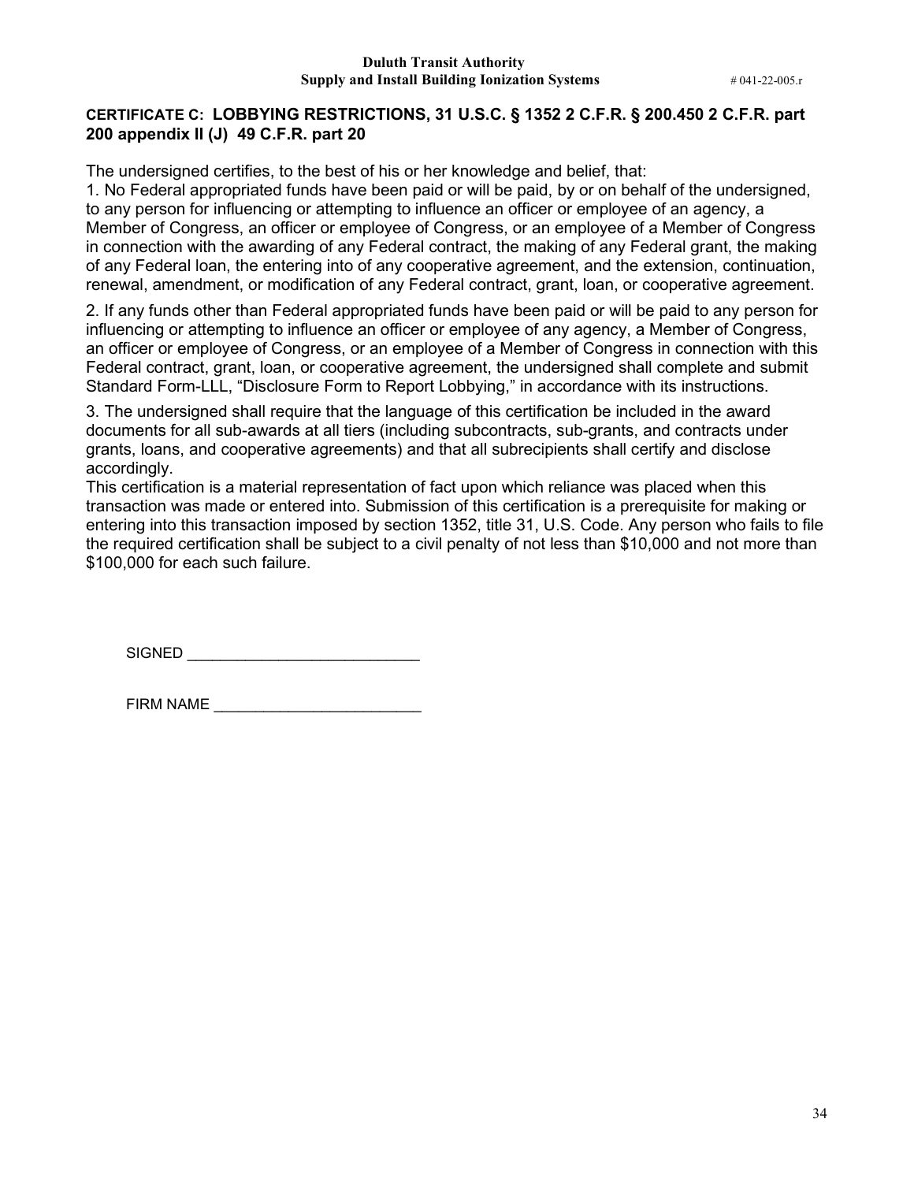**CERTIFICATE C: LOBBYING RESTRICTIONS, 31 U.S.C. § 1352 2 C.F.R. § 200.450 2 C.F.R. part 200 appendix II (J) 49 C.F.R. part 20**

The undersigned certifies, to the best of his or her knowledge and belief, that:

1. No Federal appropriated funds have been paid or will be paid, by or on behalf of the undersigned, to any person for influencing or attempting to influence an officer or employee of an agency, a Member of Congress, an officer or employee of Congress, or an employee of a Member of Congress in connection with the awarding of any Federal contract, the making of any Federal grant, the making of any Federal loan, the entering into of any cooperative agreement, and the extension, continuation, renewal, amendment, or modification of any Federal contract, grant, loan, or cooperative agreement.

2. If any funds other than Federal appropriated funds have been paid or will be paid to any person for influencing or attempting to influence an officer or employee of any agency, a Member of Congress, an officer or employee of Congress, or an employee of a Member of Congress in connection with this Federal contract, grant, loan, or cooperative agreement, the undersigned shall complete and submit Standard Form-LLL, "Disclosure Form to Report Lobbying," in accordance with its instructions.

3. The undersigned shall require that the language of this certification be included in the award documents for all sub-awards at all tiers (including subcontracts, sub-grants, and contracts under grants, loans, and cooperative agreements) and that all subrecipients shall certify and disclose accordingly.

This certification is a material representation of fact upon which reliance was placed when this transaction was made or entered into. Submission of this certification is a prerequisite for making or entering into this transaction imposed by section 1352, title 31, U.S. Code. Any person who fails to file the required certification shall be subject to a civil penalty of not less than $10,000 and not more than $100,000 for each such failure.

SIGNED ___________________________

FIRM NAME ________________________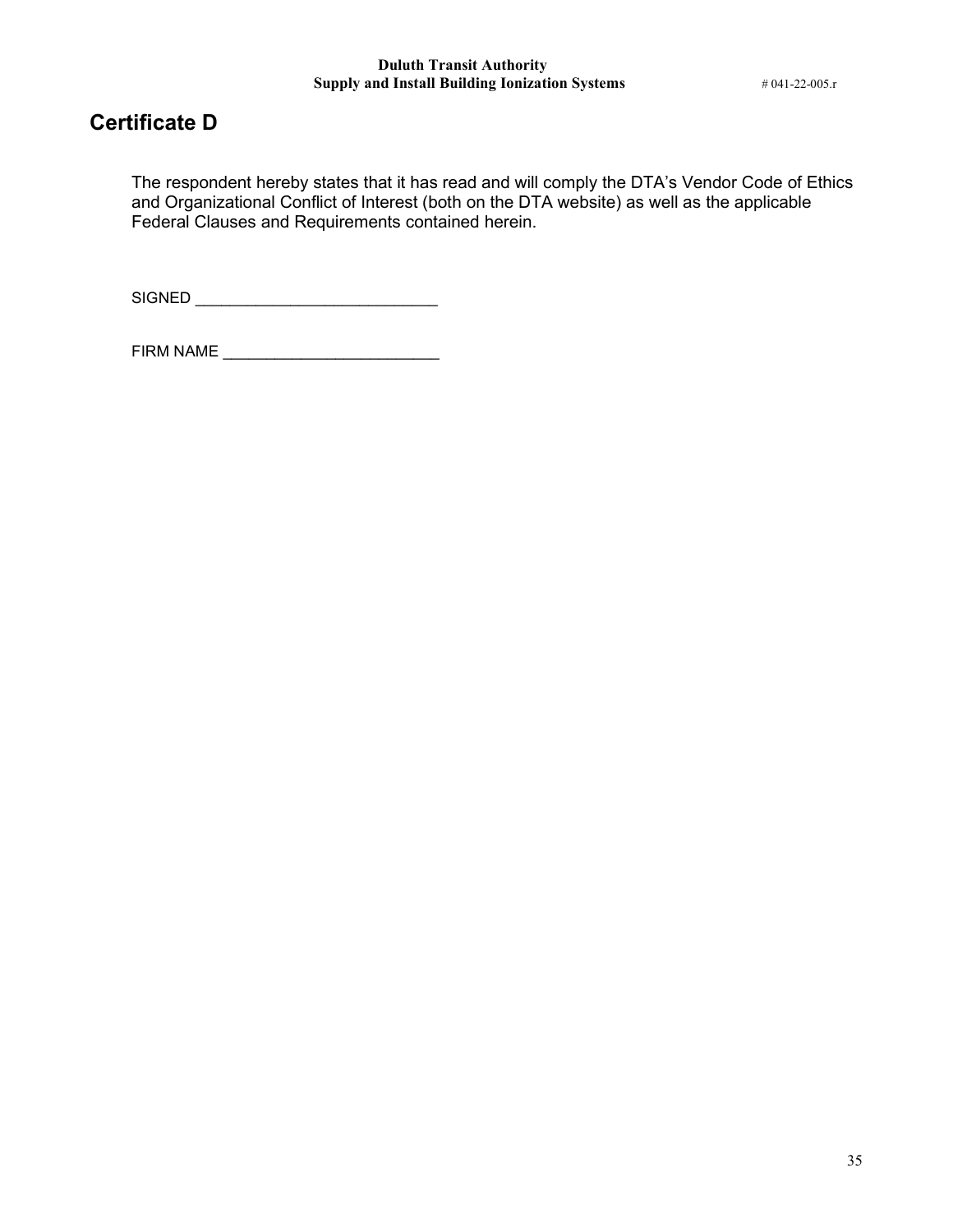## Certificate D

The respondent hereby states that it has read and will comply the DTA's Vendor Code of Ethics and Organizational Conflict of Interest (both on the DTA website) as well as the applicable Federal Clauses and Requirements contained herein.

SIGNED ___________________________

FIRM NAME ________________________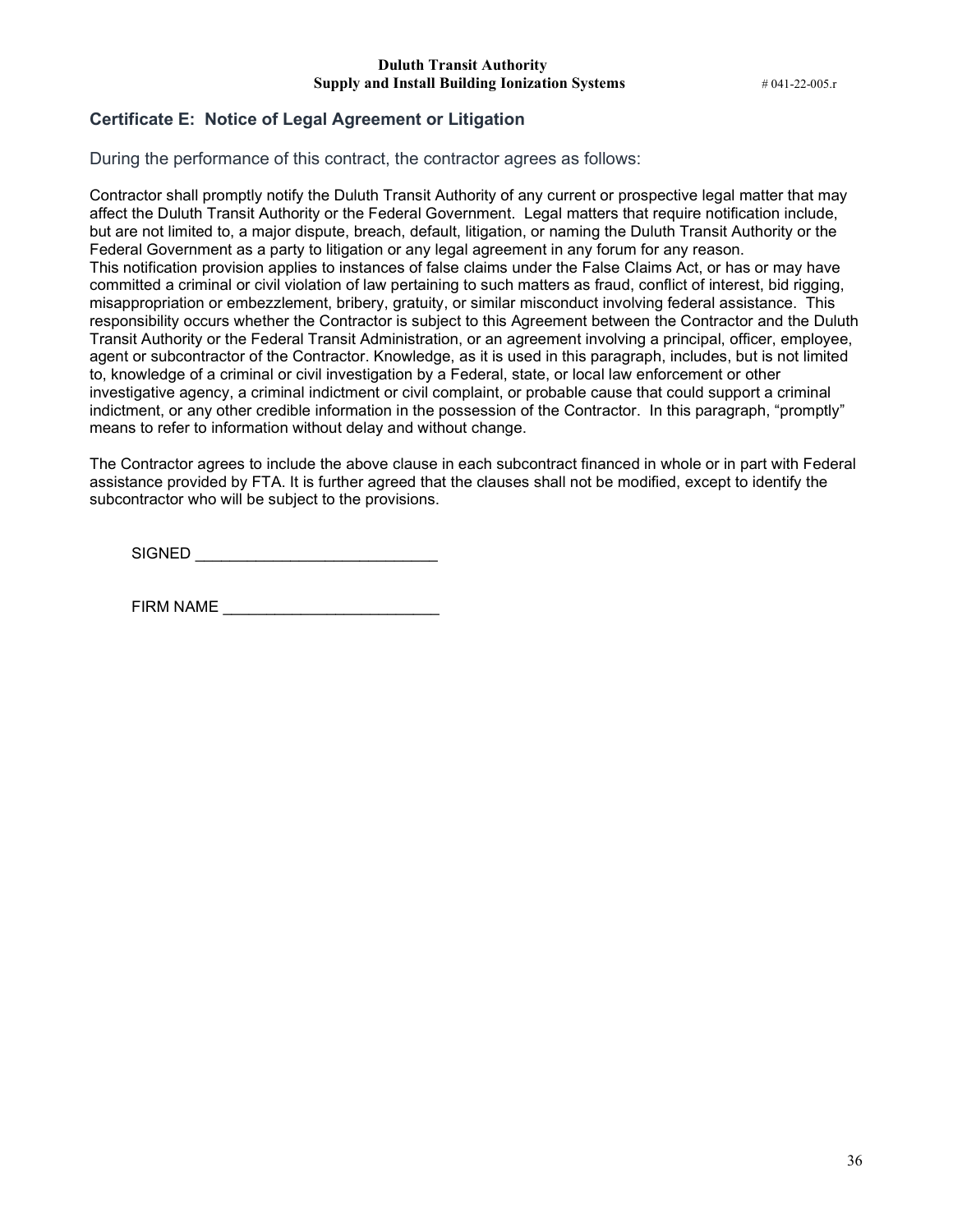## Certificate E: Notice of Legal Agreement or Litigation

During the performance of this contract, the contractor agrees as follows:

Contractor shall promptly notify the Duluth Transit Authority of any current or prospective legal matter that may affect the Duluth Transit Authority or the Federal Government. Legal matters that require notification include, but are not limited to, a major dispute, breach, default, litigation, or naming the Duluth Transit Authority or the Federal Government as a party to litigation or any legal agreement in any forum for any reason.
This notification provision applies to instances of false claims under the False Claims Act, or has or may have committed a criminal or civil violation of law pertaining to such matters as fraud, conflict of interest, bid rigging, misappropriation or embezzlement, bribery, gratuity, or similar misconduct involving federal assistance. This responsibility occurs whether the Contractor is subject to this Agreement between the Contractor and the Duluth Transit Authority or the Federal Transit Administration, or an agreement involving a principal, officer, employee, agent or subcontractor of the Contractor. Knowledge, as it is used in this paragraph, includes, but is not limited to, knowledge of a criminal or civil investigation by a Federal, state, or local law enforcement or other investigative agency, a criminal indictment or civil complaint, or probable cause that could support a criminal indictment, or any other credible information in the possession of the Contractor. In this paragraph, "promptly" means to refer to information without delay and without change.

The Contractor agrees to include the above clause in each subcontract financed in whole or in part with Federal assistance provided by FTA. It is further agreed that the clauses shall not be modified, except to identify the subcontractor who will be subject to the provisions.

SIGNED ___________________________

FIRM NAME ________________________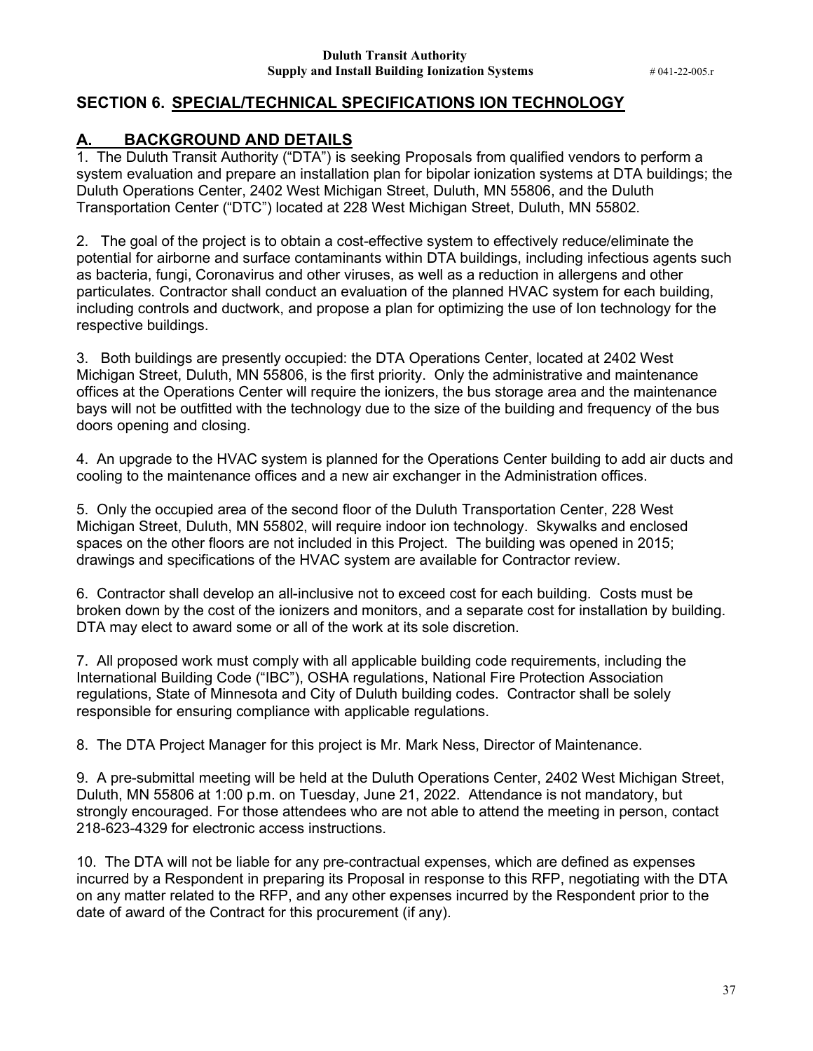## SECTION 6. SPECIAL/TECHNICAL SPECIFICATIONS ION TECHNOLOGY

### A. BACKGROUND AND DETAILS

1. The Duluth Transit Authority ("DTA") is seeking Proposals from qualified vendors to perform a system evaluation and prepare an installation plan for bipolar ionization systems at DTA buildings; the Duluth Operations Center, 2402 West Michigan Street, Duluth, MN 55806, and the Duluth Transportation Center ("DTC") located at 228 West Michigan Street, Duluth, MN 55802.

2. The goal of the project is to obtain a cost-effective system to effectively reduce/eliminate the potential for airborne and surface contaminants within DTA buildings, including infectious agents such as bacteria, fungi, Coronavirus and other viruses, as well as a reduction in allergens and other particulates. Contractor shall conduct an evaluation of the planned HVAC system for each building, including controls and ductwork, and propose a plan for optimizing the use of Ion technology for the respective buildings.

3. Both buildings are presently occupied: the DTA Operations Center, located at 2402 West Michigan Street, Duluth, MN 55806, is the first priority. Only the administrative and maintenance offices at the Operations Center will require the ionizers, the bus storage area and the maintenance bays will not be outfitted with the technology due to the size of the building and frequency of the bus doors opening and closing.

4. An upgrade to the HVAC system is planned for the Operations Center building to add air ducts and cooling to the maintenance offices and a new air exchanger in the Administration offices.

5. Only the occupied area of the second floor of the Duluth Transportation Center, 228 West Michigan Street, Duluth, MN 55802, will require indoor ion technology. Skywalks and enclosed spaces on the other floors are not included in this Project. The building was opened in 2015; drawings and specifications of the HVAC system are available for Contractor review.

6. Contractor shall develop an all-inclusive not to exceed cost for each building. Costs must be broken down by the cost of the ionizers and monitors, and a separate cost for installation by building. DTA may elect to award some or all of the work at its sole discretion.

7. All proposed work must comply with all applicable building code requirements, including the International Building Code ("IBC"), OSHA regulations, National Fire Protection Association regulations, State of Minnesota and City of Duluth building codes. Contractor shall be solely responsible for ensuring compliance with applicable regulations.

8. The DTA Project Manager for this project is Mr. Mark Ness, Director of Maintenance.

9. A pre-submittal meeting will be held at the Duluth Operations Center, 2402 West Michigan Street, Duluth, MN 55806 at 1:00 p.m. on Tuesday, June 21, 2022. Attendance is not mandatory, but strongly encouraged. For those attendees who are not able to attend the meeting in person, contact 218-623-4329 for electronic access instructions.

10. The DTA will not be liable for any pre-contractual expenses, which are defined as expenses incurred by a Respondent in preparing its Proposal in response to this RFP, negotiating with the DTA on any matter related to the RFP, and any other expenses incurred by the Respondent prior to the date of award of the Contract for this procurement (if any).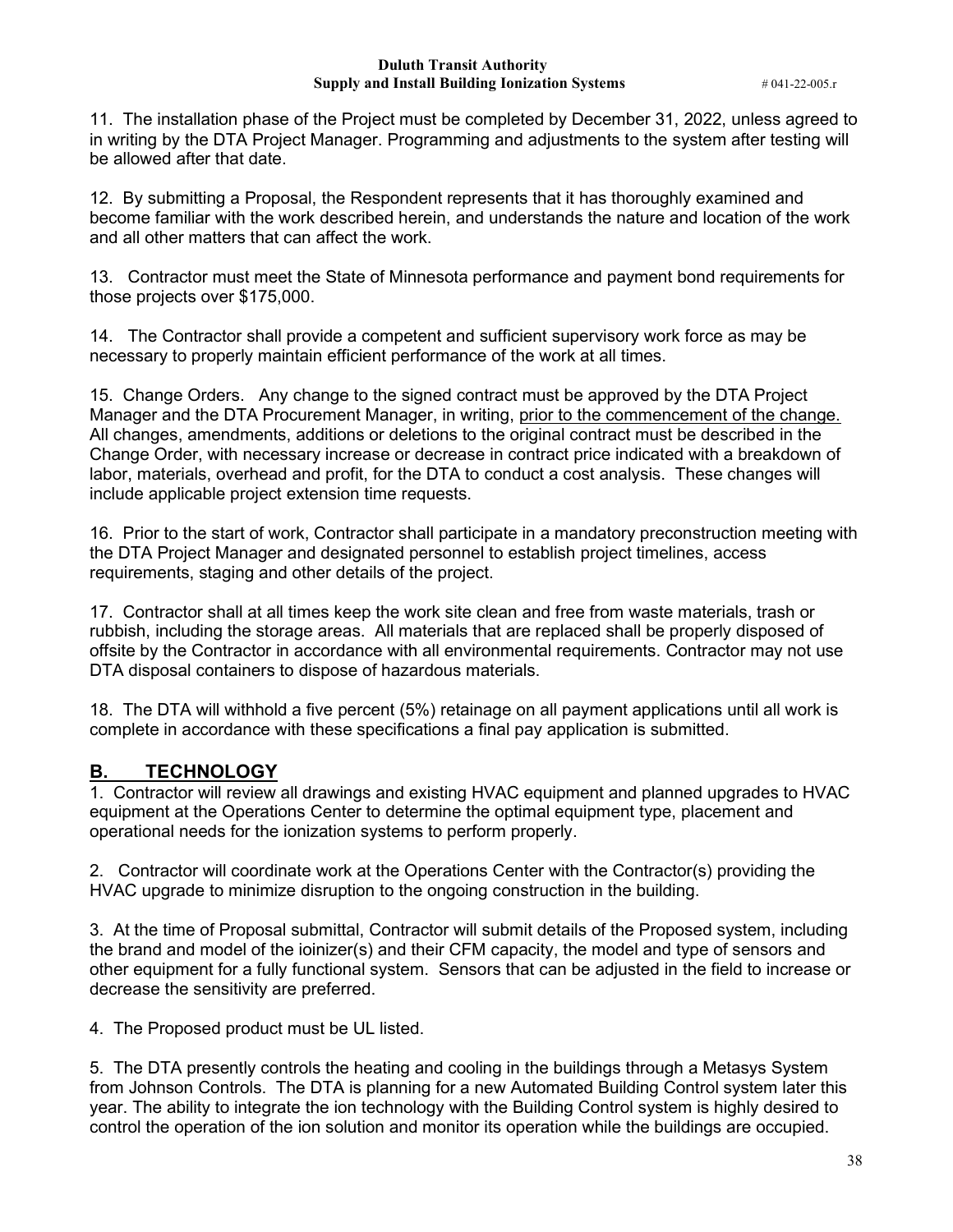11. The installation phase of the Project must be completed by December 31, 2022, unless agreed to in writing by the DTA Project Manager. Programming and adjustments to the system after testing will be allowed after that date.

12. By submitting a Proposal, the Respondent represents that it has thoroughly examined and become familiar with the work described herein, and understands the nature and location of the work and all other matters that can affect the work.

13. Contractor must meet the State of Minnesota performance and payment bond requirements for those projects over $175,000.

14. The Contractor shall provide a competent and sufficient supervisory work force as may be necessary to properly maintain efficient performance of the work at all times.

15. Change Orders. Any change to the signed contract must be approved by the DTA Project Manager and the DTA Procurement Manager, in writing, <u>prior to the commencement of the change.</u> All changes, amendments, additions or deletions to the original contract must be described in the Change Order, with necessary increase or decrease in contract price indicated with a breakdown of labor, materials, overhead and profit, for the DTA to conduct a cost analysis. These changes will include applicable project extension time requests.

16. Prior to the start of work, Contractor shall participate in a mandatory preconstruction meeting with the DTA Project Manager and designated personnel to establish project timelines, access requirements, staging and other details of the project.

17. Contractor shall at all times keep the work site clean and free from waste materials, trash or rubbish, including the storage areas. All materials that are replaced shall be properly disposed of offsite by the Contractor in accordance with all environmental requirements. Contractor may not use DTA disposal containers to dispose of hazardous materials.

18. The DTA will withhold a five percent (5%) retainage on all payment applications until all work is complete in accordance with these specifications a final pay application is submitted.

## B. TECHNOLOGY

1. Contractor will review all drawings and existing HVAC equipment and planned upgrades to HVAC equipment at the Operations Center to determine the optimal equipment type, placement and operational needs for the ionization systems to perform properly.

2. Contractor will coordinate work at the Operations Center with the Contractor(s) providing the HVAC upgrade to minimize disruption to the ongoing construction in the building.

3. At the time of Proposal submittal, Contractor will submit details of the Proposed system, including the brand and model of the ioinizer(s) and their CFM capacity, the model and type of sensors and other equipment for a fully functional system. Sensors that can be adjusted in the field to increase or decrease the sensitivity are preferred.

4. The Proposed product must be UL listed.

5. The DTA presently controls the heating and cooling in the buildings through a Metasys System from Johnson Controls. The DTA is planning for a new Automated Building Control system later this year. The ability to integrate the ion technology with the Building Control system is highly desired to control the operation of the ion solution and monitor its operation while the buildings are occupied.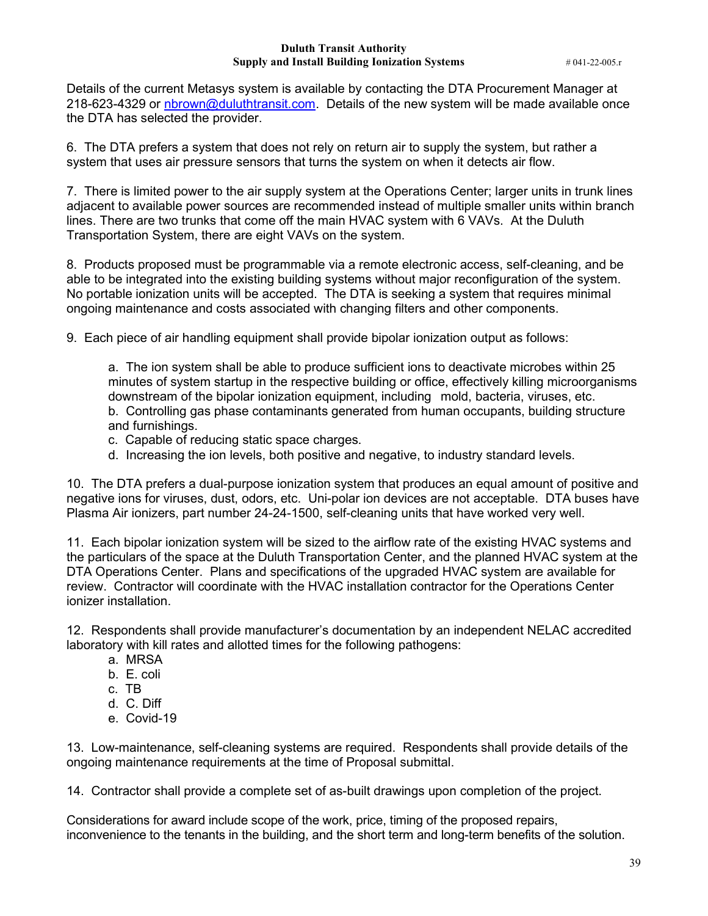Details of the current Metasys system is available by contacting the DTA Procurement Manager at 218-623-4329 or nbrown@duluthtransit.com. Details of the new system will be made available once the DTA has selected the provider.

6. The DTA prefers a system that does not rely on return air to supply the system, but rather a system that uses air pressure sensors that turns the system on when it detects air flow.

7. There is limited power to the air supply system at the Operations Center; larger units in trunk lines adjacent to available power sources are recommended instead of multiple smaller units within branch lines. There are two trunks that come off the main HVAC system with 6 VAVs. At the Duluth Transportation System, there are eight VAVs on the system.

8. Products proposed must be programmable via a remote electronic access, self-cleaning, and be able to be integrated into the existing building systems without major reconfiguration of the system. No portable ionization units will be accepted. The DTA is seeking a system that requires minimal ongoing maintenance and costs associated with changing filters and other components.

9. Each piece of air handling equipment shall provide bipolar ionization output as follows:

   a. The ion system shall be able to produce sufficient ions to deactivate microbes within 25 minutes of system startup in the respective building or office, effectively killing microorganisms downstream of the bipolar ionization equipment, including mold, bacteria, viruses, etc.
   b. Controlling gas phase contaminants generated from human occupants, building structure and furnishings.
   c. Capable of reducing static space charges.
   d. Increasing the ion levels, both positive and negative, to industry standard levels.

10. The DTA prefers a dual-purpose ionization system that produces an equal amount of positive and negative ions for viruses, dust, odors, etc. Uni-polar ion devices are not acceptable. DTA buses have Plasma Air ionizers, part number 24-24-1500, self-cleaning units that have worked very well.

11. Each bipolar ionization system will be sized to the airflow rate of the existing HVAC systems and the particulars of the space at the Duluth Transportation Center, and the planned HVAC system at the DTA Operations Center. Plans and specifications of the upgraded HVAC system are available for review. Contractor will coordinate with the HVAC installation contractor for the Operations Center ionizer installation.

12. Respondents shall provide manufacturer's documentation by an independent NELAC accredited laboratory with kill rates and allotted times for the following pathogens:

   a. MRSA
   b. E. coli
   c. TB
   d. C. Diff
   e. Covid-19

13. Low-maintenance, self-cleaning systems are required. Respondents shall provide details of the ongoing maintenance requirements at the time of Proposal submittal.

14. Contractor shall provide a complete set of as-built drawings upon completion of the project.

Considerations for award include scope of the work, price, timing of the proposed repairs, inconvenience to the tenants in the building, and the short term and long-term benefits of the solution.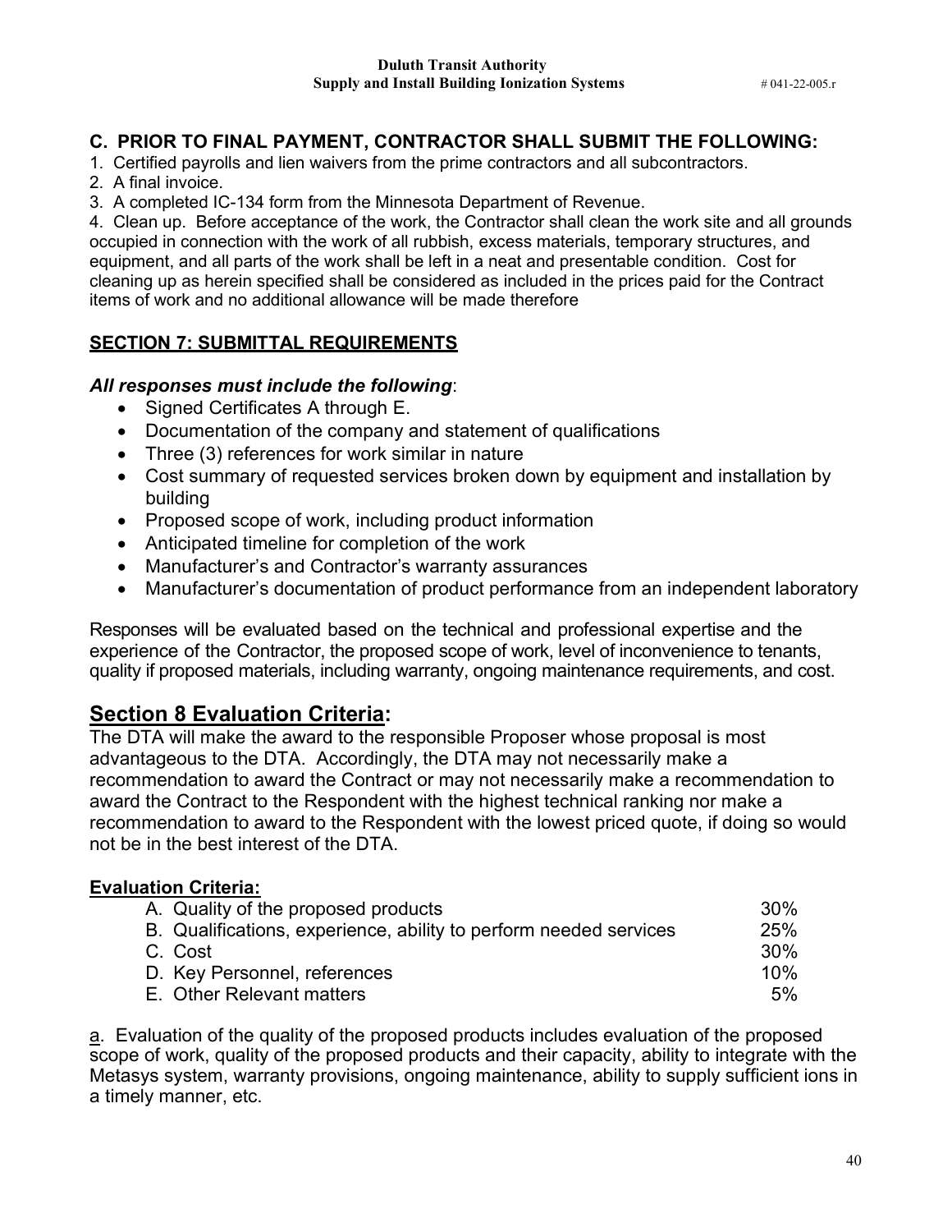### C. PRIOR TO FINAL PAYMENT, CONTRACTOR SHALL SUBMIT THE FOLLOWING:

1. Certified payrolls and lien waivers from the prime contractors and all subcontractors.
2. A final invoice.
3. A completed IC-134 form from the Minnesota Department of Revenue.
4. Clean up. Before acceptance of the work, the Contractor shall clean the work site and all grounds occupied in connection with the work of all rubbish, excess materials, temporary structures, and equipment, and all parts of the work shall be left in a neat and presentable condition. Cost for cleaning up as herein specified shall be considered as included in the prices paid for the Contract items of work and no additional allowance will be made therefore

## SECTION 7: SUBMITTAL REQUIREMENTS

***All responses must include the following***:

- Signed Certificates A through E.
- Documentation of the company and statement of qualifications
- Three (3) references for work similar in nature
- Cost summary of requested services broken down by equipment and installation by building
- Proposed scope of work, including product information
- Anticipated timeline for completion of the work
- Manufacturer's and Contractor's warranty assurances
- Manufacturer's documentation of product performance from an independent laboratory

Responses will be evaluated based on the technical and professional expertise and the experience of the Contractor, the proposed scope of work, level of inconvenience to tenants, quality if proposed materials, including warranty, ongoing maintenance requirements, and cost.

## Section 8 Evaluation Criteria:

The DTA will make the award to the responsible Proposer whose proposal is most advantageous to the DTA. Accordingly, the DTA may not necessarily make a recommendation to award the Contract or may not necessarily make a recommendation to award the Contract to the Respondent with the highest technical ranking nor make a recommendation to award to the Respondent with the lowest priced quote, if doing so would not be in the best interest of the DTA.

**Evaluation Criteria:**

| Criteria | Weight |
|---|---|
| A. Quality of the proposed products | 30% |
| B. Qualifications, experience, ability to perform needed services | 25% |
| C. Cost | 30% |
| D. Key Personnel, references | 10% |
| E. Other Relevant matters | 5% |

a. Evaluation of the quality of the proposed products includes evaluation of the proposed scope of work, quality of the proposed products and their capacity, ability to integrate with the Metasys system, warranty provisions, ongoing maintenance, ability to supply sufficient ions in a timely manner, etc.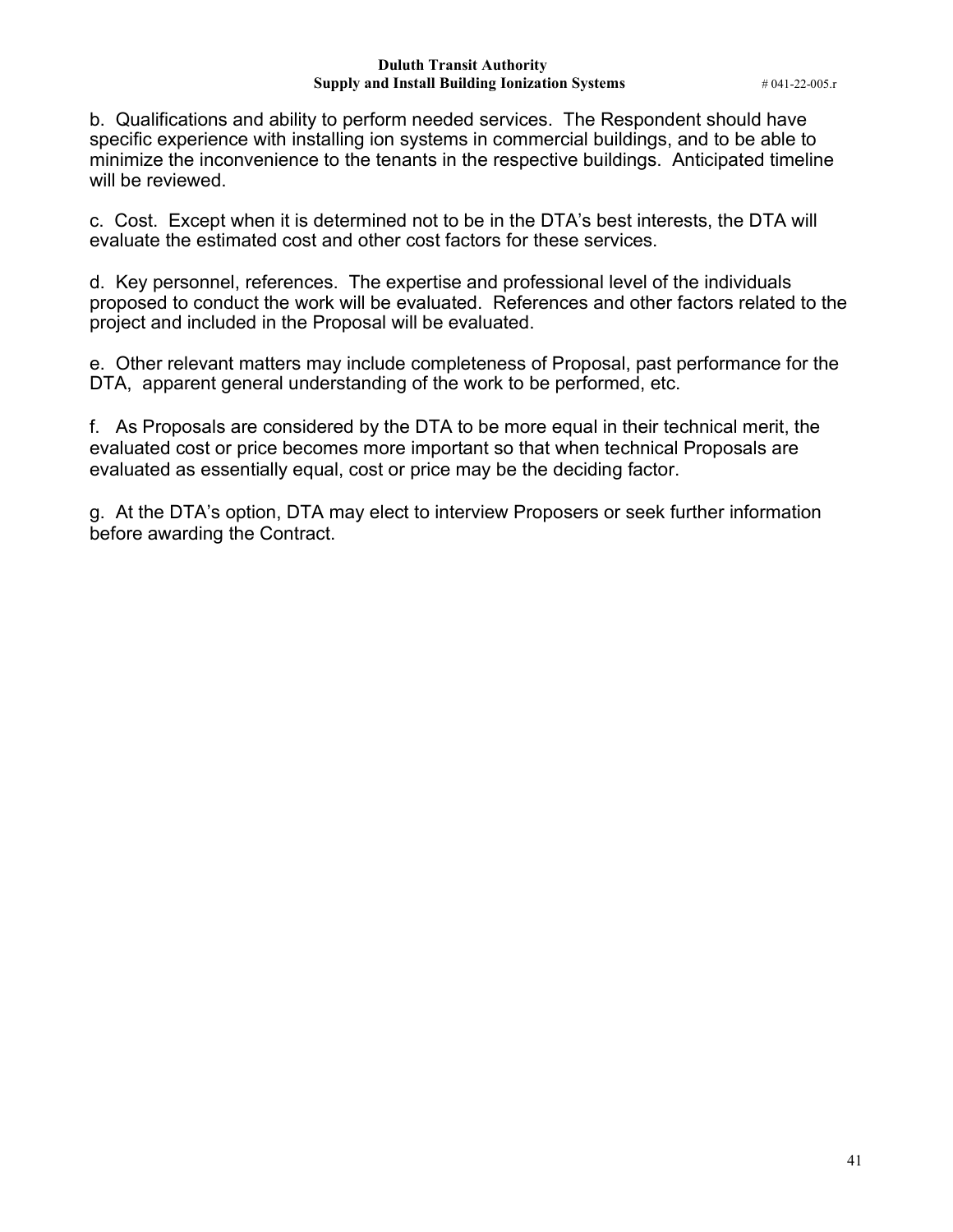b. Qualifications and ability to perform needed services. The Respondent should have specific experience with installing ion systems in commercial buildings, and to be able to minimize the inconvenience to the tenants in the respective buildings. Anticipated timeline will be reviewed.

c. Cost. Except when it is determined not to be in the DTA's best interests, the DTA will evaluate the estimated cost and other cost factors for these services.

d. Key personnel, references. The expertise and professional level of the individuals proposed to conduct the work will be evaluated. References and other factors related to the project and included in the Proposal will be evaluated.

e. Other relevant matters may include completeness of Proposal, past performance for the DTA, apparent general understanding of the work to be performed, etc.

f. As Proposals are considered by the DTA to be more equal in their technical merit, the evaluated cost or price becomes more important so that when technical Proposals are evaluated as essentially equal, cost or price may be the deciding factor.

g. At the DTA's option, DTA may elect to interview Proposers or seek further information before awarding the Contract.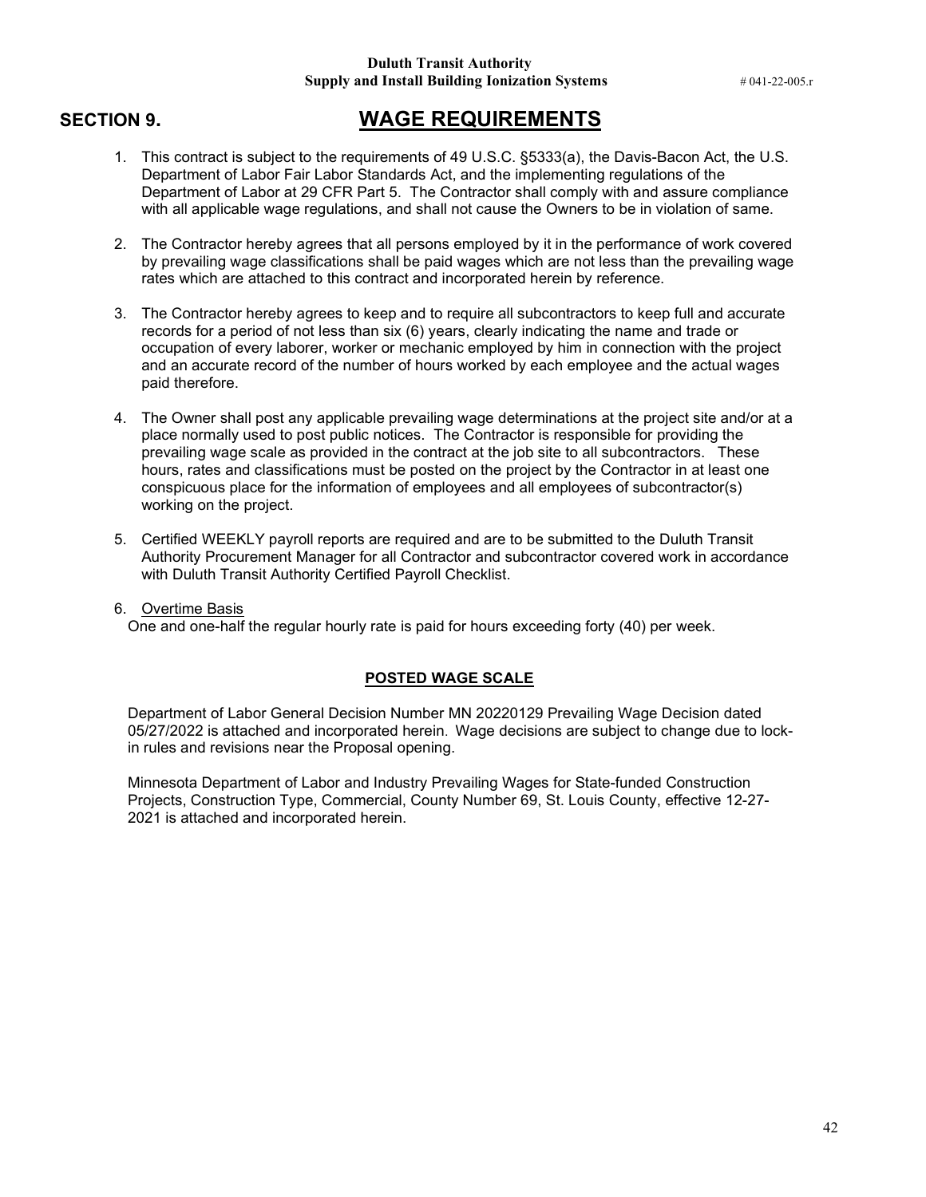# SECTION 9. WAGE REQUIREMENTS

1. This contract is subject to the requirements of 49 U.S.C. §5333(a), the Davis-Bacon Act, the U.S. Department of Labor Fair Labor Standards Act, and the implementing regulations of the Department of Labor at 29 CFR Part 5. The Contractor shall comply with and assure compliance with all applicable wage regulations, and shall not cause the Owners to be in violation of same.

2. The Contractor hereby agrees that all persons employed by it in the performance of work covered by prevailing wage classifications shall be paid wages which are not less than the prevailing wage rates which are attached to this contract and incorporated herein by reference.

3. The Contractor hereby agrees to keep and to require all subcontractors to keep full and accurate records for a period of not less than six (6) years, clearly indicating the name and trade or occupation of every laborer, worker or mechanic employed by him in connection with the project and an accurate record of the number of hours worked by each employee and the actual wages paid therefore.

4. The Owner shall post any applicable prevailing wage determinations at the project site and/or at a place normally used to post public notices. The Contractor is responsible for providing the prevailing wage scale as provided in the contract at the job site to all subcontractors. These hours, rates and classifications must be posted on the project by the Contractor in at least one conspicuous place for the information of employees and all employees of subcontractor(s) working on the project.

5. Certified WEEKLY payroll reports are required and are to be submitted to the Duluth Transit Authority Procurement Manager for all Contractor and subcontractor covered work in accordance with Duluth Transit Authority Certified Payroll Checklist.

6. Overtime Basis
   One and one-half the regular hourly rate is paid for hours exceeding forty (40) per week.

## POSTED WAGE SCALE

Department of Labor General Decision Number MN 20220129 Prevailing Wage Decision dated 05/27/2022 is attached and incorporated herein. Wage decisions are subject to change due to lock-in rules and revisions near the Proposal opening.

Minnesota Department of Labor and Industry Prevailing Wages for State-funded Construction Projects, Construction Type, Commercial, County Number 69, St. Louis County, effective 12-27-2021 is attached and incorporated herein.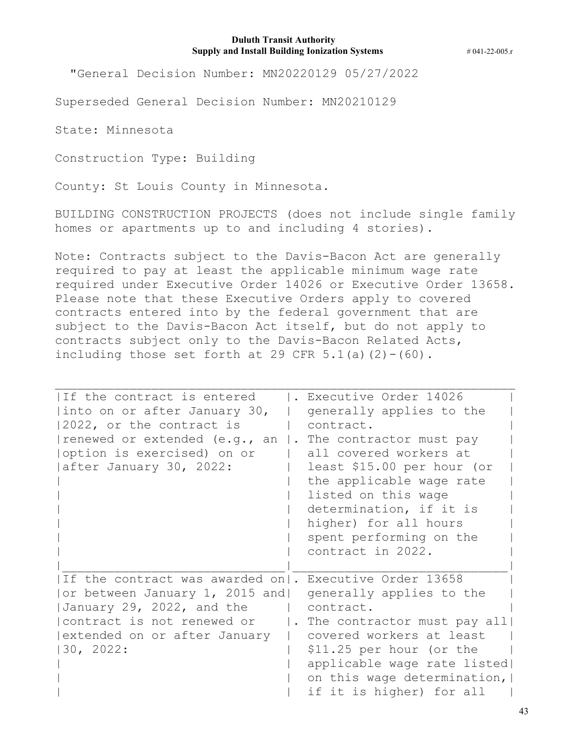"General Decision Number: MN20220129 05/27/2022

Superseded General Decision Number: MN20210129

State: Minnesota

Construction Type: Building

County: St Louis County in Minnesota.

BUILDING CONSTRUCTION PROJECTS (does not include single family homes or apartments up to and including 4 stories).

Note: Contracts subject to the Davis-Bacon Act are generally required to pay at least the applicable minimum wage rate required under Executive Order 14026 or Executive Order 13658. Please note that these Executive Orders apply to covered contracts entered into by the federal government that are subject to the Davis-Bacon Act itself, but do not apply to contracts subject only to the Davis-Bacon Related Acts, including those set forth at 29 CFR 5.1(a)(2)-(60).

| | |
|---|---|
| If the contract is entered into on or after January 30, 2022, or the contract is renewed or extended (e.g., an option is exercised) on or after January 30, 2022: | . Executive Order 14026 generally applies to the contract.<br>. The contractor must pay all covered workers at least $15.00 per hour (or the applicable wage rate listed on this wage determination, if it is higher) for all hours spent performing on the contract in 2022. |
| If the contract was awarded on or between January 1, 2015 and January 29, 2022, and the contract is not renewed or extended on or after January 30, 2022: | . Executive Order 13658 generally applies to the contract.<br>. The contractor must pay all covered workers at least $11.25 per hour (or the applicable wage rate listed on this wage determination, if it is higher) for all |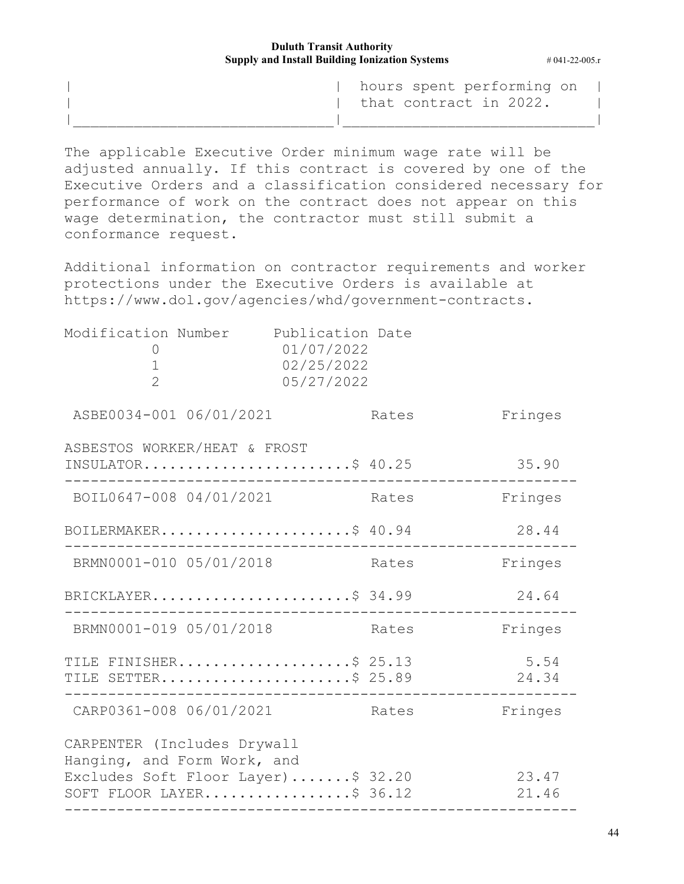| | hours spent performing on that contract in 2022. |
|---|---|

The applicable Executive Order minimum wage rate will be adjusted annually. If this contract is covered by one of the Executive Orders and a classification considered necessary for performance of work on the contract does not appear on this wage determination, the contractor must still submit a conformance request.

Additional information on contractor requirements and worker protections under the Executive Orders is available at https://www.dol.gov/agencies/whd/government-contracts.

| Modification Number | Publication Date |
|---|---|
| 0 | 01/07/2022 |
| 1 | 02/25/2022 |
| 2 | 05/27/2022 |

| ASBE0034-001 06/01/2021 | Rates | Fringes |
|---|---|---|
| ASBESTOS WORKER/HEAT & FROST INSULATOR | $ 40.25 | 35.90 |

| BOIL0647-008 04/01/2021 | Rates | Fringes |
|---|---|---|
| BOILERMAKER | $ 40.94 | 28.44 |

| BRMN0001-010 05/01/2018 | Rates | Fringes |
|---|---|---|
| BRICKLAYER | $ 34.99 | 24.64 |

| BRMN0001-019 05/01/2018 | Rates | Fringes |
|---|---|---|
| TILE FINISHER | $ 25.13 | 5.54 |
| TILE SETTER | $ 25.89 | 24.34 |

| CARP0361-008 06/01/2021 | Rates | Fringes |
|---|---|---|
| CARPENTER (Includes Drywall Hanging, and Form Work, and Excludes Soft Floor Layer) | $ 32.20 | 23.47 |
| SOFT FLOOR LAYER | $ 36.12 | 21.46 |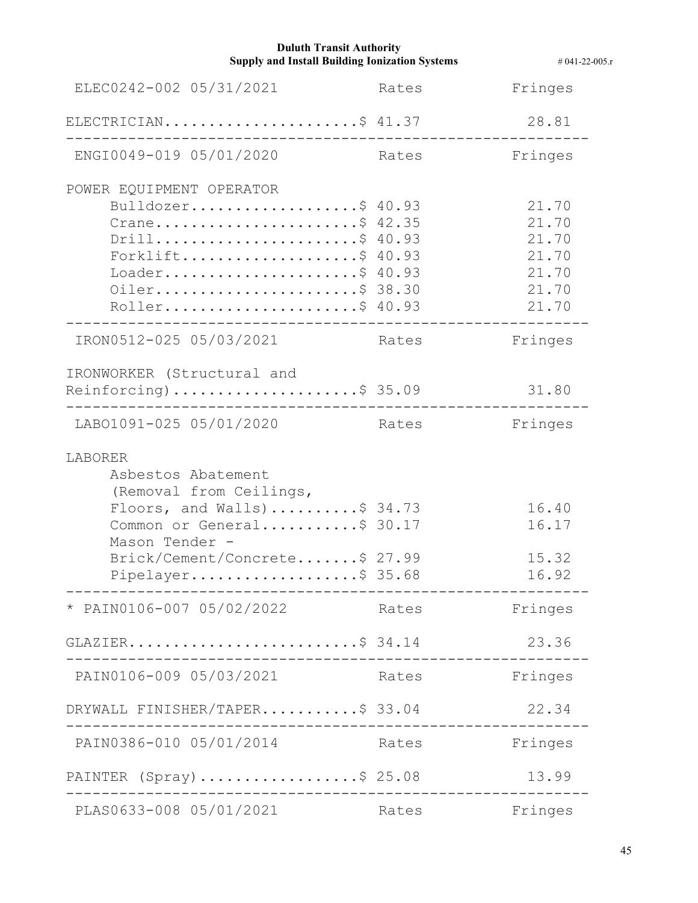```
ELEC0242-002 05/31/2021          Rates          Fringes

ELECTRICIAN......................$ 41.37          28.81
----------------------------------------------------------------
ENGI0049-019 05/01/2020          Rates          Fringes

POWER EQUIPMENT OPERATOR
     Bulldozer...................$ 40.93          21.70
     Crane.......................$ 42.35          21.70
     Drill.......................$ 40.93          21.70
     Forklift....................$ 40.93          21.70
     Loader......................$ 40.93          21.70
     Oiler.......................$ 38.30          21.70
     Roller......................$ 40.93          21.70
----------------------------------------------------------------
IRON0512-025 05/03/2021          Rates          Fringes

IRONWORKER (Structural and
Reinforcing).....................$ 35.09          31.80
----------------------------------------------------------------
LABO1091-025 05/01/2020          Rates          Fringes

LABORER
     Asbestos Abatement
     (Removal from Ceilings,
     Floors, and Walls)..........$ 34.73          16.40
     Common or General...........$ 30.17          16.17
     Mason Tender -
     Brick/Cement/Concrete.......$ 27.99          15.32
     Pipelayer...................$ 35.68          16.92
----------------------------------------------------------------
* PAIN0106-007 05/02/2022        Rates          Fringes

GLAZIER..........................$ 34.14          23.36
----------------------------------------------------------------
PAIN0106-009 05/03/2021          Rates          Fringes

DRYWALL FINISHER/TAPER...........$ 33.04          22.34
----------------------------------------------------------------
PAIN0386-010 05/01/2014          Rates          Fringes

PAINTER (Spray)..................$ 25.08          13.99
----------------------------------------------------------------
PLAS0633-008 05/01/2021          Rates          Fringes
```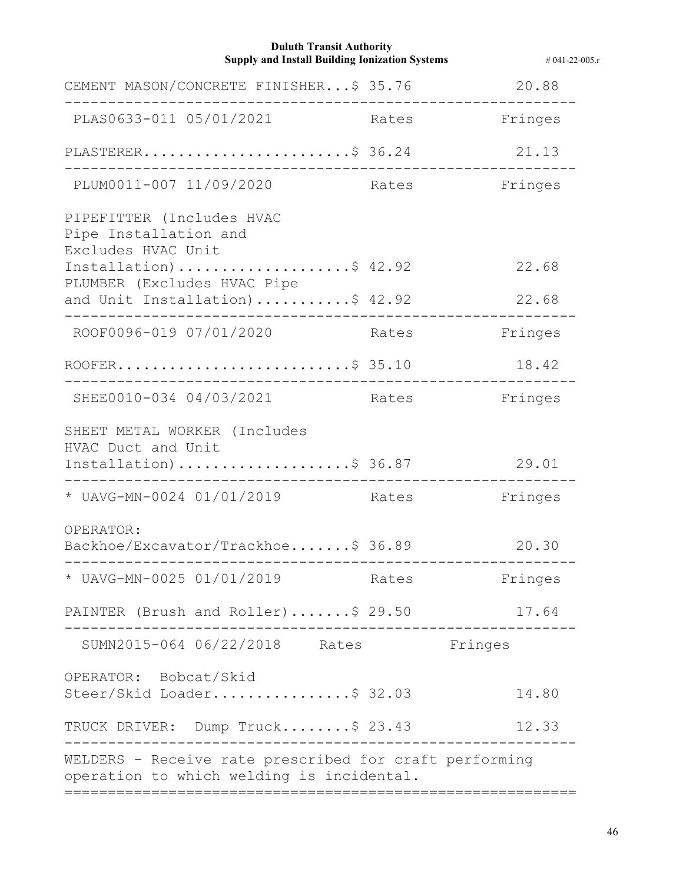```
CEMENT MASON/CONCRETE FINISHER...$ 35.76          20.88
----------------------------------------------------------------
 PLAS0633-011 05/01/2021         Rates          Fringes

PLASTERER........................$ 36.24          21.13
----------------------------------------------------------------
 PLUM0011-007 11/09/2020         Rates          Fringes

PIPEFITTER (Includes HVAC
Pipe Installation and
Excludes HVAC Unit
Installation)....................$ 42.92          22.68
PLUMBER (Excludes HVAC Pipe
and Unit Installation)...........$ 42.92          22.68
----------------------------------------------------------------
 ROOF0096-019 07/01/2020         Rates          Fringes

ROOFER...........................$ 35.10          18.42
----------------------------------------------------------------
 SHEE0010-034 04/03/2021         Rates          Fringes

SHEET METAL WORKER (Includes
HVAC Duct and Unit
Installation)....................$ 36.87          29.01
----------------------------------------------------------------
* UAVG-MN-0024 01/01/2019         Rates          Fringes

OPERATOR:
Backhoe/Excavator/Trackhoe.......$ 36.89          20.30
----------------------------------------------------------------
* UAVG-MN-0025 01/01/2019         Rates          Fringes

PAINTER (Brush and Roller).......$ 29.50          17.64
----------------------------------------------------------------
  SUMN2015-064 06/22/2018    Rates          Fringes

OPERATOR:  Bobcat/Skid
Steer/Skid Loader................$ 32.03          14.80

TRUCK DRIVER:  Dump Truck........$ 23.43          12.33
----------------------------------------------------------------
WELDERS - Receive rate prescribed for craft performing
operation to which welding is incidental.
================================================================
```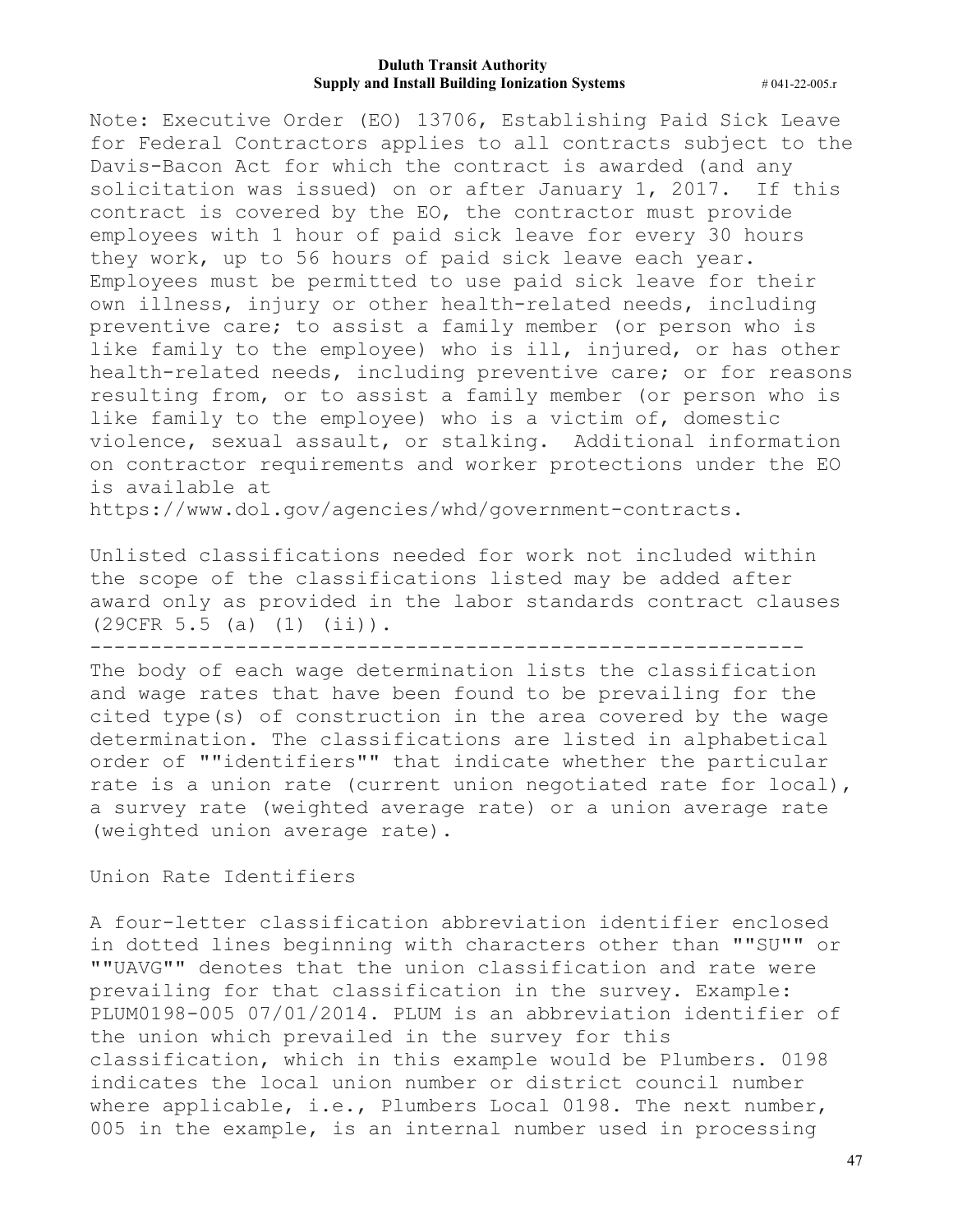Note: Executive Order (EO) 13706, Establishing Paid Sick Leave for Federal Contractors applies to all contracts subject to the Davis-Bacon Act for which the contract is awarded (and any solicitation was issued) on or after January 1, 2017. If this contract is covered by the EO, the contractor must provide employees with 1 hour of paid sick leave for every 30 hours they work, up to 56 hours of paid sick leave each year. Employees must be permitted to use paid sick leave for their own illness, injury or other health-related needs, including preventive care; to assist a family member (or person who is like family to the employee) who is ill, injured, or has other health-related needs, including preventive care; or for reasons resulting from, or to assist a family member (or person who is like family to the employee) who is a victim of, domestic violence, sexual assault, or stalking. Additional information on contractor requirements and worker protections under the EO is available at https://www.dol.gov/agencies/whd/government-contracts.

Unlisted classifications needed for work not included within the scope of the classifications listed may be added after award only as provided in the labor standards contract clauses (29CFR 5.5 (a) (1) (ii)).

----------------------------------------------------------------

The body of each wage determination lists the classification and wage rates that have been found to be prevailing for the cited type(s) of construction in the area covered by the wage determination. The classifications are listed in alphabetical order of ""identifiers"" that indicate whether the particular rate is a union rate (current union negotiated rate for local), a survey rate (weighted average rate) or a union average rate (weighted union average rate).

Union Rate Identifiers

A four-letter classification abbreviation identifier enclosed in dotted lines beginning with characters other than ""SU"" or ""UAVG"" denotes that the union classification and rate were prevailing for that classification in the survey. Example: PLUM0198-005 07/01/2014. PLUM is an abbreviation identifier of the union which prevailed in the survey for this classification, which in this example would be Plumbers. 0198 indicates the local union number or district council number where applicable, i.e., Plumbers Local 0198. The next number, 005 in the example, is an internal number used in processing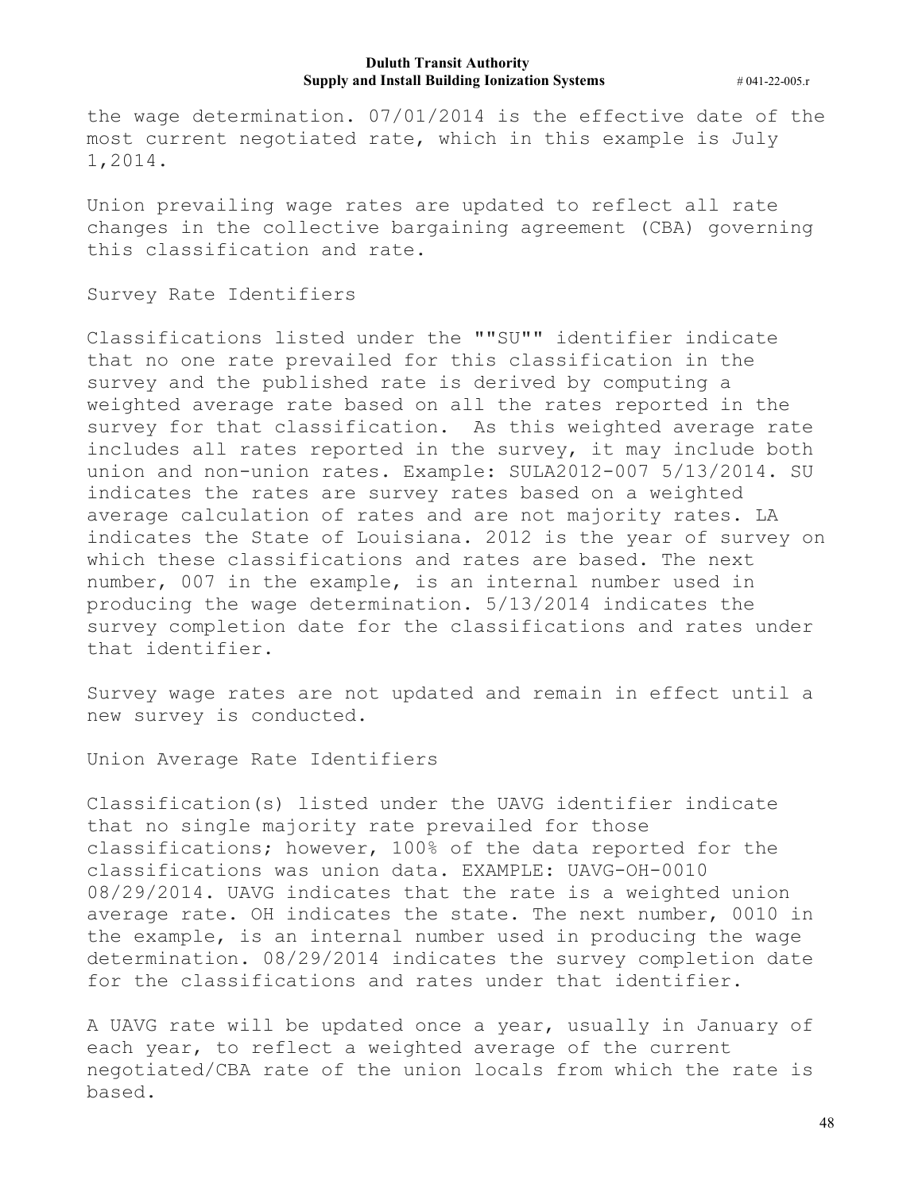the wage determination. 07/01/2014 is the effective date of the most current negotiated rate, which in this example is July 1,2014.

Union prevailing wage rates are updated to reflect all rate changes in the collective bargaining agreement (CBA) governing this classification and rate.

Survey Rate Identifiers

Classifications listed under the ""SU"" identifier indicate that no one rate prevailed for this classification in the survey and the published rate is derived by computing a weighted average rate based on all the rates reported in the survey for that classification. As this weighted average rate includes all rates reported in the survey, it may include both union and non-union rates. Example: SULA2012-007 5/13/2014. SU indicates the rates are survey rates based on a weighted average calculation of rates and are not majority rates. LA indicates the State of Louisiana. 2012 is the year of survey on which these classifications and rates are based. The next number, 007 in the example, is an internal number used in producing the wage determination. 5/13/2014 indicates the survey completion date for the classifications and rates under that identifier.

Survey wage rates are not updated and remain in effect until a new survey is conducted.

Union Average Rate Identifiers

Classification(s) listed under the UAVG identifier indicate that no single majority rate prevailed for those classifications; however, 100% of the data reported for the classifications was union data. EXAMPLE: UAVG-OH-0010 08/29/2014. UAVG indicates that the rate is a weighted union average rate. OH indicates the state. The next number, 0010 in the example, is an internal number used in producing the wage determination. 08/29/2014 indicates the survey completion date for the classifications and rates under that identifier.

A UAVG rate will be updated once a year, usually in January of each year, to reflect a weighted average of the current negotiated/CBA rate of the union locals from which the rate is based.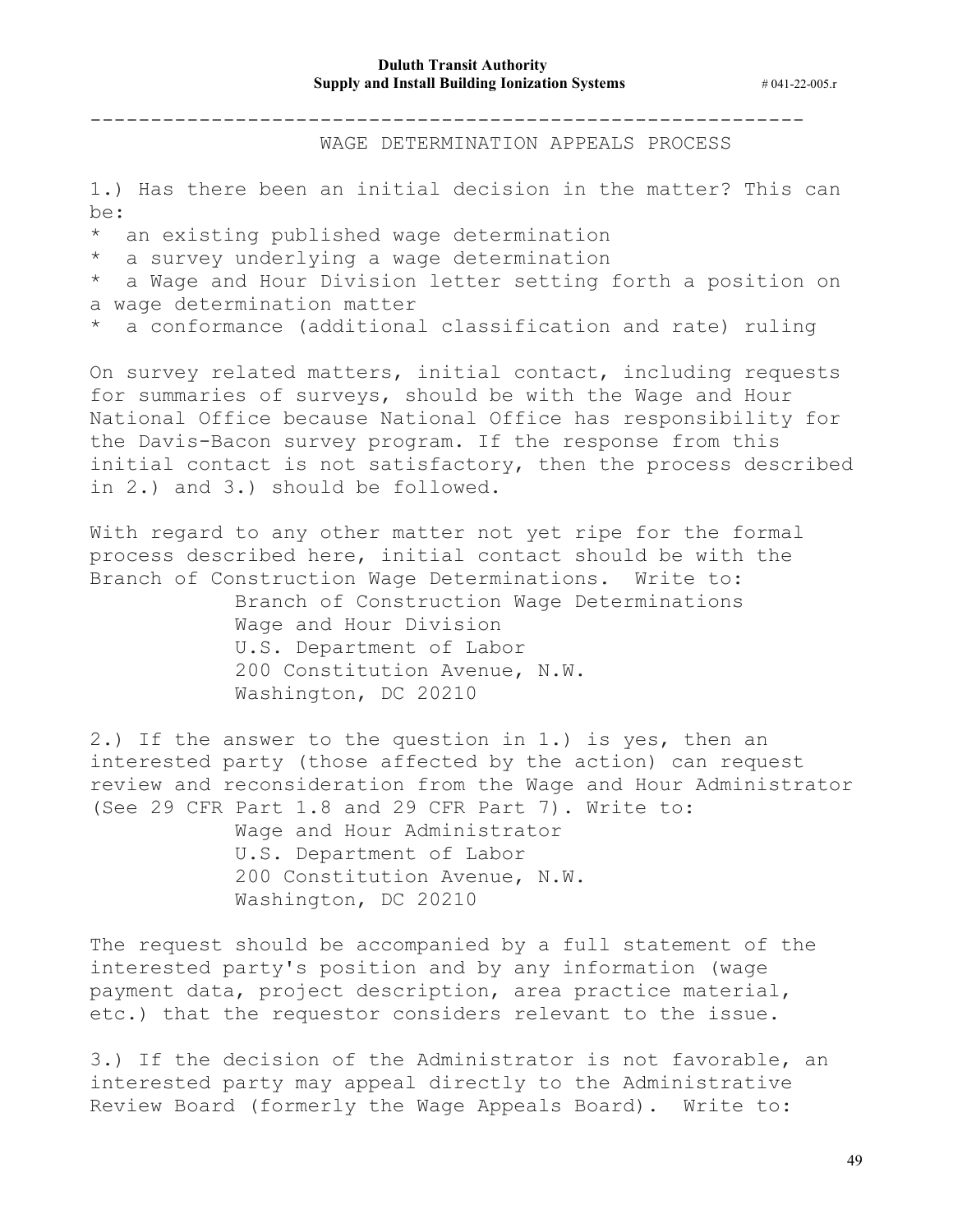---

## WAGE DETERMINATION APPEALS PROCESS

1.) Has there been an initial decision in the matter? This can be:

* an existing published wage determination
* a survey underlying a wage determination
* a Wage and Hour Division letter setting forth a position on a wage determination matter
* a conformance (additional classification and rate) ruling

On survey related matters, initial contact, including requests for summaries of surveys, should be with the Wage and Hour National Office because National Office has responsibility for the Davis-Bacon survey program. If the response from this initial contact is not satisfactory, then the process described in 2.) and 3.) should be followed.

With regard to any other matter not yet ripe for the formal process described here, initial contact should be with the Branch of Construction Wage Determinations. Write to:

Branch of Construction Wage Determinations
Wage and Hour Division
U.S. Department of Labor
200 Constitution Avenue, N.W.
Washington, DC 20210

2.) If the answer to the question in 1.) is yes, then an interested party (those affected by the action) can request review and reconsideration from the Wage and Hour Administrator (See 29 CFR Part 1.8 and 29 CFR Part 7). Write to:

Wage and Hour Administrator
U.S. Department of Labor
200 Constitution Avenue, N.W.
Washington, DC 20210

The request should be accompanied by a full statement of the interested party's position and by any information (wage payment data, project description, area practice material, etc.) that the requestor considers relevant to the issue.

3.) If the decision of the Administrator is not favorable, an interested party may appeal directly to the Administrative Review Board (formerly the Wage Appeals Board). Write to: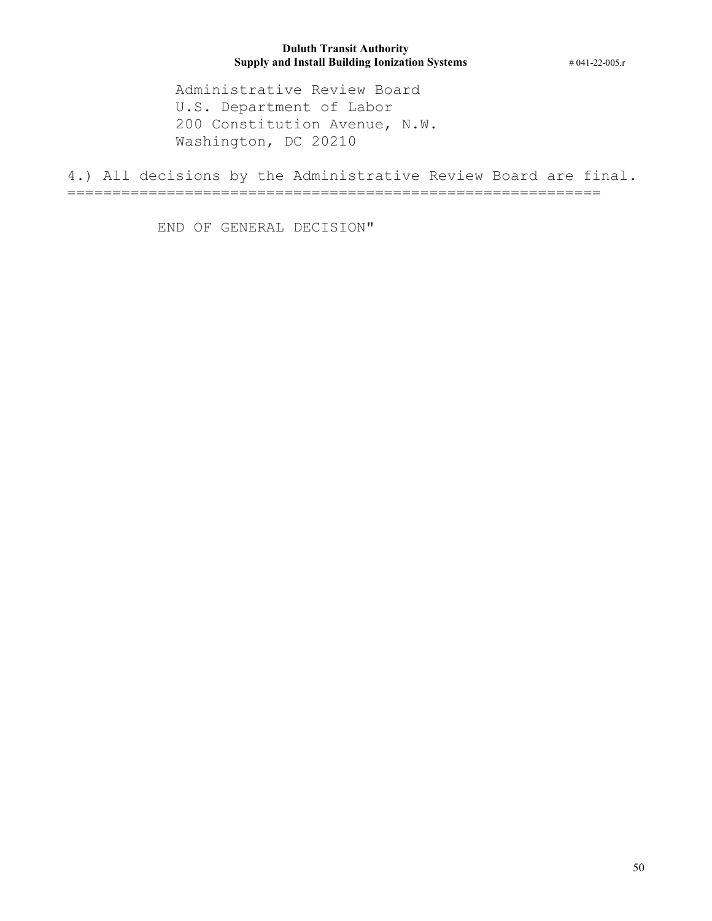Administrative Review Board
U.S. Department of Labor
200 Constitution Avenue, N.W.
Washington, DC 20210

4.) All decisions by the Administrative Review Board are final.

================================================================

END OF GENERAL DECISION"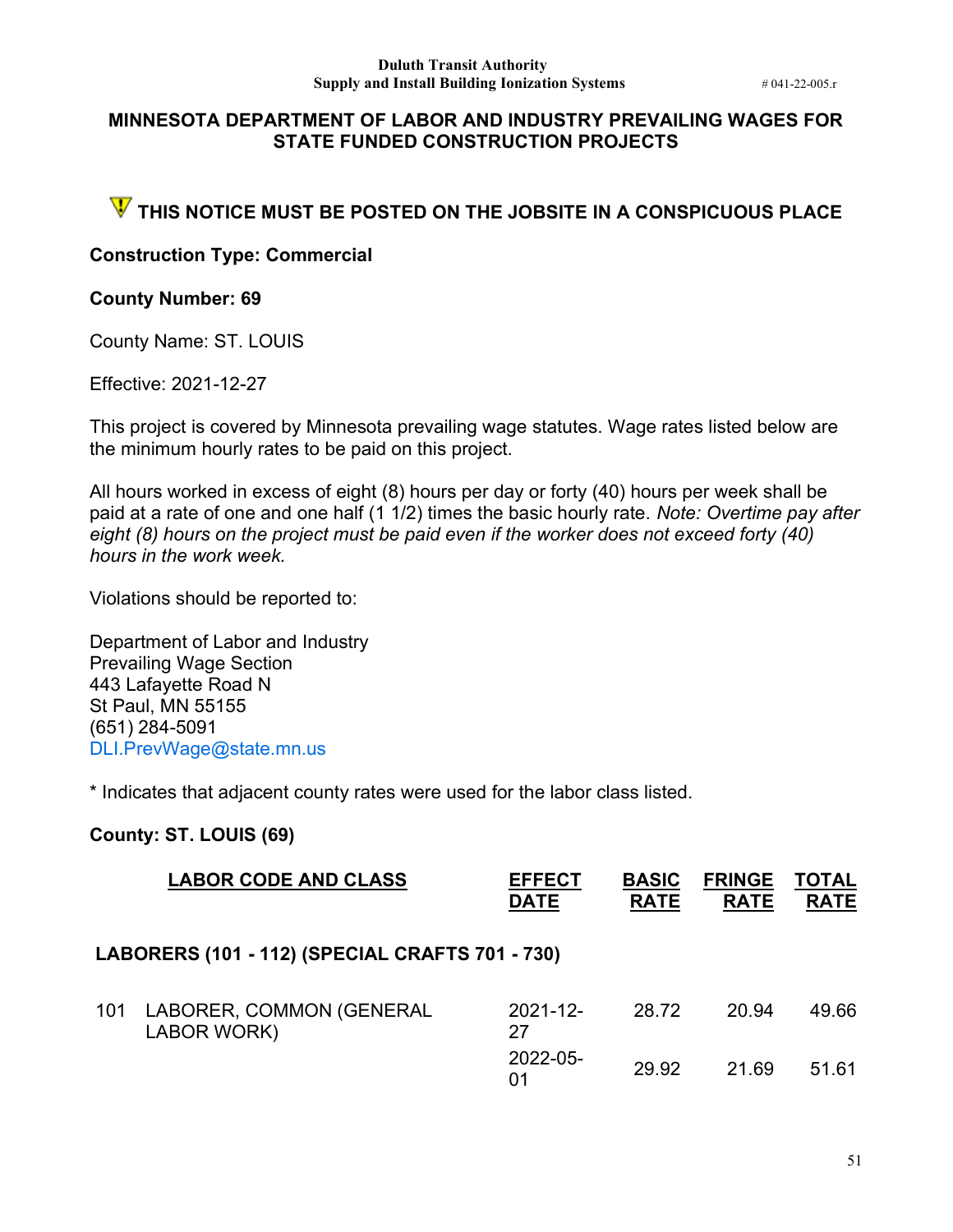## MINNESOTA DEPARTMENT OF LABOR AND INDUSTRY PREVAILING WAGES FOR STATE FUNDED CONSTRUCTION PROJECTS

### THIS NOTICE MUST BE POSTED ON THE JOBSITE IN A CONSPICUOUS PLACE

**Construction Type: Commercial**

**County Number: 69**

County Name: ST. LOUIS

Effective: 2021-12-27

This project is covered by Minnesota prevailing wage statutes. Wage rates listed below are the minimum hourly rates to be paid on this project.

All hours worked in excess of eight (8) hours per day or forty (40) hours per week shall be paid at a rate of one and one half (1 1/2) times the basic hourly rate. *Note: Overtime pay after eight (8) hours on the project must be paid even if the worker does not exceed forty (40) hours in the work week.*

Violations should be reported to:

Department of Labor and Industry
Prevailing Wage Section
443 Lafayette Road N
St Paul, MN 55155
(651) 284-5091
DLI.PrevWage@state.mn.us

* Indicates that adjacent county rates were used for the labor class listed.

**County: ST. LOUIS (69)**

| | LABOR CODE AND CLASS | EFFECT DATE | BASIC RATE | FRINGE RATE | TOTAL RATE |
|---|---|---|---|---|---|
| **LABORERS (101 - 112) (SPECIAL CRAFTS 701 - 730)** | | | | | |
| 101 | LABORER, COMMON (GENERAL LABOR WORK) | 2021-12-27 | 28.72 | 20.94 | 49.66 |
| | | 2022-05-01 | 29.92 | 21.69 | 51.61 |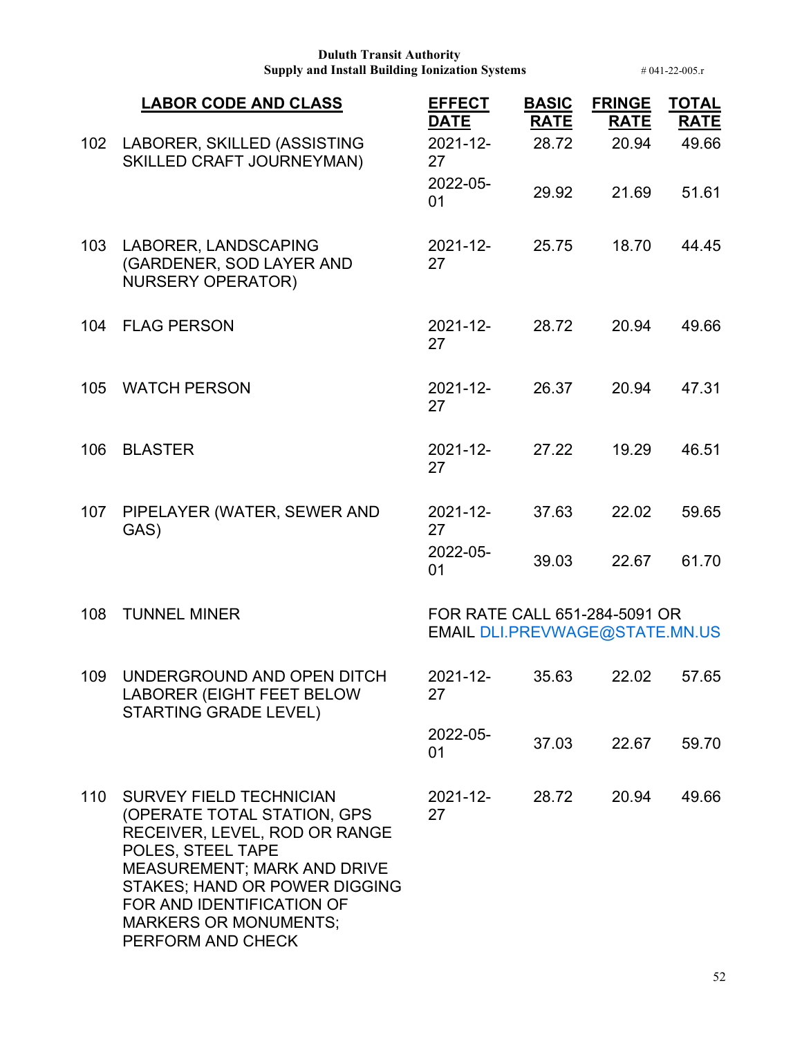| | LABOR CODE AND CLASS | EFFECT DATE | BASIC RATE | FRINGE RATE | TOTAL RATE |
|---|---|---|---|---|---|
| 102 | LABORER, SKILLED (ASSISTING SKILLED CRAFT JOURNEYMAN) | 2021-12-27 | 28.72 | 20.94 | 49.66 |
| | | 2022-05-01 | 29.92 | 21.69 | 51.61 |
| 103 | LABORER, LANDSCAPING (GARDENER, SOD LAYER AND NURSERY OPERATOR) | 2021-12-27 | 25.75 | 18.70 | 44.45 |
| 104 | FLAG PERSON | 2021-12-27 | 28.72 | 20.94 | 49.66 |
| 105 | WATCH PERSON | 2021-12-27 | 26.37 | 20.94 | 47.31 |
| 106 | BLASTER | 2021-12-27 | 27.22 | 19.29 | 46.51 |
| 107 | PIPELAYER (WATER, SEWER AND GAS) | 2021-12-27 | 37.63 | 22.02 | 59.65 |
| | | 2022-05-01 | 39.03 | 22.67 | 61.70 |
| 108 | TUNNEL MINER | FOR RATE CALL 651-284-5091 OR EMAIL DLI.PREVWAGE@STATE.MN.US | | | |
| 109 | UNDERGROUND AND OPEN DITCH LABORER (EIGHT FEET BELOW STARTING GRADE LEVEL) | 2021-12-27 | 35.63 | 22.02 | 57.65 |
| | | 2022-05-01 | 37.03 | 22.67 | 59.70 |
| 110 | SURVEY FIELD TECHNICIAN (OPERATE TOTAL STATION, GPS RECEIVER, LEVEL, ROD OR RANGE POLES, STEEL TAPE MEASUREMENT; MARK AND DRIVE STAKES; HAND OR POWER DIGGING FOR AND IDENTIFICATION OF MARKERS OR MONUMENTS; PERFORM AND CHECK | 2021-12-27 | 28.72 | 20.94 | 49.66 |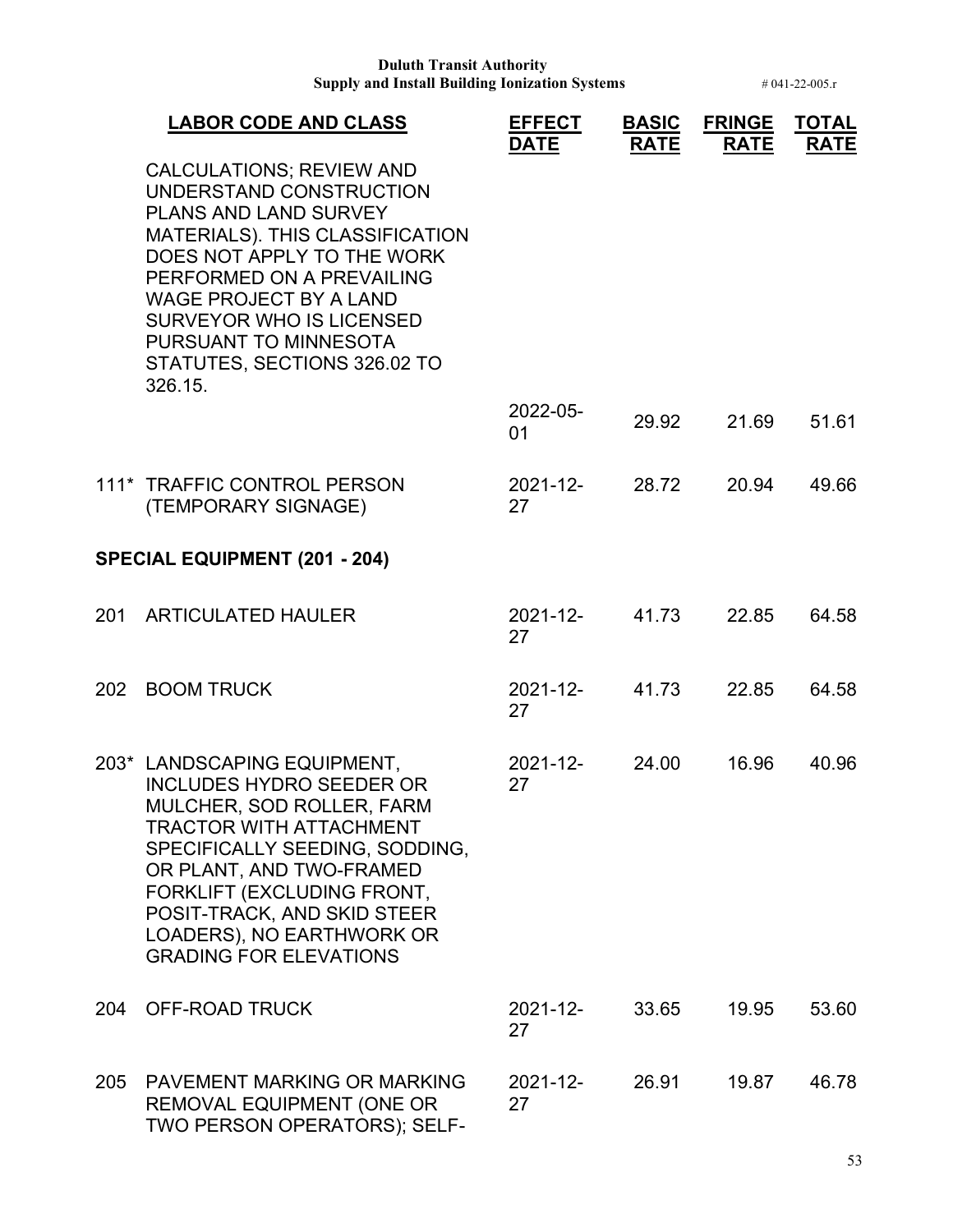| LABOR CODE AND CLASS | | EFFECT DATE | BASIC RATE | FRINGE RATE | TOTAL RATE |
|---|---|---|---|---|---|
| | CALCULATIONS; REVIEW AND UNDERSTAND CONSTRUCTION PLANS AND LAND SURVEY MATERIALS). THIS CLASSIFICATION DOES NOT APPLY TO THE WORK PERFORMED ON A PREVAILING WAGE PROJECT BY A LAND SURVEYOR WHO IS LICENSED PURSUANT TO MINNESOTA STATUTES, SECTIONS 326.02 TO 326.15. | | | | |
| | | 2022-05-01 | 29.92 | 21.69 | 51.61 |
| 111* | TRAFFIC CONTROL PERSON (TEMPORARY SIGNAGE) | 2021-12-27 | 28.72 | 20.94 | 49.66 |
| **SPECIAL EQUIPMENT (201 - 204)** | | | | | |
| 201 | ARTICULATED HAULER | 2021-12-27 | 41.73 | 22.85 | 64.58 |
| 202 | BOOM TRUCK | 2021-12-27 | 41.73 | 22.85 | 64.58 |
| 203* | LANDSCAPING EQUIPMENT, INCLUDES HYDRO SEEDER OR MULCHER, SOD ROLLER, FARM TRACTOR WITH ATTACHMENT SPECIFICALLY SEEDING, SODDING, OR PLANT, AND TWO-FRAMED FORKLIFT (EXCLUDING FRONT, POSIT-TRACK, AND SKID STEER LOADERS), NO EARTHWORK OR GRADING FOR ELEVATIONS | 2021-12-27 | 24.00 | 16.96 | 40.96 |
| 204 | OFF-ROAD TRUCK | 2021-12-27 | 33.65 | 19.95 | 53.60 |
| 205 | PAVEMENT MARKING OR MARKING REMOVAL EQUIPMENT (ONE OR TWO PERSON OPERATORS); SELF- | 2021-12-27 | 26.91 | 19.87 | 46.78 |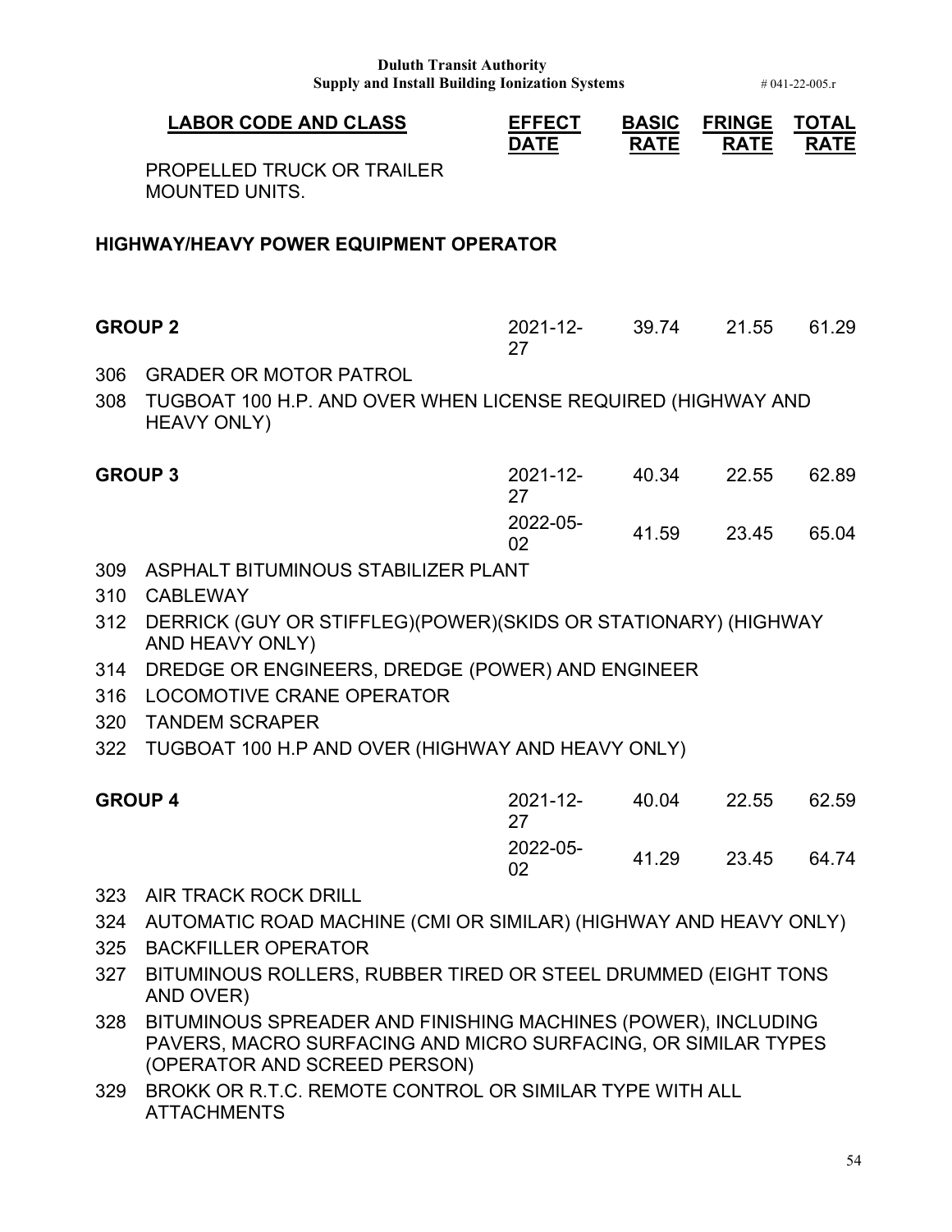| LABOR CODE AND CLASS | | EFFECT DATE | BASIC RATE | FRINGE RATE | TOTAL RATE |
|---|---|---|---|---|---|
| | PROPELLED TRUCK OR TRAILER MOUNTED UNITS. | | | | |

## HIGHWAY/HEAVY POWER EQUIPMENT OPERATOR

| LABOR CODE AND CLASS | | EFFECT DATE | BASIC RATE | FRINGE RATE | TOTAL RATE |
|---|---|---|---|---|---|
| **GROUP 2** | | 2021-12-27 | 39.74 | 21.55 | 61.29 |
| 306 | GRADER OR MOTOR PATROL | | | | |
| 308 | TUGBOAT 100 H.P. AND OVER WHEN LICENSE REQUIRED (HIGHWAY AND HEAVY ONLY) | | | | |
| **GROUP 3** | | 2021-12-27 | 40.34 | 22.55 | 62.89 |
| | | 2022-05-02 | 41.59 | 23.45 | 65.04 |
| 309 | ASPHALT BITUMINOUS STABILIZER PLANT | | | | |
| 310 | CABLEWAY | | | | |
| 312 | DERRICK (GUY OR STIFFLEG)(POWER)(SKIDS OR STATIONARY) (HIGHWAY AND HEAVY ONLY) | | | | |
| 314 | DREDGE OR ENGINEERS, DREDGE (POWER) AND ENGINEER | | | | |
| 316 | LOCOMOTIVE CRANE OPERATOR | | | | |
| 320 | TANDEM SCRAPER | | | | |
| 322 | TUGBOAT 100 H.P AND OVER (HIGHWAY AND HEAVY ONLY) | | | | |
| **GROUP 4** | | 2021-12-27 | 40.04 | 22.55 | 62.59 |
| | | 2022-05-02 | 41.29 | 23.45 | 64.74 |
| 323 | AIR TRACK ROCK DRILL | | | | |
| 324 | AUTOMATIC ROAD MACHINE (CMI OR SIMILAR) (HIGHWAY AND HEAVY ONLY) | | | | |
| 325 | BACKFILLER OPERATOR | | | | |
| 327 | BITUMINOUS ROLLERS, RUBBER TIRED OR STEEL DRUMMED (EIGHT TONS AND OVER) | | | | |
| 328 | BITUMINOUS SPREADER AND FINISHING MACHINES (POWER), INCLUDING PAVERS, MACRO SURFACING AND MICRO SURFACING, OR SIMILAR TYPES (OPERATOR AND SCREED PERSON) | | | | |
| 329 | BROKK OR R.T.C. REMOTE CONTROL OR SIMILAR TYPE WITH ALL ATTACHMENTS | | | | |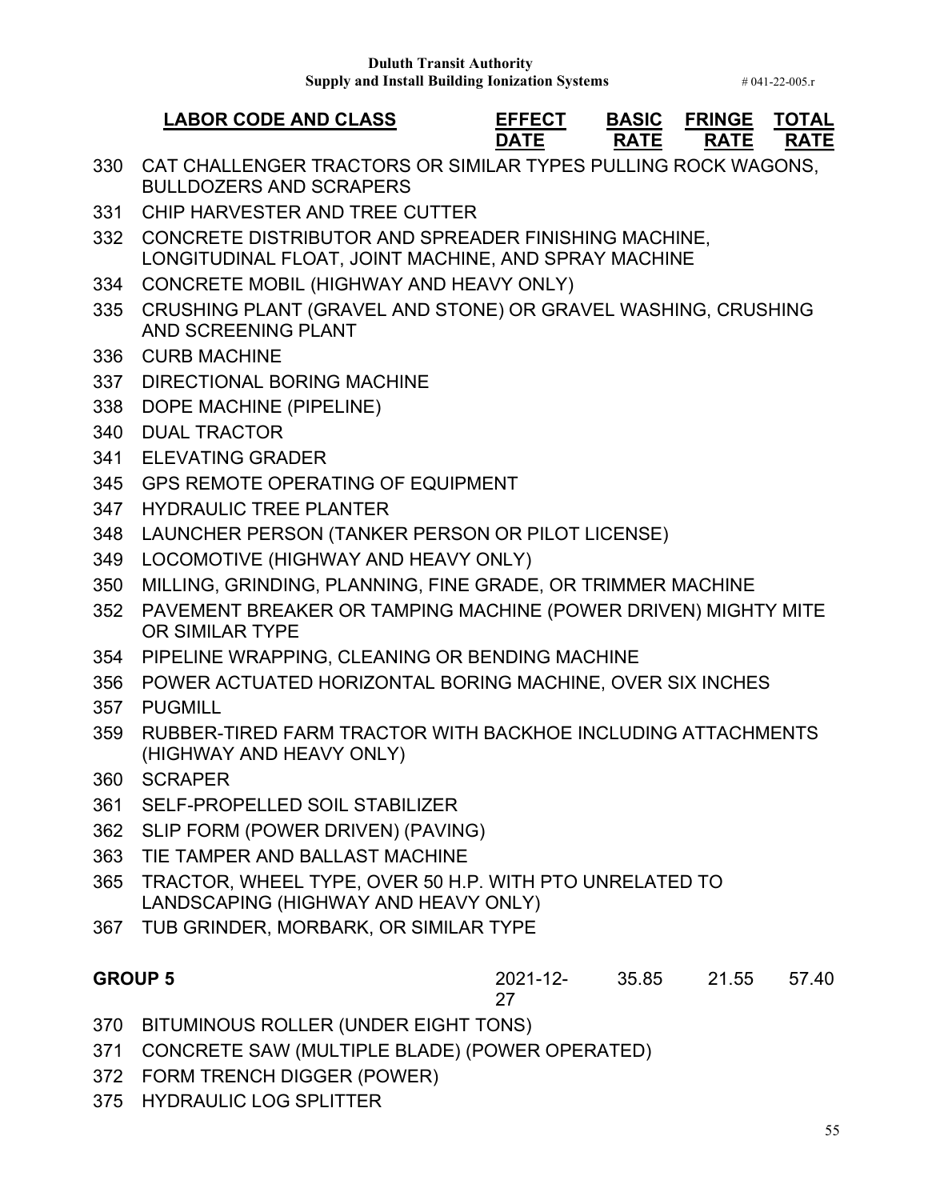| LABOR CODE AND CLASS | EFFECT DATE | BASIC RATE | FRINGE RATE | TOTAL RATE |
|---|---|---|---|---|
| 330 CAT CHALLENGER TRACTORS OR SIMILAR TYPES PULLING ROCK WAGONS, BULLDOZERS AND SCRAPERS | | | | |
| 331 CHIP HARVESTER AND TREE CUTTER | | | | |
| 332 CONCRETE DISTRIBUTOR AND SPREADER FINISHING MACHINE, LONGITUDINAL FLOAT, JOINT MACHINE, AND SPRAY MACHINE | | | | |
| 334 CONCRETE MOBIL (HIGHWAY AND HEAVY ONLY) | | | | |
| 335 CRUSHING PLANT (GRAVEL AND STONE) OR GRAVEL WASHING, CRUSHING AND SCREENING PLANT | | | | |
| 336 CURB MACHINE | | | | |
| 337 DIRECTIONAL BORING MACHINE | | | | |
| 338 DOPE MACHINE (PIPELINE) | | | | |
| 340 DUAL TRACTOR | | | | |
| 341 ELEVATING GRADER | | | | |
| 345 GPS REMOTE OPERATING OF EQUIPMENT | | | | |
| 347 HYDRAULIC TREE PLANTER | | | | |
| 348 LAUNCHER PERSON (TANKER PERSON OR PILOT LICENSE) | | | | |
| 349 LOCOMOTIVE (HIGHWAY AND HEAVY ONLY) | | | | |
| 350 MILLING, GRINDING, PLANNING, FINE GRADE, OR TRIMMER MACHINE | | | | |
| 352 PAVEMENT BREAKER OR TAMPING MACHINE (POWER DRIVEN) MIGHTY MITE OR SIMILAR TYPE | | | | |
| 354 PIPELINE WRAPPING, CLEANING OR BENDING MACHINE | | | | |
| 356 POWER ACTUATED HORIZONTAL BORING MACHINE, OVER SIX INCHES | | | | |
| 357 PUGMILL | | | | |
| 359 RUBBER-TIRED FARM TRACTOR WITH BACKHOE INCLUDING ATTACHMENTS (HIGHWAY AND HEAVY ONLY) | | | | |
| 360 SCRAPER | | | | |
| 361 SELF-PROPELLED SOIL STABILIZER | | | | |
| 362 SLIP FORM (POWER DRIVEN) (PAVING) | | | | |
| 363 TIE TAMPER AND BALLAST MACHINE | | | | |
| 365 TRACTOR, WHEEL TYPE, OVER 50 H.P. WITH PTO UNRELATED TO LANDSCAPING (HIGHWAY AND HEAVY ONLY) | | | | |
| 367 TUB GRINDER, MORBARK, OR SIMILAR TYPE | | | | |
| **GROUP 5** | 2021-12-27 | 35.85 | 21.55 | 57.40 |
| 370 BITUMINOUS ROLLER (UNDER EIGHT TONS) | | | | |
| 371 CONCRETE SAW (MULTIPLE BLADE) (POWER OPERATED) | | | | |
| 372 FORM TRENCH DIGGER (POWER) | | | | |
| 375 HYDRAULIC LOG SPLITTER | | | | |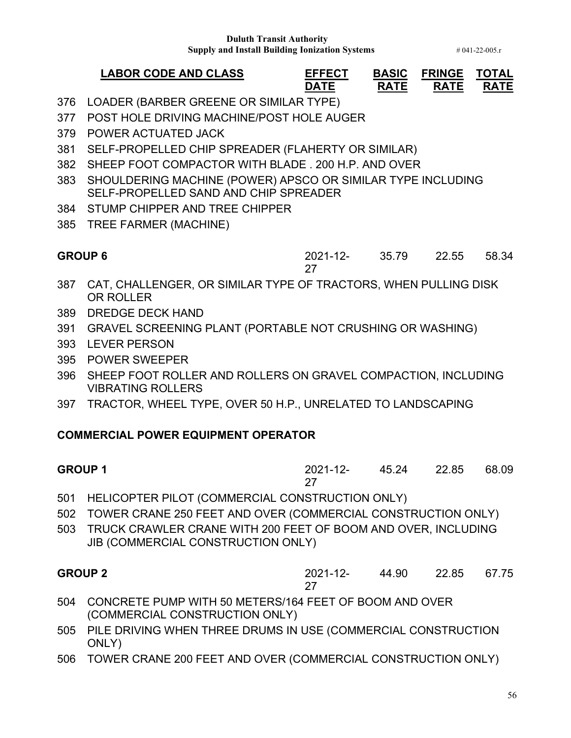| LABOR CODE AND CLASS | EFFECT DATE | BASIC RATE | FRINGE RATE | TOTAL RATE |
|---|---|---|---|---|
| 376 LOADER (BARBER GREENE OR SIMILAR TYPE) | | | | |
| 377 POST HOLE DRIVING MACHINE/POST HOLE AUGER | | | | |
| 379 POWER ACTUATED JACK | | | | |
| 381 SELF-PROPELLED CHIP SPREADER (FLAHERTY OR SIMILAR) | | | | |
| 382 SHEEP FOOT COMPACTOR WITH BLADE . 200 H.P. AND OVER | | | | |
| 383 SHOULDERING MACHINE (POWER) APSCO OR SIMILAR TYPE INCLUDING SELF-PROPELLED SAND AND CHIP SPREADER | | | | |
| 384 STUMP CHIPPER AND TREE CHIPPER | | | | |
| 385 TREE FARMER (MACHINE) | | | | |
| **GROUP 6** | 2021-12-27 | 35.79 | 22.55 | 58.34 |
| 387 CAT, CHALLENGER, OR SIMILAR TYPE OF TRACTORS, WHEN PULLING DISK OR ROLLER | | | | |
| 389 DREDGE DECK HAND | | | | |
| 391 GRAVEL SCREENING PLANT (PORTABLE NOT CRUSHING OR WASHING) | | | | |
| 393 LEVER PERSON | | | | |
| 395 POWER SWEEPER | | | | |
| 396 SHEEP FOOT ROLLER AND ROLLERS ON GRAVEL COMPACTION, INCLUDING VIBRATING ROLLERS | | | | |
| 397 TRACTOR, WHEEL TYPE, OVER 50 H.P., UNRELATED TO LANDSCAPING | | | | |
| **COMMERCIAL POWER EQUIPMENT OPERATOR** | | | | |
| **GROUP 1** | 2021-12-27 | 45.24 | 22.85 | 68.09 |
| 501 HELICOPTER PILOT (COMMERCIAL CONSTRUCTION ONLY) | | | | |
| 502 TOWER CRANE 250 FEET AND OVER (COMMERCIAL CONSTRUCTION ONLY) | | | | |
| 503 TRUCK CRAWLER CRANE WITH 200 FEET OF BOOM AND OVER, INCLUDING JIB (COMMERCIAL CONSTRUCTION ONLY) | | | | |
| **GROUP 2** | 2021-12-27 | 44.90 | 22.85 | 67.75 |
| 504 CONCRETE PUMP WITH 50 METERS/164 FEET OF BOOM AND OVER (COMMERCIAL CONSTRUCTION ONLY) | | | | |
| 505 PILE DRIVING WHEN THREE DRUMS IN USE (COMMERCIAL CONSTRUCTION ONLY) | | | | |
| 506 TOWER CRANE 200 FEET AND OVER (COMMERCIAL CONSTRUCTION ONLY) | | | | |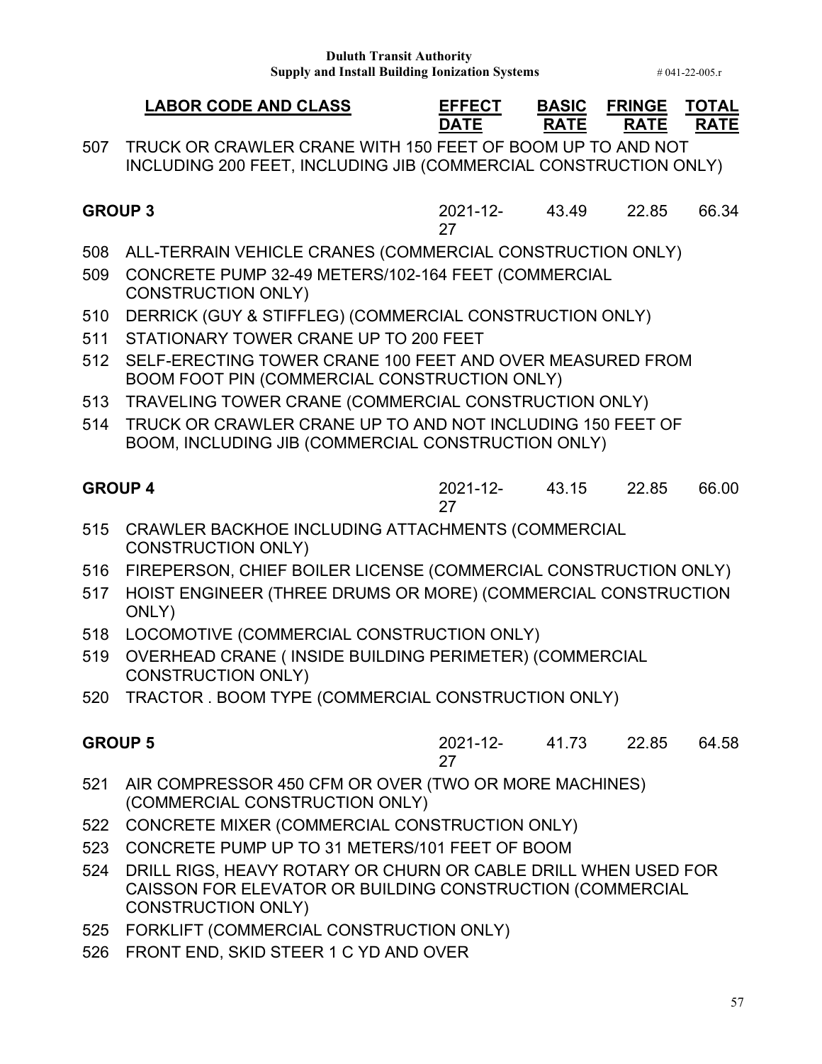| LABOR CODE AND CLASS | EFFECT DATE | BASIC RATE | FRINGE RATE | TOTAL RATE |
|---|---|---|---|---|
| 507 TRUCK OR CRAWLER CRANE WITH 150 FEET OF BOOM UP TO AND NOT INCLUDING 200 FEET, INCLUDING JIB (COMMERCIAL CONSTRUCTION ONLY) | | | | |
| **GROUP 3** | 2021-12-27 | 43.49 | 22.85 | 66.34 |
| 508 ALL-TERRAIN VEHICLE CRANES (COMMERCIAL CONSTRUCTION ONLY) | | | | |
| 509 CONCRETE PUMP 32-49 METERS/102-164 FEET (COMMERCIAL CONSTRUCTION ONLY) | | | | |
| 510 DERRICK (GUY & STIFFLEG) (COMMERCIAL CONSTRUCTION ONLY) | | | | |
| 511 STATIONARY TOWER CRANE UP TO 200 FEET | | | | |
| 512 SELF-ERECTING TOWER CRANE 100 FEET AND OVER MEASURED FROM BOOM FOOT PIN (COMMERCIAL CONSTRUCTION ONLY) | | | | |
| 513 TRAVELING TOWER CRANE (COMMERCIAL CONSTRUCTION ONLY) | | | | |
| 514 TRUCK OR CRAWLER CRANE UP TO AND NOT INCLUDING 150 FEET OF BOOM, INCLUDING JIB (COMMERCIAL CONSTRUCTION ONLY) | | | | |
| **GROUP 4** | 2021-12-27 | 43.15 | 22.85 | 66.00 |
| 515 CRAWLER BACKHOE INCLUDING ATTACHMENTS (COMMERCIAL CONSTRUCTION ONLY) | | | | |
| 516 FIREPERSON, CHIEF BOILER LICENSE (COMMERCIAL CONSTRUCTION ONLY) | | | | |
| 517 HOIST ENGINEER (THREE DRUMS OR MORE) (COMMERCIAL CONSTRUCTION ONLY) | | | | |
| 518 LOCOMOTIVE (COMMERCIAL CONSTRUCTION ONLY) | | | | |
| 519 OVERHEAD CRANE ( INSIDE BUILDING PERIMETER) (COMMERCIAL CONSTRUCTION ONLY) | | | | |
| 520 TRACTOR . BOOM TYPE (COMMERCIAL CONSTRUCTION ONLY) | | | | |
| **GROUP 5** | 2021-12-27 | 41.73 | 22.85 | 64.58 |
| 521 AIR COMPRESSOR 450 CFM OR OVER (TWO OR MORE MACHINES) (COMMERCIAL CONSTRUCTION ONLY) | | | | |
| 522 CONCRETE MIXER (COMMERCIAL CONSTRUCTION ONLY) | | | | |
| 523 CONCRETE PUMP UP TO 31 METERS/101 FEET OF BOOM | | | | |
| 524 DRILL RIGS, HEAVY ROTARY OR CHURN OR CABLE DRILL WHEN USED FOR CAISSON FOR ELEVATOR OR BUILDING CONSTRUCTION (COMMERCIAL CONSTRUCTION ONLY) | | | | |
| 525 FORKLIFT (COMMERCIAL CONSTRUCTION ONLY) | | | | |
| 526 FRONT END, SKID STEER 1 C YD AND OVER | | | | |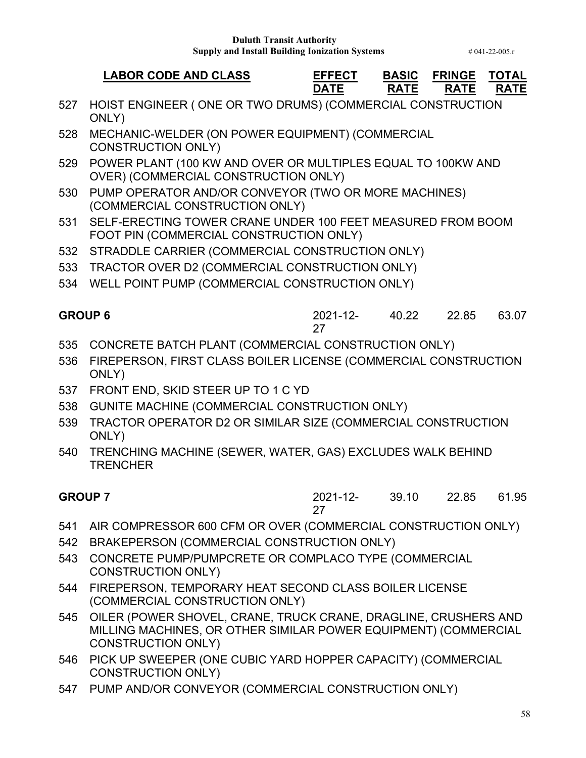| LABOR CODE AND CLASS | EFFECT DATE | BASIC RATE | FRINGE RATE | TOTAL RATE |
|---|---|---|---|---|
| 527 HOIST ENGINEER ( ONE OR TWO DRUMS) (COMMERCIAL CONSTRUCTION ONLY) | | | | |
| 528 MECHANIC-WELDER (ON POWER EQUIPMENT) (COMMERCIAL CONSTRUCTION ONLY) | | | | |
| 529 POWER PLANT (100 KW AND OVER OR MULTIPLES EQUAL TO 100KW AND OVER) (COMMERCIAL CONSTRUCTION ONLY) | | | | |
| 530 PUMP OPERATOR AND/OR CONVEYOR (TWO OR MORE MACHINES) (COMMERCIAL CONSTRUCTION ONLY) | | | | |
| 531 SELF-ERECTING TOWER CRANE UNDER 100 FEET MEASURED FROM BOOM FOOT PIN (COMMERCIAL CONSTRUCTION ONLY) | | | | |
| 532 STRADDLE CARRIER (COMMERCIAL CONSTRUCTION ONLY) | | | | |
| 533 TRACTOR OVER D2 (COMMERCIAL CONSTRUCTION ONLY) | | | | |
| 534 WELL POINT PUMP (COMMERCIAL CONSTRUCTION ONLY) | | | | |
| **GROUP 6** | 2021-12-27 | 40.22 | 22.85 | 63.07 |
| 535 CONCRETE BATCH PLANT (COMMERCIAL CONSTRUCTION ONLY) | | | | |
| 536 FIREPERSON, FIRST CLASS BOILER LICENSE (COMMERCIAL CONSTRUCTION ONLY) | | | | |
| 537 FRONT END, SKID STEER UP TO 1 C YD | | | | |
| 538 GUNITE MACHINE (COMMERCIAL CONSTRUCTION ONLY) | | | | |
| 539 TRACTOR OPERATOR D2 OR SIMILAR SIZE (COMMERCIAL CONSTRUCTION ONLY) | | | | |
| 540 TRENCHING MACHINE (SEWER, WATER, GAS) EXCLUDES WALK BEHIND TRENCHER | | | | |
| **GROUP 7** | 2021-12-27 | 39.10 | 22.85 | 61.95 |
| 541 AIR COMPRESSOR 600 CFM OR OVER (COMMERCIAL CONSTRUCTION ONLY) | | | | |
| 542 BRAKEPERSON (COMMERCIAL CONSTRUCTION ONLY) | | | | |
| 543 CONCRETE PUMP/PUMPCRETE OR COMPLACO TYPE (COMMERCIAL CONSTRUCTION ONLY) | | | | |
| 544 FIREPERSON, TEMPORARY HEAT SECOND CLASS BOILER LICENSE (COMMERCIAL CONSTRUCTION ONLY) | | | | |
| 545 OILER (POWER SHOVEL, CRANE, TRUCK CRANE, DRAGLINE, CRUSHERS AND MILLING MACHINES, OR OTHER SIMILAR POWER EQUIPMENT) (COMMERCIAL CONSTRUCTION ONLY) | | | | |
| 546 PICK UP SWEEPER (ONE CUBIC YARD HOPPER CAPACITY) (COMMERCIAL CONSTRUCTION ONLY) | | | | |
| 547 PUMP AND/OR CONVEYOR (COMMERCIAL CONSTRUCTION ONLY) | | | | |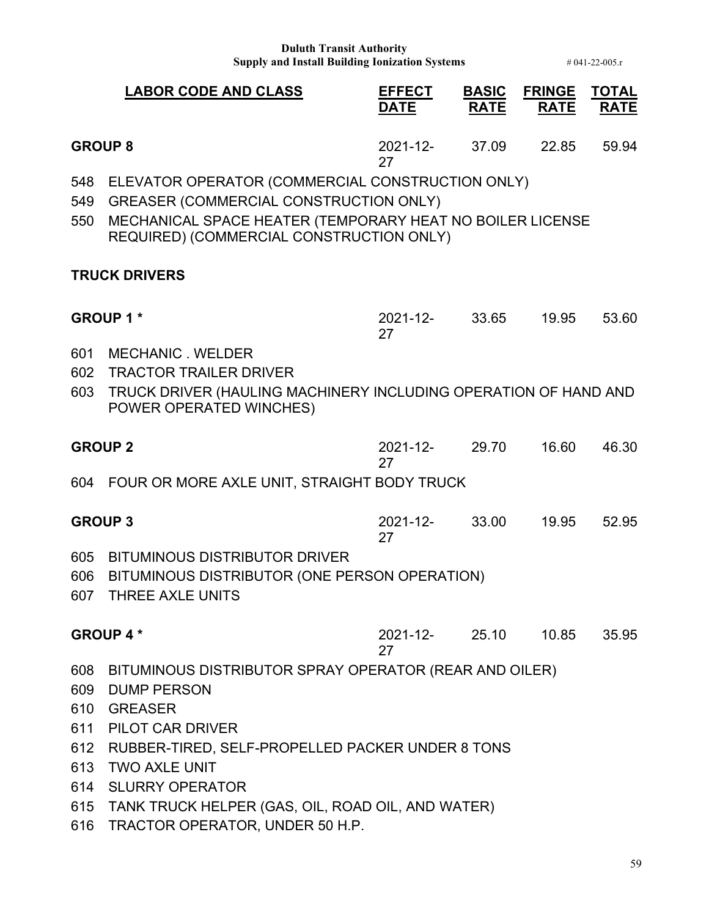| LABOR CODE AND CLASS | EFFECT DATE | BASIC RATE | FRINGE RATE | TOTAL RATE |
|---|---|---|---|---|
| **GROUP 8** | 2021-12-27 | 37.09 | 22.85 | 59.94 |
| 548 ELEVATOR OPERATOR (COMMERCIAL CONSTRUCTION ONLY) | | | | |
| 549 GREASER (COMMERCIAL CONSTRUCTION ONLY) | | | | |
| 550 MECHANICAL SPACE HEATER (TEMPORARY HEAT NO BOILER LICENSE REQUIRED) (COMMERCIAL CONSTRUCTION ONLY) | | | | |
| **TRUCK DRIVERS** | | | | |
| **GROUP 1 *** | 2021-12-27 | 33.65 | 19.95 | 53.60 |
| 601 MECHANIC . WELDER | | | | |
| 602 TRACTOR TRAILER DRIVER | | | | |
| 603 TRUCK DRIVER (HAULING MACHINERY INCLUDING OPERATION OF HAND AND POWER OPERATED WINCHES) | | | | |
| **GROUP 2** | 2021-12-27 | 29.70 | 16.60 | 46.30 |
| 604 FOUR OR MORE AXLE UNIT, STRAIGHT BODY TRUCK | | | | |
| **GROUP 3** | 2021-12-27 | 33.00 | 19.95 | 52.95 |
| 605 BITUMINOUS DISTRIBUTOR DRIVER | | | | |
| 606 BITUMINOUS DISTRIBUTOR (ONE PERSON OPERATION) | | | | |
| 607 THREE AXLE UNITS | | | | |
| **GROUP 4 *** | 2021-12-27 | 25.10 | 10.85 | 35.95 |
| 608 BITUMINOUS DISTRIBUTOR SPRAY OPERATOR (REAR AND OILER) | | | | |
| 609 DUMP PERSON | | | | |
| 610 GREASER | | | | |
| 611 PILOT CAR DRIVER | | | | |
| 612 RUBBER-TIRED, SELF-PROPELLED PACKER UNDER 8 TONS | | | | |
| 613 TWO AXLE UNIT | | | | |
| 614 SLURRY OPERATOR | | | | |
| 615 TANK TRUCK HELPER (GAS, OIL, ROAD OIL, AND WATER) | | | | |
| 616 TRACTOR OPERATOR, UNDER 50 H.P. | | | | |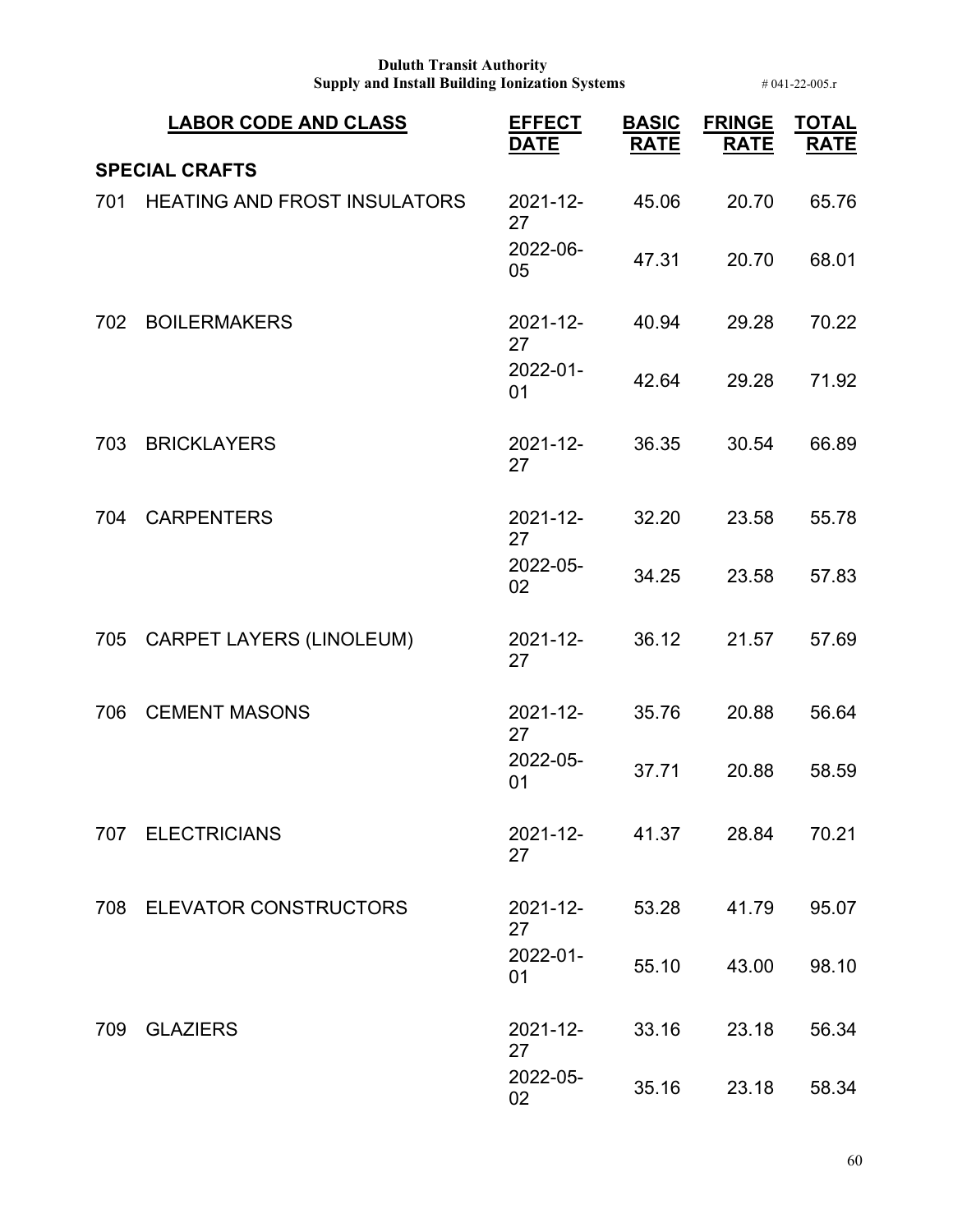**Duluth Transit Authority**
**Supply and Install Building Ionization Systems** # 041-22-005.r

| LABOR CODE AND CLASS | | EFFECT DATE | BASIC RATE | FRINGE RATE | TOTAL RATE |
|---|---|---|---|---|---|
| **SPECIAL CRAFTS** | | | | | |
| 701 | HEATING AND FROST INSULATORS | 2021-12-27 | 45.06 | 20.70 | 65.76 |
| | | 2022-06-05 | 47.31 | 20.70 | 68.01 |
| 702 | BOILERMAKERS | 2021-12-27 | 40.94 | 29.28 | 70.22 |
| | | 2022-01-01 | 42.64 | 29.28 | 71.92 |
| 703 | BRICKLAYERS | 2021-12-27 | 36.35 | 30.54 | 66.89 |
| 704 | CARPENTERS | 2021-12-27 | 32.20 | 23.58 | 55.78 |
| | | 2022-05-02 | 34.25 | 23.58 | 57.83 |
| 705 | CARPET LAYERS (LINOLEUM) | 2021-12-27 | 36.12 | 21.57 | 57.69 |
| 706 | CEMENT MASONS | 2021-12-27 | 35.76 | 20.88 | 56.64 |
| | | 2022-05-01 | 37.71 | 20.88 | 58.59 |
| 707 | ELECTRICIANS | 2021-12-27 | 41.37 | 28.84 | 70.21 |
| 708 | ELEVATOR CONSTRUCTORS | 2021-12-27 | 53.28 | 41.79 | 95.07 |
| | | 2022-01-01 | 55.10 | 43.00 | 98.10 |
| 709 | GLAZIERS | 2021-12-27 | 33.16 | 23.18 | 56.34 |
| | | 2022-05-02 | 35.16 | 23.18 | 58.34 |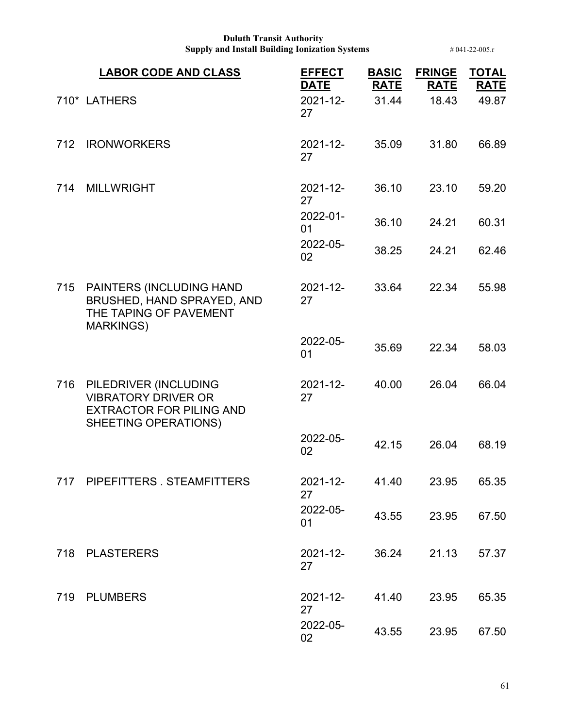| | LABOR CODE AND CLASS | EFFECT DATE | BASIC RATE | FRINGE RATE | TOTAL RATE |
|---|---|---|---|---|---|
| 710* | LATHERS | 2021-12-27 | 31.44 | 18.43 | 49.87 |
| 712 | IRONWORKERS | 2021-12-27 | 35.09 | 31.80 | 66.89 |
| 714 | MILLWRIGHT | 2021-12-27 | 36.10 | 23.10 | 59.20 |
| | | 2022-01-01 | 36.10 | 24.21 | 60.31 |
| | | 2022-05-02 | 38.25 | 24.21 | 62.46 |
| 715 | PAINTERS (INCLUDING HAND BRUSHED, HAND SPRAYED, AND THE TAPING OF PAVEMENT MARKINGS) | 2021-12-27 | 33.64 | 22.34 | 55.98 |
| | | 2022-05-01 | 35.69 | 22.34 | 58.03 |
| 716 | PILEDRIVER (INCLUDING VIBRATORY DRIVER OR EXTRACTOR FOR PILING AND SHEETING OPERATIONS) | 2021-12-27 | 40.00 | 26.04 | 66.04 |
| | | 2022-05-02 | 42.15 | 26.04 | 68.19 |
| 717 | PIPEFITTERS . STEAMFITTERS | 2021-12-27 | 41.40 | 23.95 | 65.35 |
| | | 2022-05-01 | 43.55 | 23.95 | 67.50 |
| 718 | PLASTERERS | 2021-12-27 | 36.24 | 21.13 | 57.37 |
| 719 | PLUMBERS | 2021-12-27 | 41.40 | 23.95 | 65.35 |
| | | 2022-05-02 | 43.55 | 23.95 | 67.50 |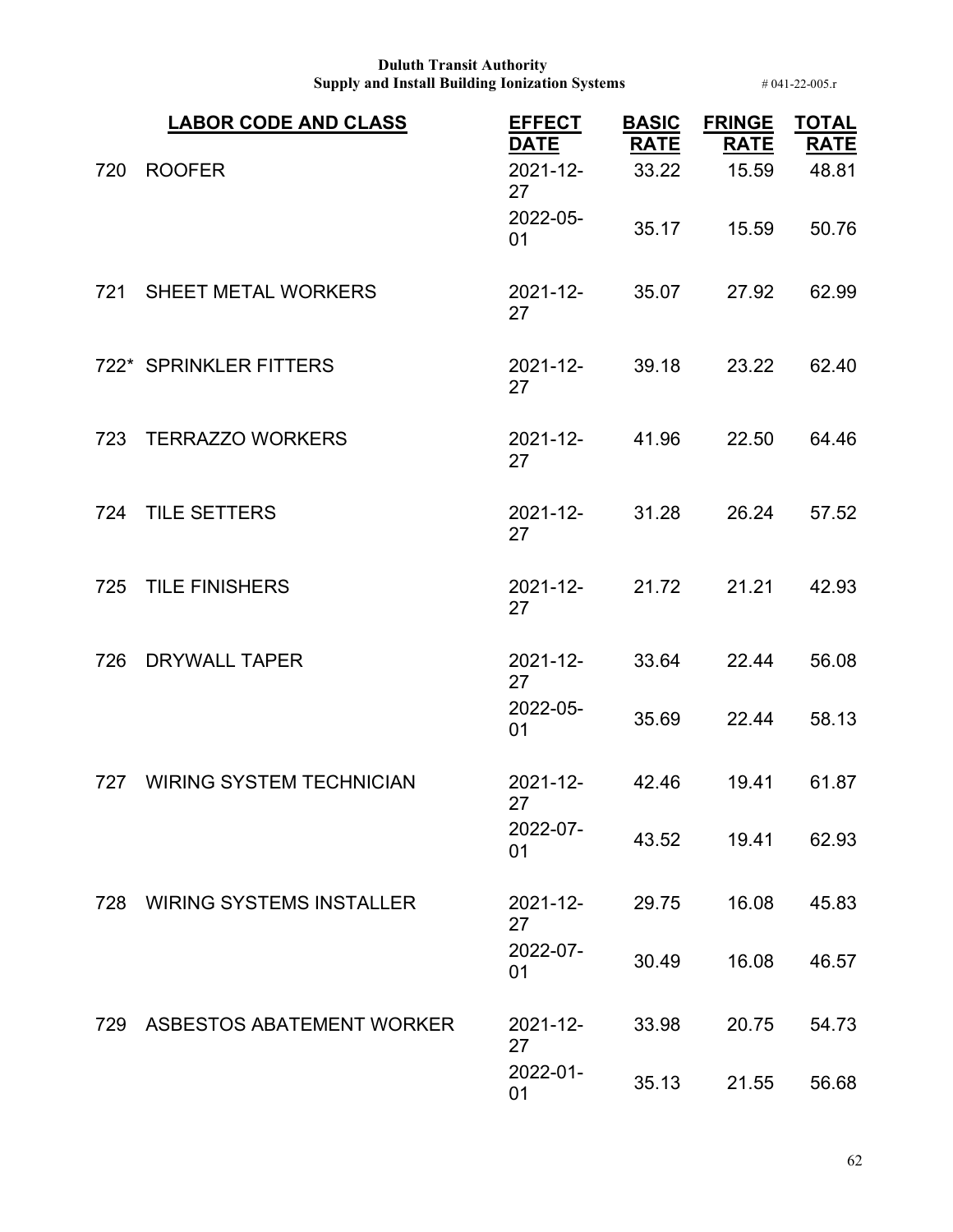| LABOR CODE AND CLASS | | EFFECT DATE | BASIC RATE | FRINGE RATE | TOTAL RATE |
|---|---|---|---|---|---|
| 720 | ROOFER | 2021-12-27 | 33.22 | 15.59 | 48.81 |
| | | 2022-05-01 | 35.17 | 15.59 | 50.76 |
| 721 | SHEET METAL WORKERS | 2021-12-27 | 35.07 | 27.92 | 62.99 |
| 722* | SPRINKLER FITTERS | 2021-12-27 | 39.18 | 23.22 | 62.40 |
| 723 | TERRAZZO WORKERS | 2021-12-27 | 41.96 | 22.50 | 64.46 |
| 724 | TILE SETTERS | 2021-12-27 | 31.28 | 26.24 | 57.52 |
| 725 | TILE FINISHERS | 2021-12-27 | 21.72 | 21.21 | 42.93 |
| 726 | DRYWALL TAPER | 2021-12-27 | 33.64 | 22.44 | 56.08 |
| | | 2022-05-01 | 35.69 | 22.44 | 58.13 |
| 727 | WIRING SYSTEM TECHNICIAN | 2021-12-27 | 42.46 | 19.41 | 61.87 |
| | | 2022-07-01 | 43.52 | 19.41 | 62.93 |
| 728 | WIRING SYSTEMS INSTALLER | 2021-12-27 | 29.75 | 16.08 | 45.83 |
| | | 2022-07-01 | 30.49 | 16.08 | 46.57 |
| 729 | ASBESTOS ABATEMENT WORKER | 2021-12-27 | 33.98 | 20.75 | 54.73 |
| | | 2022-01-01 | 35.13 | 21.55 | 56.68 |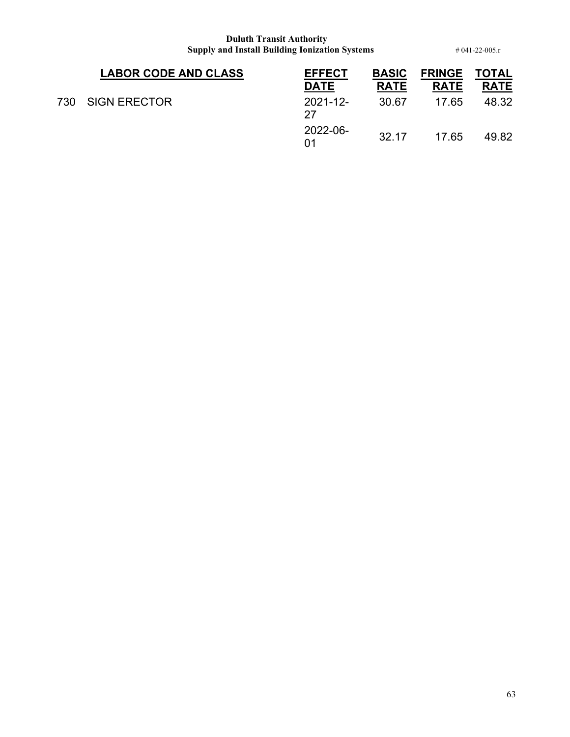| LABOR CODE AND CLASS | | EFFECT DATE | BASIC RATE | FRINGE RATE | TOTAL RATE |
|---|---|---|---|---|---|
| 730 | SIGN ERECTOR | 2021-12-27 | 30.67 | 17.65 | 48.32 |
| | | 2022-06-01 | 32.17 | 17.65 | 49.82 |